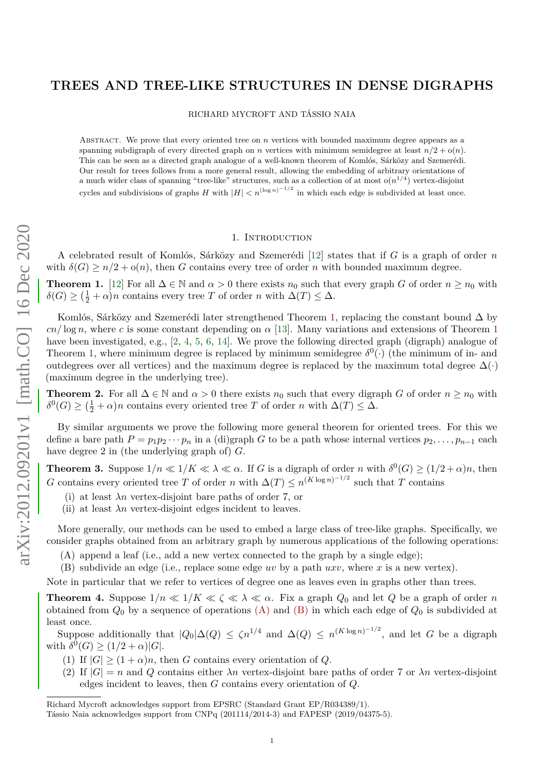# TREES AND TREE-LIKE STRUCTURES IN DENSE DIGRAPHS

RICHARD MYCROFT AND TÁSSIO NAIA

Abstract. We prove that every oriented tree on $n$ vertices with bounded maximum degree appears as a spanning subdigraph of every directed graph on $n$ vertices with minimum semidegree at least $n/2 + o(n)$. This can be seen as a directed graph analogue of a well-known theorem of Komlós, Sárközy and Szemerédi. Our result for trees follows from a more general result, allowing the embedding of arbitrary orientations of a much wider class of spanning "tree-like" structures, such as a collection of at most $o(n^{1/4})$ vertex-disjoint cycles and subdivisions of graphs $H$ with $|H| < n^{(\log n)^{-1/2}}$ in which each edge is subdivided at least once.

## 1. Introduction

A celebrated result of Komlós, Sárközy and Szemerédi [12] states that if $G$ is a graph of order $n$ with $\delta(G) \geq n/2 + o(n)$, then $G$ contains every tree of order $n$ with bounded maximum degree.

**Theorem 1.** [12] For all $\Delta \in \mathbb{N}$ and $\alpha > 0$ there exists $n_0$ such that every graph $G$ of order $n \geq n_0$ with $\delta(G) \geq (\frac{1}{2} + \alpha)n$ contains every tree $T$ of order $n$ with $\Delta(T) \leq \Delta$.

Komlós, Sárközy and Szemerédi later strengthened Theorem 1, replacing the constant bound $\Delta$ by $cn/\log n$, where $c$ is some constant depending on $\alpha$ [13]. Many variations and extensions of Theorem 1 have been investigated, e.g., [2, 4, 5, 6, 14]. We prove the following directed graph (digraph) analogue of Theorem 1, where minimum degree is replaced by minimum semidegree $\delta^0(\cdot)$ (the minimum of in- and outdegrees over all vertices) and the maximum degree is replaced by the maximum total degree $\Delta(\cdot)$ (maximum degree in the underlying tree).

**Theorem 2.** For all $\Delta \in \mathbb{N}$ and $\alpha > 0$ there exists $n_0$ such that every digraph $G$ of order $n \geq n_0$ with $\delta^0(G) \geq (\frac{1}{2} + \alpha)n$ contains every oriented tree $T$ of order $n$ with $\Delta(T) \leq \Delta$.

By similar arguments we prove the following more general theorem for oriented trees. For this we define a bare path $P = p_1 p_2 \cdots p_n$ in a (di)graph $G$ to be a path whose internal vertices $p_2, \ldots, p_{n-1}$ each have degree 2 in (the underlying graph of) $G$.

**Theorem 3.** Suppose $1/n \ll 1/K \ll \lambda \ll \alpha$. If $G$ is a digraph of order $n$ with $\delta^0(G) \geq (1/2 + \alpha)n$, then $G$ contains every oriented tree $T$ of order $n$ with $\Delta(T) \leq n^{(K \log n)^{-1/2}}$ such that $T$ contains

(i) at least $\lambda n$ vertex-disjoint bare paths of order 7, or
(ii) at least $\lambda n$ vertex-disjoint edges incident to leaves.

More generally, our methods can be used to embed a large class of tree-like graphs. Specifically, we consider graphs obtained from an arbitrary graph by numerous applications of the following operations:

(A) append a leaf (i.e., add a new vertex connected to the graph by a single edge);
(B) subdivide an edge (i.e., replace some edge $uv$ by a path $uxv$, where $x$ is a new vertex).

Note in particular that we refer to vertices of degree one as leaves even in graphs other than trees.

**Theorem 4.** Suppose $1/n \ll 1/K \ll \zeta \ll \lambda \ll \alpha$. Fix a graph $Q_0$ and let $Q$ be a graph of order $n$ obtained from $Q_0$ by a sequence of operations (A) and (B) in which each edge of $Q_0$ is subdivided at least once.

Suppose additionally that $|Q_0|\Delta(Q) \leq \zeta n^{1/4}$ and $\Delta(Q) \leq n^{(K \log n)^{-1/2}}$, and let $G$ be a digraph with $\delta^0(G) \geq (1/2 + \alpha)|G|$.

(1) If $|G| \geq (1 + \alpha)n$, then $G$ contains every orientation of $Q$.
(2) If $|G| = n$ and $Q$ contains either $\lambda n$ vertex-disjoint bare paths of order 7 or $\lambda n$ vertex-disjoint edges incident to leaves, then $G$ contains every orientation of $Q$.

Richard Mycroft acknowledges support from EPSRC (Standard Grant EP/R034389/1).
Tássio Naia acknowledges support from CNPq (201114/2014-3) and FAPESP (2019/04375-5).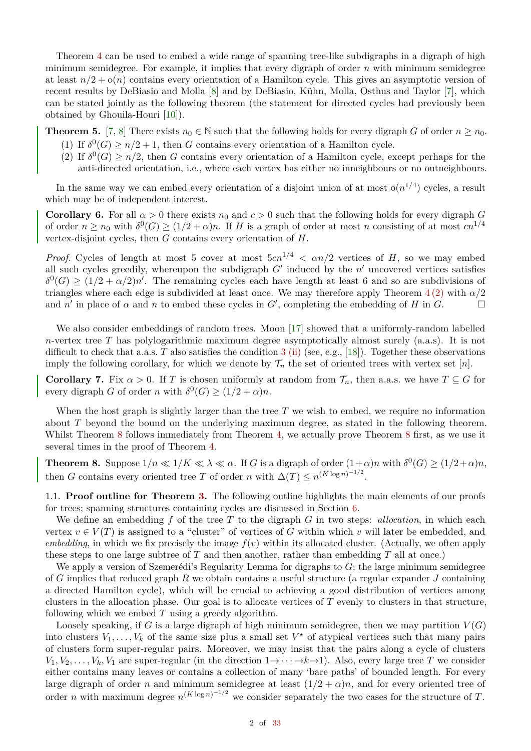Theorem 4 can be used to embed a wide range of spanning tree-like subdigraphs in a digraph of high minimum semidegree. For example, it implies that every digraph of order $n$ with minimum semidegree at least $n/2 + o(n)$ contains every orientation of a Hamilton cycle. This gives an asymptotic version of recent results by DeBiasio and Molla [8] and by DeBiasio, Kühn, Molla, Osthus and Taylor [7], which can be stated jointly as the following theorem (the statement for directed cycles had previously been obtained by Ghouila-Houri [10]).

**Theorem 5.** [7, 8] There exists $n_0 \in \mathbb{N}$ such that the following holds for every digraph $G$ of order $n \geq n_0$.

(1) If $\delta^0(G) \geq n/2 + 1$, then $G$ contains every orientation of a Hamilton cycle.

(2) If $\delta^0(G) \geq n/2$, then $G$ contains every orientation of a Hamilton cycle, except perhaps for the anti-directed orientation, i.e., where each vertex has either no inneighbours or no outneighbours.

In the same way we can embed every orientation of a disjoint union of at most $o(n^{1/4})$ cycles, a result which may be of independent interest.

**Corollary 6.** For all $\alpha > 0$ there exists $n_0$ and $c > 0$ such that the following holds for every digraph $G$ of order $n \geq n_0$ with $\delta^0(G) \geq (1/2 + \alpha)n$. If $H$ is a graph of order at most $n$ consisting of at most $cn^{1/4}$ vertex-disjoint cycles, then $G$ contains every orientation of $H$.

*Proof.* Cycles of length at most 5 cover at most $5cn^{1/4} < \alpha n/2$ vertices of $H$, so we may embed all such cycles greedily, whereupon the subgraph $G'$ induced by the $n'$ uncovered vertices satisfies $\delta^0(G) \geq (1/2 + \alpha/2)n'$. The remaining cycles each have length at least 6 and so are subdivisions of triangles where each edge is subdivided at least once. We may therefore apply Theorem 4 (2) with $\alpha/2$ and $n'$ in place of $\alpha$ and $n$ to embed these cycles in $G'$, completing the embedding of $H$ in $G$. $\square$

We also consider embeddings of random trees. Moon [17] showed that a uniformly-random labelled $n$-vertex tree $T$ has polylogarithmic maximum degree asymptotically almost surely (a.a.s). It is not difficult to check that a.a.s. $T$ also satisfies the condition 3 (ii) (see, e.g., [18]). Together these observations imply the following corollary, for which we denote by $\mathcal{T}_n$ the set of oriented trees with vertex set $[n]$.

**Corollary 7.** Fix $\alpha > 0$. If $T$ is chosen uniformly at random from $\mathcal{T}_n$, then a.a.s. we have $T \subseteq G$ for every digraph $G$ of order $n$ with $\delta^0(G) \geq (1/2 + \alpha)n$.

When the host graph is slightly larger than the tree $T$ we wish to embed, we require no information about $T$ beyond the bound on the underlying maximum degree, as stated in the following theorem. Whilst Theorem 8 follows immediately from Theorem 4, we actually prove Theorem 8 first, as we use it several times in the proof of Theorem 4.

**Theorem 8.** Suppose $1/n \ll 1/K \ll \lambda \ll \alpha$. If $G$ is a digraph of order $(1+\alpha)n$ with $\delta^0(G) \geq (1/2+\alpha)n$, then $G$ contains every oriented tree $T$ of order $n$ with $\Delta(T) \leq n^{(K \log n)^{-1/2}}$.

### 1.1. Proof outline for Theorem 3.

The following outline highlights the main elements of our proofs for trees; spanning structures containing cycles are discussed in Section 6.

We define an embedding $f$ of the tree $T$ to the digraph $G$ in two steps: *allocation*, in which each vertex $v \in V(T)$ is assigned to a "cluster" of vertices of $G$ within which $v$ will later be embedded, and *embedding*, in which we fix precisely the image $f(v)$ within its allocated cluster. (Actually, we often apply these steps to one large subtree of $T$ and then another, rather than embedding $T$ all at once.)

We apply a version of Szemerédi's Regularity Lemma for digraphs to $G$; the large minimum semidegree of $G$ implies that reduced graph $R$ we obtain contains a useful structure (a regular expander $J$ containing a directed Hamilton cycle), which will be crucial to achieving a good distribution of vertices among clusters in the allocation phase. Our goal is to allocate vertices of $T$ evenly to clusters in that structure, following which we embed $T$ using a greedy algorithm.

Loosely speaking, if $G$ is a large digraph of high minimum semidegree, then we may partition $V(G)$ into clusters $V_1, \dots, V_k$ of the same size plus a small set $V^\star$ of atypical vertices such that many pairs of clusters form super-regular pairs. Moreover, we may insist that the pairs along a cycle of clusters $V_1, V_2, \dots, V_k, V_1$ are super-regular (in the direction $1 \to \dots \to k \to 1$). Also, every large tree $T$ we consider either contains many leaves or contains a collection of many 'bare paths' of bounded length. For every large digraph of order $n$ and minimum semidegree at least $(1/2 + \alpha)n$, and for every oriented tree of order $n$ with maximum degree $n^{(K \log n)^{-1/2}}$ we consider separately the two cases for the structure of $T$.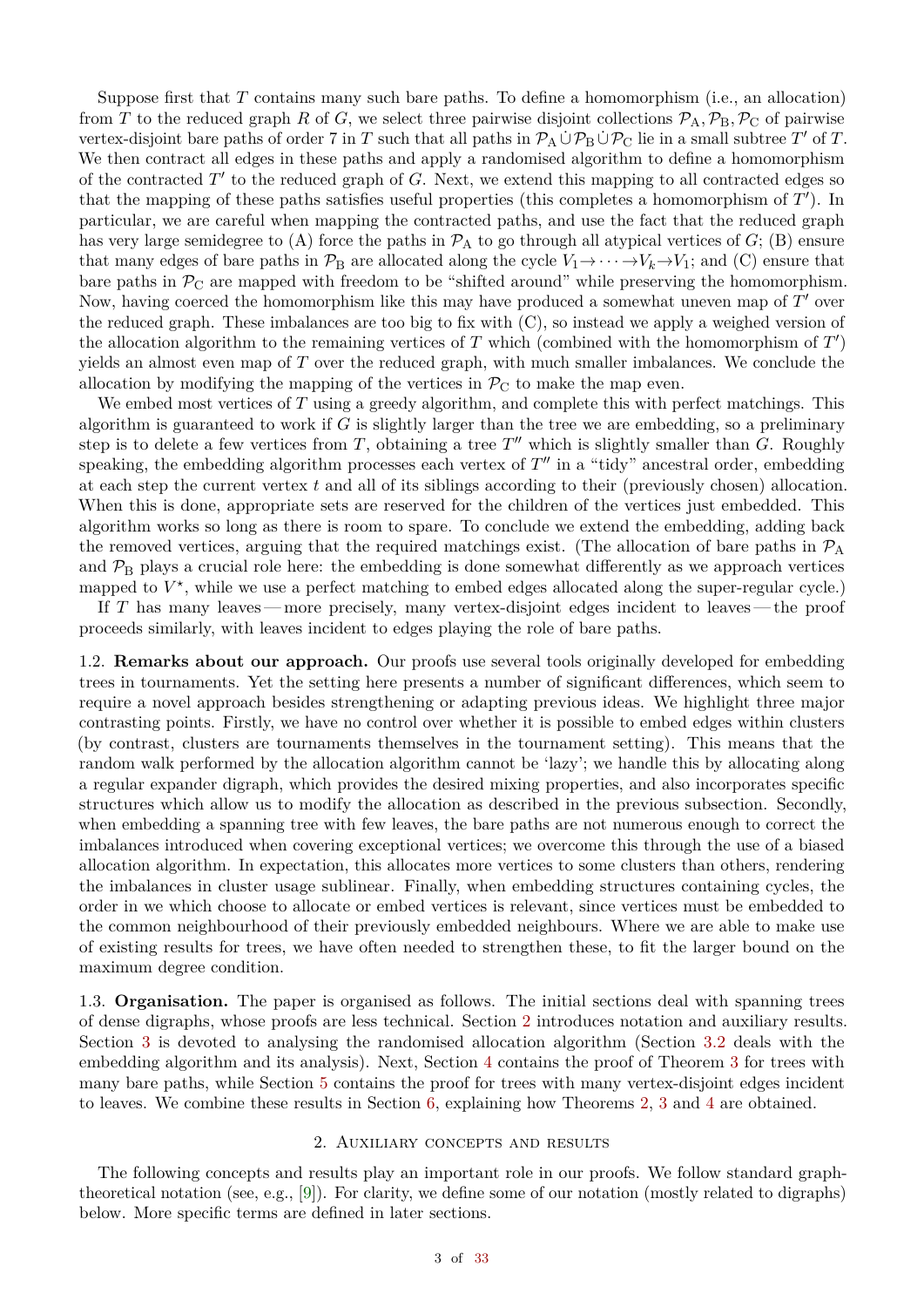Suppose first that $T$ contains many such bare paths. To define a homomorphism (i.e., an allocation) from $T$ to the reduced graph $R$ of $G$, we select three pairwise disjoint collections $\mathcal{P}_{\mathrm{A}}, \mathcal{P}_{\mathrm{B}}, \mathcal{P}_{\mathrm{C}}$ of pairwise vertex-disjoint bare paths of order 7 in $T$ such that all paths in $\mathcal{P}_{\mathrm{A}} \dot\cup \mathcal{P}_{\mathrm{B}} \dot\cup \mathcal{P}_{\mathrm{C}}$ lie in a small subtree $T'$ of $T$. We then contract all edges in these paths and apply a randomised algorithm to define a homomorphism of the contracted $T'$ to the reduced graph of $G$. Next, we extend this mapping to all contracted edges so that the mapping of these paths satisfies useful properties (this completes a homomorphism of $T'$). In particular, we are careful when mapping the contracted paths, and use the fact that the reduced graph has very large semidegree to (A) force the paths in $\mathcal{P}_{\mathrm{A}}$ to go through all atypical vertices of $G$; (B) ensure that many edges of bare paths in $\mathcal{P}_{\mathrm{B}}$ are allocated along the cycle $V_1 \to \cdots \to V_k \to V_1$; and (C) ensure that bare paths in $\mathcal{P}_{\mathrm{C}}$ are mapped with freedom to be "shifted around" while preserving the homomorphism. Now, having coerced the homomorphism like this may have produced a somewhat uneven map of $T'$ over the reduced graph. These imbalances are too big to fix with (C), so instead we apply a weighed version of the allocation algorithm to the remaining vertices of $T$ which (combined with the homomorphism of $T'$) yields an almost even map of $T$ over the reduced graph, with much smaller imbalances. We conclude the allocation by modifying the mapping of the vertices in $\mathcal{P}_{\mathrm{C}}$ to make the map even.

We embed most vertices of $T$ using a greedy algorithm, and complete this with perfect matchings. This algorithm is guaranteed to work if $G$ is slightly larger than the tree we are embedding, so a preliminary step is to delete a few vertices from $T$, obtaining a tree $T''$ which is slightly smaller than $G$. Roughly speaking, the embedding algorithm processes each vertex of $T''$ in a "tidy" ancestral order, embedding at each step the current vertex $t$ and all of its siblings according to their (previously chosen) allocation. When this is done, appropriate sets are reserved for the children of the vertices just embedded. This algorithm works so long as there is room to spare. To conclude we extend the embedding, adding back the removed vertices, arguing that the required matchings exist. (The allocation of bare paths in $\mathcal{P}_{\mathrm{A}}$ and $\mathcal{P}_{\mathrm{B}}$ plays a crucial role here: the embedding is done somewhat differently as we approach vertices mapped to $V^\star$, while we use a perfect matching to embed edges allocated along the super-regular cycle.)

If $T$ has many leaves — more precisely, many vertex-disjoint edges incident to leaves — the proof proceeds similarly, with leaves incident to edges playing the role of bare paths.

1.2. **Remarks about our approach.** Our proofs use several tools originally developed for embedding trees in tournaments. Yet the setting here presents a number of significant differences, which seem to require a novel approach besides strengthening or adapting previous ideas. We highlight three major contrasting points. Firstly, we have no control over whether it is possible to embed edges within clusters (by contrast, clusters are tournaments themselves in the tournament setting). This means that the random walk performed by the allocation algorithm cannot be 'lazy'; we handle this by allocating along a regular expander digraph, which provides the desired mixing properties, and also incorporates specific structures which allow us to modify the allocation as described in the previous subsection. Secondly, when embedding a spanning tree with few leaves, the bare paths are not numerous enough to correct the imbalances introduced when covering exceptional vertices; we overcome this through the use of a biased allocation algorithm. In expectation, this allocates more vertices to some clusters than others, rendering the imbalances in cluster usage sublinear. Finally, when embedding structures containing cycles, the order in we which choose to allocate or embed vertices is relevant, since vertices must be embedded to the common neighbourhood of their previously embedded neighbours. Where we are able to make use of existing results for trees, we have often needed to strengthen these, to fit the larger bound on the maximum degree condition.

1.3. **Organisation.** The paper is organised as follows. The initial sections deal with spanning trees of dense digraphs, whose proofs are less technical. Section 2 introduces notation and auxiliary results. Section 3 is devoted to analysing the randomised allocation algorithm (Section 3.2 deals with the embedding algorithm and its analysis). Next, Section 4 contains the proof of Theorem 3 for trees with many bare paths, while Section 5 contains the proof for trees with many vertex-disjoint edges incident to leaves. We combine these results in Section 6, explaining how Theorems 2, 3 and 4 are obtained.

## 2. Auxiliary concepts and results

The following concepts and results play an important role in our proofs. We follow standard graph-theoretical notation (see, e.g., [9]). For clarity, we define some of our notation (mostly related to digraphs) below. More specific terms are defined in later sections.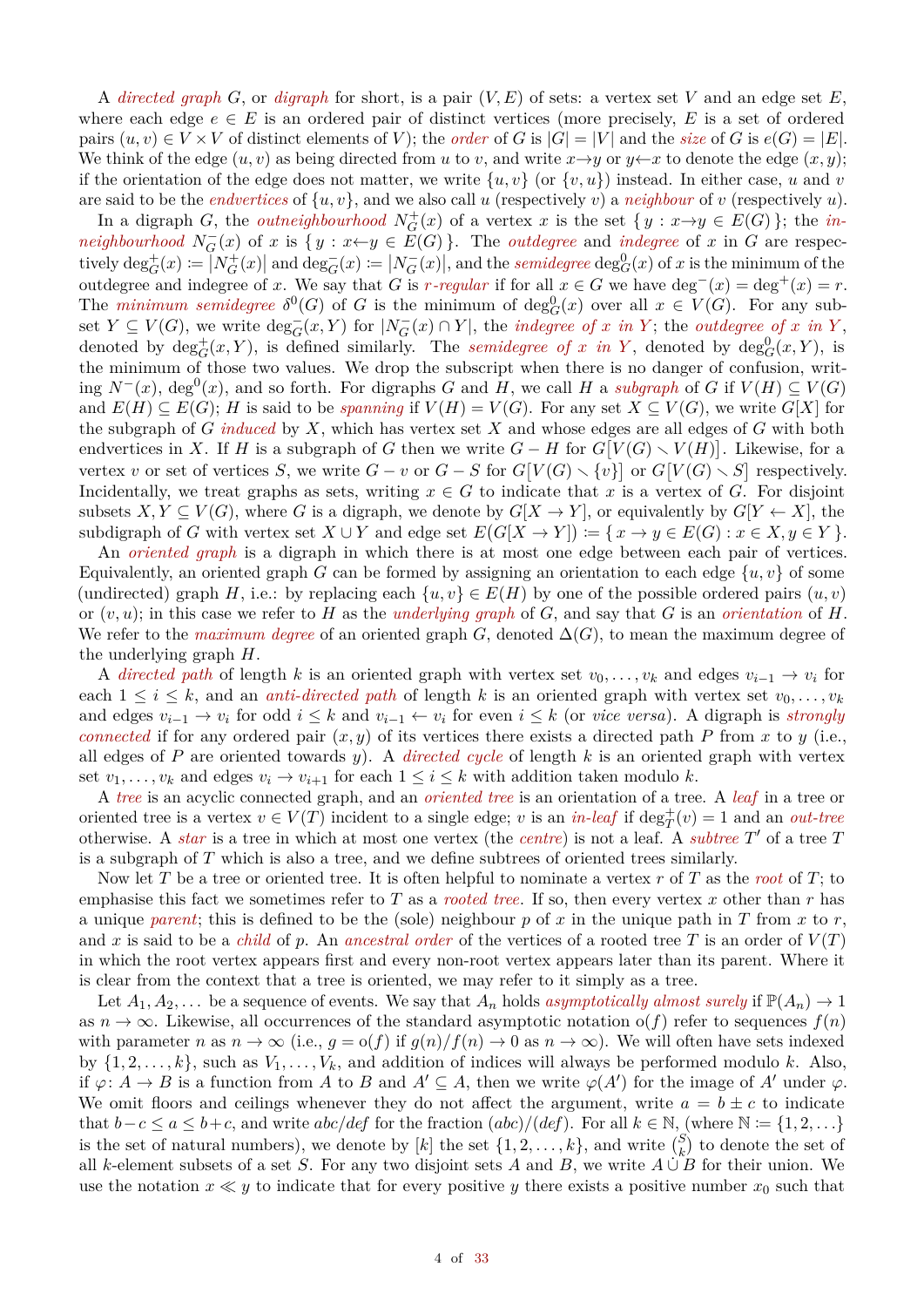A *directed graph* $G$, or *digraph* for short, is a pair $(V, E)$ of sets: a vertex set $V$ and an edge set $E$, where each edge $e \in E$ is an ordered pair of distinct vertices (more precisely, $E$ is a set of ordered pairs $(u, v) \in V \times V$ of distinct elements of $V$); the *order* of $G$ is $|G| = |V|$ and the *size* of $G$ is $e(G) = |E|$. We think of the edge $(u, v)$ as being directed from $u$ to $v$, and write $x \to y$ or $y \leftarrow x$ to denote the edge $(x, y)$; if the orientation of the edge does not matter, we write $\{u, v\}$ (or $\{v, u\}$) instead. In either case, $u$ and $v$ are said to be the *endvertices* of $\{u, v\}$, and we also call $u$ (respectively $v$) a *neighbour* of $v$ (respectively $u$).

In a digraph $G$, the *outneighbourhood* $N_G^+(x)$ of a vertex $x$ is the set $\{\, y : x \to y \in E(G) \,\}$; the *inneighbourhood* $N_G^-(x)$ of $x$ is $\{\, y : x \leftarrow y \in E(G) \,\}$. The *outdegree* and *indegree* of $x$ in $G$ are respectively $\deg_G^+(x) := |N_G^+(x)|$ and $\deg_G^-(x) := |N_G^-(x)|$, and the *semidegree* $\deg_G^0(x)$ of $x$ is the minimum of the outdegree and indegree of $x$. We say that $G$ is *$r$-regular* if for all $x \in G$ we have $\deg^-(x) = \deg^+(x) = r$. The *minimum semidegree* $\delta^0(G)$ of $G$ is the minimum of $\deg_G^0(x)$ over all $x \in V(G)$. For any subset $Y \subseteq V(G)$, we write $\deg_G^-(x, Y)$ for $|N_G^-(x) \cap Y|$, the *indegree of $x$ in $Y$*; the *outdegree of $x$ in $Y$*, denoted by $\deg_G^+(x, Y)$, is defined similarly. The *semidegree of $x$ in $Y$*, denoted by $\deg_G^0(x, Y)$, is the minimum of those two values. We drop the subscript when there is no danger of confusion, writing $N^-(x)$, $\deg^0(x)$, and so forth. For digraphs $G$ and $H$, we call $H$ a *subgraph* of $G$ if $V(H) \subseteq V(G)$ and $E(H) \subseteq E(G)$; $H$ is said to be *spanning* if $V(H) = V(G)$. For any set $X \subseteq V(G)$, we write $G[X]$ for the subgraph of $G$ *induced* by $X$, which has vertex set $X$ and whose edges are all edges of $G$ with both endvertices in $X$. If $H$ is a subgraph of $G$ then we write $G - H$ for $G[V(G) \setminus V(H)]$. Likewise, for a vertex $v$ or set of vertices $S$, we write $G - v$ or $G - S$ for $G[V(G) \setminus \{v\}]$ or $G[V(G) \setminus S]$ respectively. Incidentally, we treat graphs as sets, writing $x \in G$ to indicate that $x$ is a vertex of $G$. For disjoint subsets $X, Y \subseteq V(G)$, where $G$ is a digraph, we denote by $G[X \to Y]$, or equivalently by $G[Y \leftarrow X]$, the subdigraph of $G$ with vertex set $X \cup Y$ and edge set $E(G[X \to Y]) := \{\, x \to y \in E(G) : x \in X, y \in Y \,\}$.

An *oriented graph* is a digraph in which there is at most one edge between each pair of vertices. Equivalently, an oriented graph $G$ can be formed by assigning an orientation to each edge $\{u, v\}$ of some (undirected) graph $H$, i.e.: by replacing each $\{u, v\} \in E(H)$ by one of the possible ordered pairs $(u, v)$ or $(v, u)$; in this case we refer to $H$ as the *underlying graph* of $G$, and say that $G$ is an *orientation* of $H$. We refer to the *maximum degree* of an oriented graph $G$, denoted $\Delta(G)$, to mean the maximum degree of the underlying graph $H$.

A *directed path* of length $k$ is an oriented graph with vertex set $v_0, \ldots, v_k$ and edges $v_{i-1} \to v_i$ for each $1 \leq i \leq k$, and an *anti-directed path* of length $k$ is an oriented graph with vertex set $v_0, \ldots, v_k$ and edges $v_{i-1} \to v_i$ for odd $i \leq k$ and $v_{i-1} \leftarrow v_i$ for even $i \leq k$ (or *vice versa*). A digraph is *strongly connected* if for any ordered pair $(x, y)$ of its vertices there exists a directed path $P$ from $x$ to $y$ (i.e., all edges of $P$ are oriented towards $y$). A *directed cycle* of length $k$ is an oriented graph with vertex set $v_1, \ldots, v_k$ and edges $v_i \to v_{i+1}$ for each $1 \leq i \leq k$ with addition taken modulo $k$.

A *tree* is an acyclic connected graph, and an *oriented tree* is an orientation of a tree. A *leaf* in a tree or oriented tree is a vertex $v \in V(T)$ incident to a single edge; $v$ is an *in-leaf* if $\deg_T^+(v) = 1$ and an *out-tree* otherwise. A *star* is a tree in which at most one vertex (the *centre*) is not a leaf. A *subtree* $T'$ of a tree $T$ is a subgraph of $T$ which is also a tree, and we define subtrees of oriented trees similarly.

Now let $T$ be a tree or oriented tree. It is often helpful to nominate a vertex $r$ of $T$ as the *root* of $T$; to emphasise this fact we sometimes refer to $T$ as a *rooted tree*. If so, then every vertex $x$ other than $r$ has a unique *parent*; this is defined to be the (sole) neighbour $p$ of $x$ in the unique path in $T$ from $x$ to $r$, and $x$ is said to be a *child* of $p$. An *ancestral order* of the vertices of a rooted tree $T$ is an order of $V(T)$ in which the root vertex appears first and every non-root vertex appears later than its parent. Where it is clear from the context that a tree is oriented, we may refer to it simply as a tree.

Let $A_1, A_2, \ldots$ be a sequence of events. We say that $A_n$ holds *asymptotically almost surely* if $\mathbb{P}(A_n) \to 1$ as $n \to \infty$. Likewise, all occurrences of the standard asymptotic notation $o(f)$ refer to sequences $f(n)$ with parameter $n$ as $n \to \infty$ (i.e., $g = o(f)$ if $g(n)/f(n) \to 0$ as $n \to \infty$). We will often have sets indexed by $\{1, 2, \ldots, k\}$, such as $V_1, \ldots, V_k$, and addition of indices will always be performed modulo $k$. Also, if $\varphi \colon A \to B$ is a function from $A$ to $B$ and $A' \subseteq A$, then we write $\varphi(A')$ for the image of $A'$ under $\varphi$. We omit floors and ceilings whenever they do not affect the argument, write $a = b \pm c$ to indicate that $b - c \leq a \leq b + c$, and write $abc/def$ for the fraction $(abc)/(def)$. For all $k \in \mathbb{N}$, (where $\mathbb{N} := \{1, 2, \ldots\}$ is the set of natural numbers), we denote by $[k]$ the set $\{1, 2, \ldots, k\}$, and write $\binom{S}{k}$ to denote the set of all $k$-element subsets of a set $S$. For any two disjoint sets $A$ and $B$, we write $A \mathbin{\dot\cup} B$ for their union. We use the notation $x \ll y$ to indicate that for every positive $y$ there exists a positive number $x_0$ such that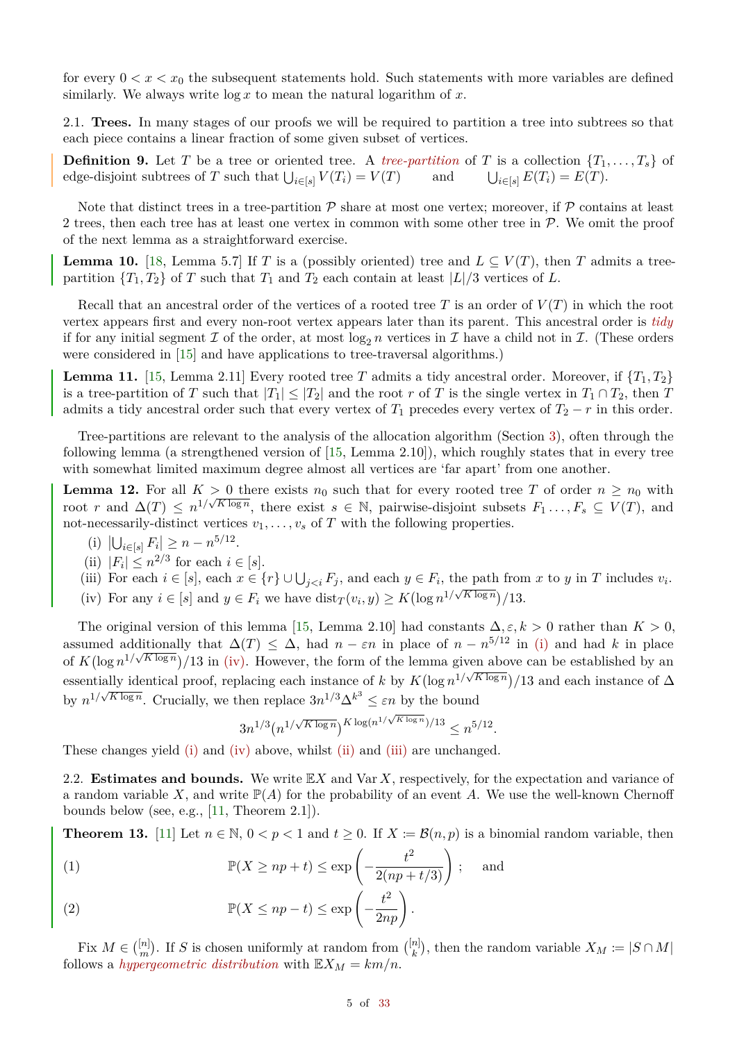for every $0 < x < x_0$ the subsequent statements hold. Such statements with more variables are defined similarly. We always write $\log x$ to mean the natural logarithm of $x$.

2.1. **Trees.** In many stages of our proofs we will be required to partition a tree into subtrees so that each piece contains a linear fraction of some given subset of vertices.

**Definition 9.** Let $T$ be a tree or oriented tree. A *tree-partition* of $T$ is a collection $\{T_1, \dots, T_s\}$ of edge-disjoint subtrees of $T$ such that $\bigcup_{i\in[s]} V(T_i) = V(T)$ and $\bigcup_{i\in[s]} E(T_i) = E(T)$.

Note that distinct trees in a tree-partition $\mathcal{P}$ share at most one vertex; moreover, if $\mathcal{P}$ contains at least 2 trees, then each tree has at least one vertex in common with some other tree in $\mathcal{P}$. We omit the proof of the next lemma as a straightforward exercise.

**Lemma 10.** [18, Lemma 5.7] If $T$ is a (possibly oriented) tree and $L \subseteq V(T)$, then $T$ admits a tree-partition $\{T_1, T_2\}$ of $T$ such that $T_1$ and $T_2$ each contain at least $|L|/3$ vertices of $L$.

Recall that an ancestral order of the vertices of a rooted tree $T$ is an order of $V(T)$ in which the root vertex appears first and every non-root vertex appears later than its parent. This ancestral order is *tidy* if for any initial segment $\mathcal{I}$ of the order, at most $\log_2 n$ vertices in $\mathcal{I}$ have a child not in $\mathcal{I}$. (These orders were considered in [15] and have applications to tree-traversal algorithms.)

**Lemma 11.** [15, Lemma 2.11] Every rooted tree $T$ admits a tidy ancestral order. Moreover, if $\{T_1, T_2\}$ is a tree-partition of $T$ such that $|T_1| \le |T_2|$ and the root $r$ of $T$ is the single vertex in $T_1 \cap T_2$, then $T$ admits a tidy ancestral order such that every vertex of $T_1$ precedes every vertex of $T_2 - r$ in this order.

Tree-partitions are relevant to the analysis of the allocation algorithm (Section 3), often through the following lemma (a strengthened version of [15, Lemma 2.10]), which roughly states that in every tree with somewhat limited maximum degree almost all vertices are 'far apart' from one another.

**Lemma 12.** For all $K > 0$ there exists $n_0$ such that for every rooted tree $T$ of order $n \ge n_0$ with root $r$ and $\Delta(T) \le n^{1/\sqrt{K \log n}}$, there exist $s \in \mathbb{N}$, pairwise-disjoint subsets $F_1 \dots, F_s \subseteq V(T)$, and not-necessarily-distinct vertices $v_1, \dots, v_s$ of $T$ with the following properties.

- (i) $|\bigcup_{i\in[s]} F_i| \ge n - n^{5/12}$.
- (ii) $|F_i| \le n^{2/3}$ for each $i \in [s]$.
- (iii) For each $i \in [s]$, each $x \in \{r\} \cup \bigcup_{j<i} F_j$, and each $y \in F_i$, the path from $x$ to $y$ in $T$ includes $v_i$.
- (iv) For any $i \in [s]$ and $y \in F_i$ we have $\mathrm{dist}_T(v_i, y) \ge K\big(\log n^{1/\sqrt{K \log n}}\big)/13$.

The original version of this lemma [15, Lemma 2.10] had constants $\Delta, \varepsilon, k > 0$ rather than $K > 0$, assumed additionally that $\Delta(T) \le \Delta$, had $n - \varepsilon n$ in place of $n - n^{5/12}$ in (i) and had $k$ in place of $K\big(\log n^{1/\sqrt{K \log n}}\big)/13$ in (iv). However, the form of the lemma given above can be established by an essentially identical proof, replacing each instance of $k$ by $K\big(\log n^{1/\sqrt{K \log n}}\big)/13$ and each instance of $\Delta$ by $n^{1/\sqrt{K \log n}}$. Crucially, we then replace $3n^{1/3}\Delta^{k^3} \le \varepsilon n$ by the bound

$$3n^{1/3}\big(n^{1/\sqrt{K \log n}}\big)^{K \log(n^{1/\sqrt{K \log n}})/13} \le n^{5/12}.$$

These changes yield (i) and (iv) above, whilst (ii) and (iii) are unchanged.

2.2. **Estimates and bounds.** We write $\mathbb{E}X$ and $\mathrm{Var}\, X$, respectively, for the expectation and variance of a random variable $X$, and write $\mathbb{P}(A)$ for the probability of an event $A$. We use the well-known Chernoff bounds below (see, e.g., [11, Theorem 2.1]).

**Theorem 13.** [11] Let $n \in \mathbb{N}$, $0 < p < 1$ and $t \ge 0$. If $X := \mathcal{B}(n, p)$ is a binomial random variable, then

$$\mathbb{P}(X \ge np + t) \le \exp\left(-\frac{t^2}{2(np + t/3)}\right); \quad \text{and} \tag{1}$$

$$\mathbb{P}(X \le np - t) \le \exp\left(-\frac{t^2}{2np}\right). \tag{2}$$

Fix $M \in \binom{[n]}{m}$. If $S$ is chosen uniformly at random from $\binom{[n]}{k}$, then the random variable $X_M := |S \cap M|$ follows a *hypergeometric distribution* with $\mathbb{E}X_M = km/n$.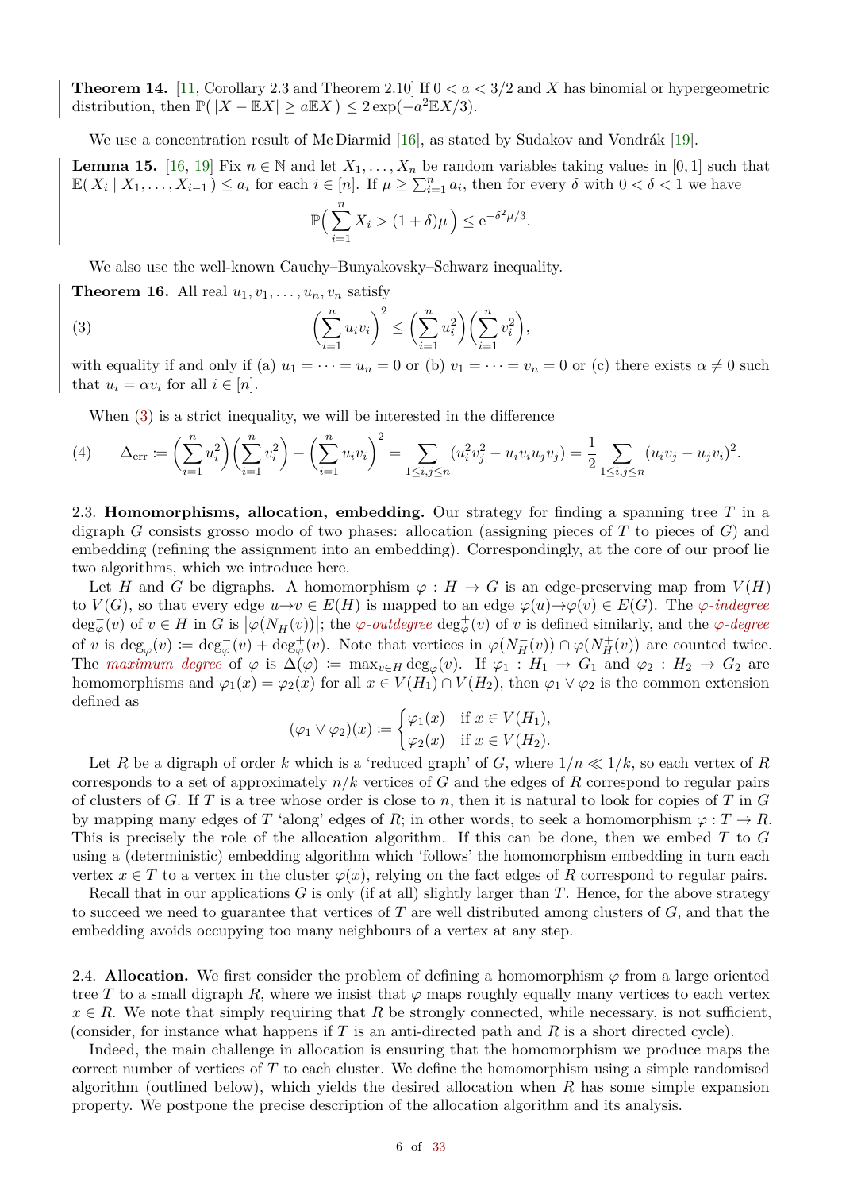**Theorem 14.** [11, Corollary 2.3 and Theorem 2.10] If $0 < a < 3/2$ and $X$ has binomial or hypergeometric distribution, then $\mathbb{P}(\,|X - \mathbb{E}X| \geq a\mathbb{E}X\,) \leq 2\exp(-a^2\mathbb{E}X/3)$.

We use a concentration result of Mc Diarmid [16], as stated by Sudakov and Vondrák [19].

**Lemma 15.** [16, 19] Fix $n \in \mathbb{N}$ and let $X_1, \ldots, X_n$ be random variables taking values in $[0,1]$ such that $\mathbb{E}(\,X_i \mid X_1, \ldots, X_{i-1}\,) \leq a_i$ for each $i \in [n]$. If $\mu \geq \sum_{i=1}^n a_i$, then for every $\delta$ with $0 < \delta < 1$ we have

$$\mathbb{P}\Big(\sum_{i=1}^n X_i > (1+\delta)\mu\,\Big) \leq \mathrm{e}^{-\delta^2\mu/3}.$$

We also use the well-known Cauchy–Bunyakovsky–Schwarz inequality.

**Theorem 16.** All real $u_1, v_1, \ldots, u_n, v_n$ satisfy

$$\Big(\sum_{i=1}^n u_i v_i\Big)^2 \leq \Big(\sum_{i=1}^n u_i^2\Big)\Big(\sum_{i=1}^n v_i^2\Big), \tag{3}$$

with equality if and only if (a) $u_1 = \cdots = u_n = 0$ or (b) $v_1 = \cdots = v_n = 0$ or (c) there exists $\alpha \neq 0$ such that $u_i = \alpha v_i$ for all $i \in [n]$.

When (3) is a strict inequality, we will be interested in the difference

$$\Delta_{\mathrm{err}} := \Big(\sum_{i=1}^n u_i^2\Big)\Big(\sum_{i=1}^n v_i^2\Big) - \Big(\sum_{i=1}^n u_i v_i\Big)^2 = \sum_{1\leq i,j\leq n}(u_i^2 v_j^2 - u_i v_i u_j v_j) = \frac{1}{2}\sum_{1\leq i,j\leq n}(u_i v_j - u_j v_i)^2. \tag{4}$$

2.3. **Homomorphisms, allocation, embedding.** Our strategy for finding a spanning tree $T$ in a digraph $G$ consists grosso modo of two phases: allocation (assigning pieces of $T$ to pieces of $G$) and embedding (refining the assignment into an embedding). Correspondingly, at the core of our proof lie two algorithms, which we introduce here.

Let $H$ and $G$ be digraphs. A homomorphism $\varphi : H \to G$ is an edge-preserving map from $V(H)$ to $V(G)$, so that every edge $u\to v \in E(H)$ is mapped to an edge $\varphi(u)\to\varphi(v) \in E(G)$. The *$\varphi$-indegree* $\deg^-_\varphi(v)$ of $v \in H$ in $G$ is $\big|\varphi(N^-_H(v))\big|$; the *$\varphi$-outdegree* $\deg^+_\varphi(v)$ of $v$ is defined similarly, and the *$\varphi$-degree* of $v$ is $\deg_\varphi(v) := \deg^-_\varphi(v) + \deg^+_\varphi(v)$. Note that vertices in $\varphi(N^-_H(v)) \cap \varphi(N^+_H(v))$ are counted twice. The *maximum degree* of $\varphi$ is $\Delta(\varphi) := \max_{v\in H}\deg_\varphi(v)$. If $\varphi_1 : H_1 \to G_1$ and $\varphi_2 : H_2 \to G_2$ are homomorphisms and $\varphi_1(x) = \varphi_2(x)$ for all $x \in V(H_1) \cap V(H_2)$, then $\varphi_1 \vee \varphi_2$ is the common extension defined as

$$(\varphi_1 \vee \varphi_2)(x) := \begin{cases} \varphi_1(x) & \text{if } x \in V(H_1), \\ \varphi_2(x) & \text{if } x \in V(H_2). \end{cases}$$

Let $R$ be a digraph of order $k$ which is a 'reduced graph' of $G$, where $1/n \ll 1/k$, so each vertex of $R$ corresponds to a set of approximately $n/k$ vertices of $G$ and the edges of $R$ correspond to regular pairs of clusters of $G$. If $T$ is a tree whose order is close to $n$, then it is natural to look for copies of $T$ in $G$ by mapping many edges of $T$ 'along' edges of $R$; in other words, to seek a homomorphism $\varphi : T \to R$. This is precisely the role of the allocation algorithm. If this can be done, then we embed $T$ to $G$ using a (deterministic) embedding algorithm which 'follows' the homomorphism embedding in turn each vertex $x \in T$ to a vertex in the cluster $\varphi(x)$, relying on the fact edges of $R$ correspond to regular pairs.

Recall that in our applications $G$ is only (if at all) slightly larger than $T$. Hence, for the above strategy to succeed we need to guarantee that vertices of $T$ are well distributed among clusters of $G$, and that the embedding avoids occupying too many neighbours of a vertex at any step.

2.4. **Allocation.** We first consider the problem of defining a homomorphism $\varphi$ from a large oriented tree $T$ to a small digraph $R$, where we insist that $\varphi$ maps roughly equally many vertices to each vertex $x \in R$. We note that simply requiring that $R$ be strongly connected, while necessary, is not sufficient, (consider, for instance what happens if $T$ is an anti-directed path and $R$ is a short directed cycle).

Indeed, the main challenge in allocation is ensuring that the homomorphism we produce maps the correct number of vertices of $T$ to each cluster. We define the homomorphism using a simple randomised algorithm (outlined below), which yields the desired allocation when $R$ has some simple expansion property. We postpone the precise description of the allocation algorithm and its analysis.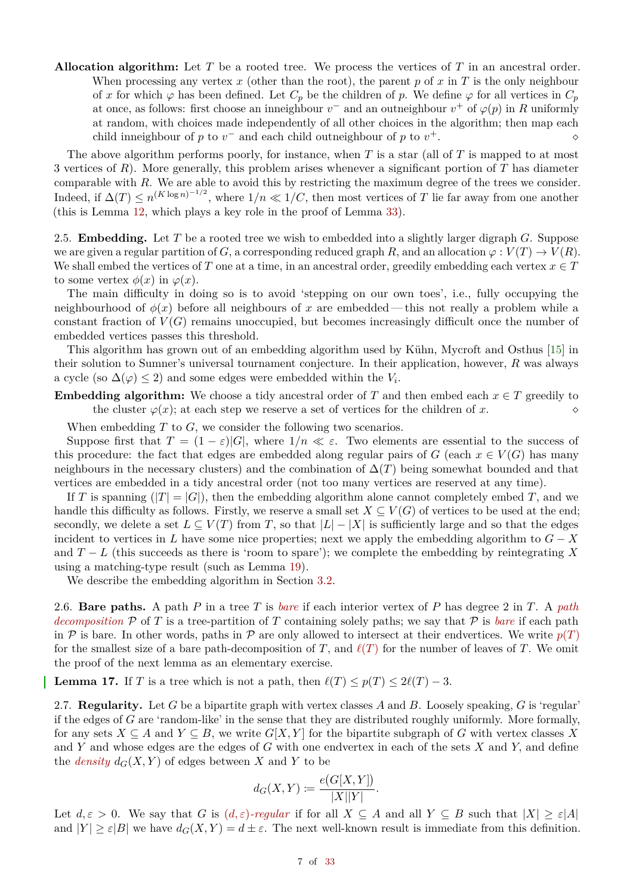**Allocation algorithm:** Let $T$ be a rooted tree. We process the vertices of $T$ in an ancestral order. When processing any vertex $x$ (other than the root), the parent $p$ of $x$ in $T$ is the only neighbour of $x$ for which $\varphi$ has been defined. Let $C_p$ be the children of $p$. We define $\varphi$ for all vertices in $C_p$ at once, as follows: first choose an inneighbour $v^-$ and an outneighbour $v^+$ of $\varphi(p)$ in $R$ uniformly at random, with choices made independently of all other choices in the algorithm; then map each child inneighbour of $p$ to $v^-$ and each child outneighbour of $p$ to $v^+$. ⋄

The above algorithm performs poorly, for instance, when $T$ is a star (all of $T$ is mapped to at most 3 vertices of $R$). More generally, this problem arises whenever a significant portion of $T$ has diameter comparable with $R$. We are able to avoid this by restricting the maximum degree of the trees we consider. Indeed, if $\Delta(T) \le n^{(K \log n)^{-1/2}}$, where $1/n \ll 1/C$, then most vertices of $T$ lie far away from one another (this is Lemma 12, which plays a key role in the proof of Lemma 33).

2.5. **Embedding.** Let $T$ be a rooted tree we wish to embedded into a slightly larger digraph $G$. Suppose we are given a regular partition of $G$, a corresponding reduced graph $R$, and an allocation $\varphi : V(T) \to V(R)$. We shall embed the vertices of $T$ one at a time, in an ancestral order, greedily embedding each vertex $x \in T$ to some vertex $\phi(x)$ in $\varphi(x)$.

The main difficulty in doing so is to avoid 'stepping on our own toes', i.e., fully occupying the neighbourhood of $\phi(x)$ before all neighbours of $x$ are embedded — this not really a problem while a constant fraction of $V(G)$ remains unoccupied, but becomes increasingly difficult once the number of embedded vertices passes this threshold.

This algorithm has grown out of an embedding algorithm used by Kühn, Mycroft and Osthus [15] in their solution to Sumner's universal tournament conjecture. In their application, however, $R$ was always a cycle (so $\Delta(\varphi) \le 2$) and some edges were embedded within the $V_i$.

**Embedding algorithm:** We choose a tidy ancestral order of $T$ and then embed each $x \in T$ greedily to the cluster $\varphi(x)$; at each step we reserve a set of vertices for the children of $x$. ⋄

When embedding $T$ to $G$, we consider the following two scenarios.

Suppose first that $T = (1 - \varepsilon)|G|$, where $1/n \ll \varepsilon$. Two elements are essential to the success of this procedure: the fact that edges are embedded along regular pairs of $G$ (each $x \in V(G)$ has many neighbours in the necessary clusters) and the combination of $\Delta(T)$ being somewhat bounded and that vertices are embedded in a tidy ancestral order (not too many vertices are reserved at any time).

If $T$ is spanning ($|T| = |G|$), then the embedding algorithm alone cannot completely embed $T$, and we handle this difficulty as follows. Firstly, we reserve a small set $X \subseteq V(G)$ of vertices to be used at the end; secondly, we delete a set $L \subseteq V(T)$ from $T$, so that $|L| - |X|$ is sufficiently large and so that the edges incident to vertices in $L$ have some nice properties; next we apply the embedding algorithm to $G - X$ and $T - L$ (this succeeds as there is 'room to spare'); we complete the embedding by reintegrating $X$ using a matching-type result (such as Lemma 19).

We describe the embedding algorithm in Section 3.2.

2.6. **Bare paths.** A path $P$ in a tree $T$ is *bare* if each interior vertex of $P$ has degree 2 in $T$. A *path decomposition* $\mathcal{P}$ of $T$ is a tree-partition of $T$ containing solely paths; we say that $\mathcal{P}$ is *bare* if each path in $\mathcal{P}$ is bare. In other words, paths in $\mathcal{P}$ are only allowed to intersect at their endvertices. We write $p(T)$ for the smallest size of a bare path-decomposition of $T$, and $\ell(T)$ for the number of leaves of $T$. We omit the proof of the next lemma as an elementary exercise.

**Lemma 17.** If $T$ is a tree which is not a path, then $\ell(T) \le p(T) \le 2\ell(T) - 3$.

2.7. **Regularity.** Let $G$ be a bipartite graph with vertex classes $A$ and $B$. Loosely speaking, $G$ is 'regular' if the edges of $G$ are 'random-like' in the sense that they are distributed roughly uniformly. More formally, for any sets $X \subseteq A$ and $Y \subseteq B$, we write $G[X, Y]$ for the bipartite subgraph of $G$ with vertex classes $X$ and $Y$ and whose edges are the edges of $G$ with one endvertex in each of the sets $X$ and $Y$, and define the *density* $d_G(X, Y)$ of edges between $X$ and $Y$ to be

$$d_G(X, Y) := \frac{e(G[X, Y])}{|X||Y|}.$$

Let $d, \varepsilon > 0$. We say that $G$ is *$(d, \varepsilon)$-regular* if for all $X \subseteq A$ and all $Y \subseteq B$ such that $|X| \ge \varepsilon|A|$ and $|Y| \ge \varepsilon|B|$ we have $d_G(X, Y) = d \pm \varepsilon$. The next well-known result is immediate from this definition.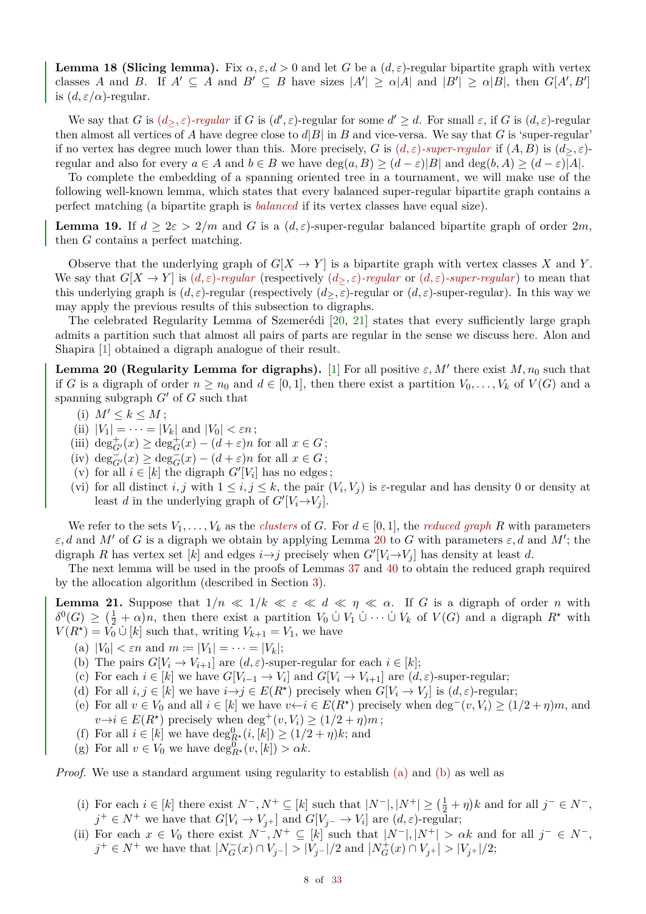**Lemma 18 (Slicing lemma).** Fix $\alpha, \varepsilon, d > 0$ and let $G$ be a $(d, \varepsilon)$-regular bipartite graph with vertex classes $A$ and $B$. If $A' \subseteq A$ and $B' \subseteq B$ have sizes $|A'| \geq \alpha|A|$ and $|B'| \geq \alpha|B|$, then $G[A', B']$ is $(d, \varepsilon/\alpha)$-regular.

We say that $G$ is *$(d_\geq, \varepsilon)$-regular* if $G$ is $(d', \varepsilon)$-regular for some $d' \geq d$. For small $\varepsilon$, if $G$ is $(d, \varepsilon)$-regular then almost all vertices of $A$ have degree close to $d|B|$ in $B$ and vice-versa. We say that $G$ is 'super-regular' if no vertex has degree much lower than this. More precisely, $G$ is *$(d, \varepsilon)$-super-regular* if $(A, B)$ is $(d_\geq, \varepsilon)$-regular and also for every $a \in A$ and $b \in B$ we have $\deg(a, B) \geq (d - \varepsilon)|B|$ and $\deg(b, A) \geq (d - \varepsilon)|A|$.

To complete the embedding of a spanning oriented tree in a tournament, we will make use of the following well-known lemma, which states that every balanced super-regular bipartite graph contains a perfect matching (a bipartite graph is *balanced* if its vertex classes have equal size).

**Lemma 19.** If $d \geq 2\varepsilon > 2/m$ and $G$ is a $(d, \varepsilon)$-super-regular balanced bipartite graph of order $2m$, then $G$ contains a perfect matching.

Observe that the underlying graph of $G[X \to Y]$ is a bipartite graph with vertex classes $X$ and $Y$. We say that $G[X \to Y]$ is *$(d, \varepsilon)$-regular* (respectively *$(d_\geq, \varepsilon)$-regular* or *$(d, \varepsilon)$-super-regular*) to mean that this underlying graph is $(d, \varepsilon)$-regular (respectively $(d_\geq, \varepsilon)$-regular or $(d, \varepsilon)$-super-regular). In this way we may apply the previous results of this subsection to digraphs.

The celebrated Regularity Lemma of Szemerédi [20, 21] states that every sufficiently large graph admits a partition such that almost all pairs of parts are regular in the sense we discuss here. Alon and Shapira [1] obtained a digraph analogue of their result.

**Lemma 20 (Regularity Lemma for digraphs).** [1] For all positive $\varepsilon, M'$ there exist $M, n_0$ such that if $G$ is a digraph of order $n \geq n_0$ and $d \in [0, 1]$, then there exist a partition $V_0, \ldots, V_k$ of $V(G)$ and a spanning subgraph $G'$ of $G$ such that

- (i) $M' \leq k \leq M$ ;
- (ii) $|V_1| = \cdots = |V_k|$ and $|V_0| < \varepsilon n$ ;
- (iii) $\deg^+_{G'}(x) \geq \deg^+_G(x) - (d + \varepsilon)n$ for all $x \in G$ ;
- (iv) $\deg^-_{G'}(x) \geq \deg^-_G(x) - (d + \varepsilon)n$ for all $x \in G$ ;
- (v) for all $i \in [k]$ the digraph $G'[V_i]$ has no edges ;
- (vi) for all distinct $i, j$ with $1 \leq i, j \leq k$, the pair $(V_i, V_j)$ is $\varepsilon$-regular and has density 0 or density at least $d$ in the underlying graph of $G'[V_i \to V_j]$.

We refer to the sets $V_1, \ldots, V_k$ as the *clusters* of $G$. For $d \in [0, 1]$, the *reduced graph* $R$ with parameters $\varepsilon, d$ and $M'$ of $G$ is a digraph we obtain by applying Lemma 20 to $G$ with parameters $\varepsilon, d$ and $M'$; the digraph $R$ has vertex set $[k]$ and edges $i \to j$ precisely when $G'[V_i \to V_j]$ has density at least $d$.

The next lemma will be used in the proofs of Lemmas 37 and 40 to obtain the reduced graph required by the allocation algorithm (described in Section 3).

**Lemma 21.** Suppose that $1/n \ll 1/k \ll \varepsilon \ll d \ll \eta \ll \alpha$. If $G$ is a digraph of order $n$ with $\delta^0(G) \geq (\frac{1}{2} + \alpha)n$, then there exist a partition $V_0 \mathbin{\dot\cup} V_1 \mathbin{\dot\cup} \cdots \mathbin{\dot\cup} V_k$ of $V(G)$ and a digraph $R^\star$ with $V(R^\star) = V_0 \mathbin{\dot\cup} [k]$ such that, writing $V_{k+1} = V_1$, we have

- (a) $|V_0| < \varepsilon n$ and $m := |V_1| = \cdots = |V_k|$;
- (b) The pairs $G[V_i \to V_{i+1}]$ are $(d, \varepsilon)$-super-regular for each $i \in [k]$;
- (c) For each $i \in [k]$ we have $G[V_{i-1} \to V_i]$ and $G[V_i \to V_{i+1}]$ are $(d, \varepsilon)$-super-regular;
- (d) For all $i, j \in [k]$ we have $i \to j \in E(R^\star)$ precisely when $G[V_i \to V_j]$ is $(d, \varepsilon)$-regular;
- (e) For all $v \in V_0$ and all $i \in [k]$ we have $v \leftarrow i \in E(R^\star)$ precisely when $\deg^-(v, V_i) \geq (1/2 + \eta)m$, and $v \to i \in E(R^\star)$ precisely when $\deg^+(v, V_i) \geq (1/2 + \eta)m$ ;
- (f) For all $i \in [k]$ we have $\deg^0_{R^\star}(i, [k]) \geq (1/2 + \eta)k$; and
- (g) For all $v \in V_0$ we have $\deg^0_{R^\star}(v, [k]) > \alpha k$.

*Proof.* We use a standard argument using regularity to establish (a) and (b) as well as

- (i) For each $i \in [k]$ there exist $N^-, N^+ \subseteq [k]$ such that $|N^-|, |N^+| \geq (\frac{1}{2} + \eta)k$ and for all $j^- \in N^-$, $j^+ \in N^+$ we have that $G[V_i \to V_{j^+}]$ and $G[V_{j^-} \to V_i]$ are $(d, \varepsilon)$-regular;
- (ii) For each $x \in V_0$ there exist $N^-, N^+ \subseteq [k]$ such that $|N^-|, |N^+| > \alpha k$ and for all $j^- \in N^-$, $j^+ \in N^+$ we have that $|N^-_G(x) \cap V_{j^-}| > |V_{j^-}|/2$ and $|N^+_G(x) \cap V_{j^+}| > |V_{j^+}|/2$;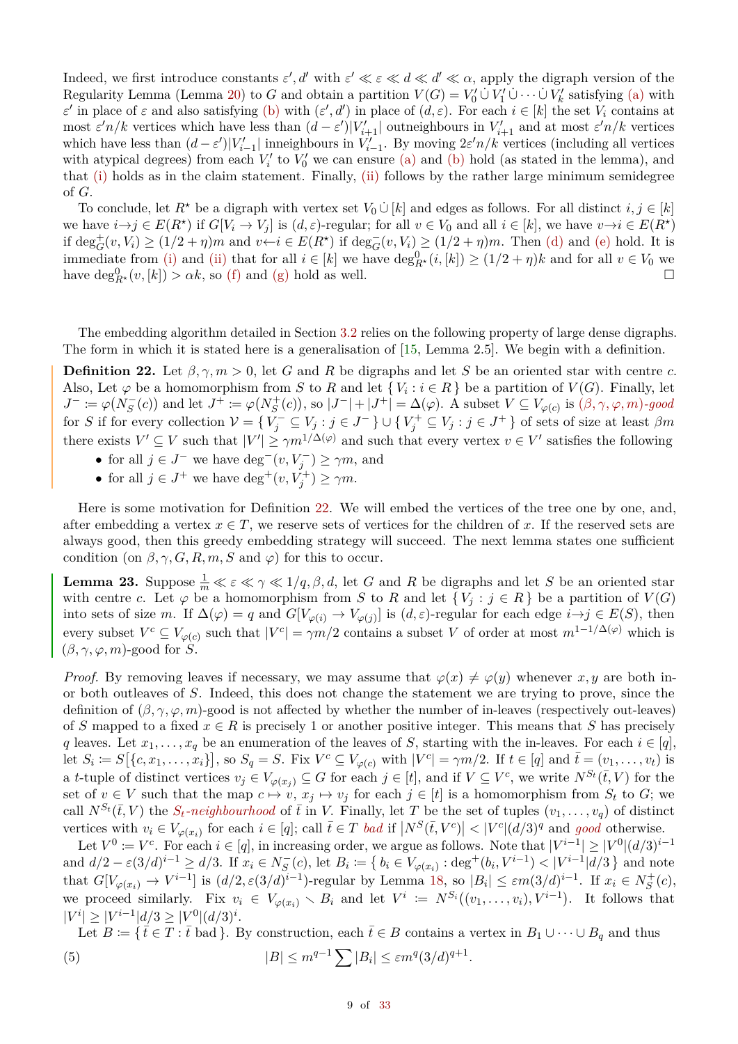Indeed, we first introduce constants $\varepsilon', d'$ with $\varepsilon' \ll \varepsilon \ll d \ll d' \ll \alpha$, apply the digraph version of the Regularity Lemma (Lemma 20) to $G$ and obtain a partition $V(G) = V_0' \,\dot\cup\, V_1' \,\dot\cup \cdots \dot\cup\, V_k'$ satisfying (a) with $\varepsilon'$ in place of $\varepsilon$ and also satisfying (b) with $(\varepsilon', d')$ in place of $(d, \varepsilon)$. For each $i \in [k]$ the set $V_i$ contains at most $\varepsilon' n/k$ vertices which have less than $(d - \varepsilon')|V_{i+1}'|$ outneighbours in $V_{i+1}'$ and at most $\varepsilon' n/k$ vertices which have less than $(d-\varepsilon')|V_{i-1}'|$ inneighbours in $V_{i-1}'$. By moving $2\varepsilon' n/k$ vertices (including all vertices with atypical degrees) from each $V_i'$ to $V_0'$ we can ensure (a) and (b) hold (as stated in the lemma), and that (i) holds as in the claim statement. Finally, (ii) follows by the rather large minimum semidegree of $G$.

To conclude, let $R^\star$ be a digraph with vertex set $V_0 \,\dot\cup\, [k]$ and edges as follows. For all distinct $i, j \in [k]$ we have $i \to j \in E(R^\star)$ if $G[V_i \to V_j]$ is $(d, \varepsilon)$-regular; for all $v \in V_0$ and all $i \in [k]$, we have $v \to i \in E(R^\star)$ if $\deg^+_G(v, V_i) \geq (1/2 + \eta)m$ and $v \leftarrow i \in E(R^\star)$ if $\deg^-_G(v, V_i) \geq (1/2+\eta)m$. Then (d) and (e) hold. It is immediate from (i) and (ii) that for all $i \in [k]$ we have $\deg^0_{R^\star}(i, [k]) \geq (1/2 + \eta)k$ and for all $v \in V_0$ we have $\deg^0_{R^\star}(v, [k]) > \alpha k$, so (f) and (g) hold as well. □

The embedding algorithm detailed in Section 3.2 relies on the following property of large dense digraphs. The form in which it is stated here is a generalisation of [15, Lemma 2.5]. We begin with a definition.

**Definition 22.** Let $\beta, \gamma, m > 0$, let $G$ and $R$ be digraphs and let $S$ be an oriented star with centre $c$. Also, Let $\varphi$ be a homomorphism from $S$ to $R$ and let $\{ V_i : i \in R \}$ be a partition of $V(G)$. Finally, let $J^- := \varphi(N^-_S(c))$ and let $J^+ := \varphi(N^+_S(c))$, so $|J^-| + |J^+| = \Delta(\varphi)$. A subset $V \subseteq V_{\varphi(c)}$ is *$(\beta, \gamma, \varphi, m)$-good* for $S$ if for every collection $\mathcal{V} = \{ V_j^- \subseteq V_j : j \in J^- \} \cup \{ V_j^+ \subseteq V_j : j \in J^+ \}$ of sets of size at least $\beta m$ there exists $V' \subseteq V$ such that $|V'| \geq \gamma m^{1/\Delta(\varphi)}$ and such that every vertex $v \in V'$ satisfies the following

- for all $j \in J^-$ we have $\deg^-(v, V_j^-) \geq \gamma m$, and
- for all $j \in J^+$ we have $\deg^+(v, V_j^+) \geq \gamma m$.

Here is some motivation for Definition 22. We will embed the vertices of the tree one by one, and, after embedding a vertex $x \in T$, we reserve sets of vertices for the children of $x$. If the reserved sets are always good, then this greedy embedding strategy will succeed. The next lemma states one sufficient condition (on $\beta, \gamma, G, R, m, S$ and $\varphi$) for this to occur.

**Lemma 23.** Suppose $\frac{1}{m} \ll \varepsilon \ll \gamma \ll 1/q, \beta, d$, let $G$ and $R$ be digraphs and let $S$ be an oriented star with centre $c$. Let $\varphi$ be a homomorphism from $S$ to $R$ and let $\{ V_j : j \in R \}$ be a partition of $V(G)$ into sets of size $m$. If $\Delta(\varphi) = q$ and $G[V_{\varphi(i)} \to V_{\varphi(j)}]$ is $(d, \varepsilon)$-regular for each edge $i \to j \in E(S)$, then every subset $V^c \subseteq V_{\varphi(c)}$ such that $|V^c| = \gamma m/2$ contains a subset $V$ of order at most $m^{1-1/\Delta(\varphi)}$ which is $(\beta, \gamma, \varphi, m)$-good for $S$.

*Proof.* By removing leaves if necessary, we may assume that $\varphi(x) \neq \varphi(y)$ whenever $x, y$ are both in- or both outleaves of $S$. Indeed, this does not change the statement we are trying to prove, since the definition of $(\beta, \gamma, \varphi, m)$-good is not affected by whether the number of in-leaves (respectively out-leaves) of $S$ mapped to a fixed $x \in R$ is precisely 1 or another positive integer. This means that $S$ has precisely $q$ leaves. Let $x_1, \ldots, x_q$ be an enumeration of the leaves of $S$, starting with the in-leaves. For each $i \in [q]$, let $S_i := S\big[\{c, x_1, \ldots, x_i\}\big]$, so $S_q = S$. Fix $V^c \subseteq V_{\varphi(c)}$ with $|V^c| = \gamma m/2$. If $t \in [q]$ and $\bar{t} = (v_1, \ldots, v_t)$ is a $t$-tuple of distinct vertices $v_j \in V_{\varphi(x_j)} \subseteq G$ for each $j \in [t]$, and if $V \subseteq V^c$, we write $N^{S_t}(\bar{t}, V)$ for the set of $v \in V$ such that the map $c \mapsto v$, $x_j \mapsto v_j$ for each $j \in [t]$ is a homomorphism from $S_t$ to $G$; we call $N^{S_t}(\bar{t}, V)$ the *$S_t$-neighbourhood* of $\bar{t}$ in $V$. Finally, let $T$ be the set of tuples $(v_1, \ldots, v_q)$ of distinct vertices with $v_i \in V_{\varphi(x_i)}$ for each $i \in [q]$; call $\bar{t} \in T$ *bad* if $\left|N^S(\bar{t}, V^c)\right| < |V^c|(d/3)^q$ and *good* otherwise.

Let $V^0 := V^c$. For each $i \in [q]$, in increasing order, we argue as follows. Note that $|V^{i-1}| \geq |V^0|(d/3)^{i-1}$ and $d/2 - \varepsilon(3/d)^{i-1} \geq d/3$. If $x_i \in N^-_S(c)$, let $B_i := \{ b_i \in V_{\varphi(x_i)} : \deg^+(b_i, V^{i-1}) < |V^{i-1}|d/3 \}$ and note that $G[V_{\varphi(x_i)} \to V^{i-1}]$ is $(d/2, \varepsilon(3/d)^{i-1})$-regular by Lemma 18, so $|B_i| \leq \varepsilon m(3/d)^{i-1}$. If $x_i \in N^+_S(c)$, we proceed similarly. Fix $v_i \in V_{\varphi(x_i)} \smallsetminus B_i$ and let $V^i := N^{S_i}\big((v_1, \ldots, v_i), V^{i-1}\big)$. It follows that $|V^i| \geq |V^{i-1}|d/3 \geq |V^0|(d/3)^i$.

Let $B := \{ \bar{t} \in T : \bar{t} \text{ bad} \}$. By construction, each $\bar{t} \in B$ contains a vertex in $B_1 \cup \cdots \cup B_q$ and thus

$$|B| \leq m^{q-1} \sum |B_i| \leq \varepsilon m^q (3/d)^{q+1}. \tag{5}$$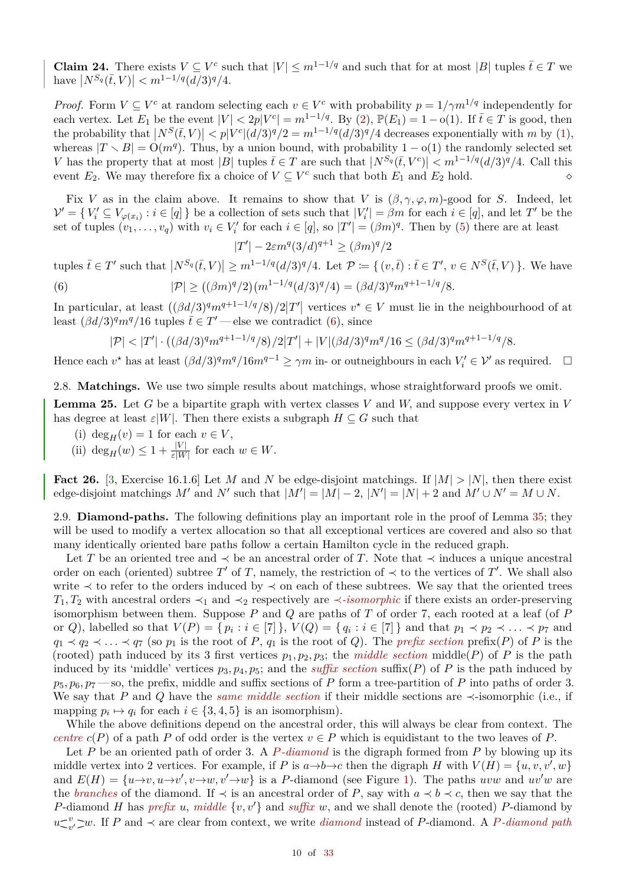**Claim 24.** There exists $V \subseteq V^c$ such that $|V| \le m^{1-1/q}$ and such that for at most $|B|$ tuples $\bar{t} \in T$ we have $|N^{S_q}(\bar{t}, V)| < m^{1-1/q}(d/3)^q/4$.

*Proof.* Form $V \subseteq V^c$ at random selecting each $v \in V^c$ with probability $p = 1/\gamma m^{1/q}$ independently for each vertex. Let $E_1$ be the event $|V| < 2p|V^c| = m^{1-1/q}$. By (2), $\mathbb{P}(E_1) = 1 - o(1)$. If $\bar{t} \in T$ is good, then the probability that $|N^S(\bar{t}, V)| < p|V^c|(d/3)^q/2 = m^{1-1/q}(d/3)^q/4$ decreases exponentially with $m$ by (1), whereas $|T \smallsetminus B| = O(m^q)$. Thus, by a union bound, with probability $1 - o(1)$ the randomly selected set $V$ has the property that at most $|B|$ tuples $\bar{t} \in T$ are such that $|N^{S_q}(\bar{t}, V^c)| < m^{1-1/q}(d/3)^q/4$. Call this event $E_2$. We may therefore fix a choice of $V \subseteq V^c$ such that both $E_1$ and $E_2$ hold. ◇

Fix $V$ as in the claim above. It remains to show that $V$ is $(\beta, \gamma, \varphi, m)$-good for $S$. Indeed, let $\mathcal{V}' = \{ V_i' \subseteq V_{\varphi(x_i)} : i \in [q] \}$ be a collection of sets such that $|V_i'| = \beta m$ for each $i \in [q]$, and let $T'$ be the set of tuples $(v_1, \ldots, v_q)$ with $v_i \in V_i'$ for each $i \in [q]$, so $|T'| = (\beta m)^q$. Then by (5) there are at least

$$|T'| - 2\varepsilon m^q (3/d)^{q+1} \ge (\beta m)^q/2$$

tuples $\bar{t} \in T'$ such that $|N^{S_q}(\bar{t}, V)| \ge m^{1-1/q}(d/3)^q/4$. Let $\mathcal{P} := \{ (v, \bar{t}) : \bar{t} \in T',\ v \in N^S(\bar{t}, V) \}$. We have

$$|\mathcal{P}| \ge ((\beta m)^q/2)(m^{1-1/q}(d/3)^q/4) = (\beta d/3)^q m^{q+1-1/q}/8. \tag{6}$$

In particular, at least $((\beta d/3)^q m^{q+1-1/q}/8)/2|T'|$ vertices $v^\star \in V$ must lie in the neighbourhood of at least $(\beta d/3)^q m^q/16$ tuples $\bar{t} \in T'$ — else we contradict (6), since

$$|\mathcal{P}| < |T'| \cdot ((\beta d/3)^q m^{q+1-1/q}/8)/2|T'| + |V|(\beta d/3)^q m^q/16 \le (\beta d/3)^q m^{q+1-1/q}/8.$$

Hence each $v^\star$ has at least $(\beta d/3)^q m^q/16 m^{q-1} \ge \gamma m$ in- or outneighbours in each $V_i' \in \mathcal{V}'$ as required. □

## 2.8. Matchings.

We use two simple results about matchings, whose straightforward proofs we omit.

**Lemma 25.** Let $G$ be a bipartite graph with vertex classes $V$ and $W$, and suppose every vertex in $V$ has degree at least $\varepsilon|W|$. Then there exists a subgraph $H \subseteq G$ such that

(i) $\deg_H(v) = 1$ for each $v \in V$,
(ii) $\deg_H(w) \le 1 + \frac{|V|}{\varepsilon|W|}$ for each $w \in W$.

**Fact 26.** [3, Exercise 16.1.6] Let $M$ and $N$ be edge-disjoint matchings. If $|M| > |N|$, then there exist edge-disjoint matchings $M'$ and $N'$ such that $|M'| = |M| - 2$, $|N'| = |N| + 2$ and $M' \cup N' = M \cup N$.

## 2.9. Diamond-paths.

The following definitions play an important role in the proof of Lemma 35; they will be used to modify a vertex allocation so that all exceptional vertices are covered and also so that many identically oriented bare paths follow a certain Hamilton cycle in the reduced graph.

Let $T$ be an oriented tree and $\prec$ be an ancestral order of $T$. Note that $\prec$ induces a unique ancestral order on each (oriented) subtree $T'$ of $T$, namely, the restriction of $\prec$ to the vertices of $T'$. We shall also write $\prec$ to refer to the orders induced by $\prec$ on each of these subtrees. We say that the oriented trees $T_1, T_2$ with ancestral orders $\prec_1$ and $\prec_2$ respectively are *$\prec$-isomorphic* if there exists an order-preserving isomorphism between them. Suppose $P$ and $Q$ are paths of $T$ of order 7, each rooted at a leaf (of $P$ or $Q$), labelled so that $V(P) = \{ p_i : i \in [7] \}$, $V(Q) = \{ q_i : i \in [7] \}$ and that $p_1 \prec p_2 \prec \ldots \prec p_7$ and $q_1 \prec q_2 \prec \ldots \prec q_7$ (so $p_1$ is the root of $P$, $q_1$ is the root of $Q$). The *prefix section* $\text{prefix}(P)$ of $P$ is the (rooted) path induced by its 3 first vertices $p_1, p_2, p_3$; the *middle section* $\text{middle}(P)$ of $P$ is the path induced by its 'middle' vertices $p_3, p_4, p_5$; and the *suffix section* $\text{suffix}(P)$ of $P$ is the path induced by $p_5, p_6, p_7$ — so, the prefix, middle and suffix sections of $P$ form a tree-partition of $P$ into paths of order 3. We say that $P$ and $Q$ have the *same middle section* if their middle sections are $\prec$-isomorphic (i.e., if mapping $p_i \mapsto q_i$ for each $i \in \{3, 4, 5\}$ is an isomorphism).

While the above definitions depend on the ancestral order, this will always be clear from context. The *centre* $c(P)$ of a path $P$ of odd order is the vertex $v \in P$ which is equidistant to the two leaves of $P$.

Let $P$ be an oriented path of order 3. A *$P$-diamond* is the digraph formed from $P$ by blowing up its middle vertex into 2 vertices. For example, if $P$ is $a \to b \to c$ then the digraph $H$ with $V(H) = \{u, v, v', w\}$ and $E(H) = \{u \to v, u \to v', v \to w, v' \to w\}$ is a $P$-diamond (see Figure 1). The paths $uvw$ and $uv'w$ are the *branches* of the diamond. If $\prec$ is an ancestral order of $P$, say with $a \prec b \prec c$, then we say that the $P$-diamond $H$ has *prefix* $u$, *middle* $\{v, v'\}$ and *suffix* $w$, and we shall denote the (rooted) $P$-diamond by $u {\prec}^{v}_{v'}{\succ} w$. If $P$ and $\prec$ are clear from context, we write *diamond* instead of $P$-diamond. A *$P$-diamond path*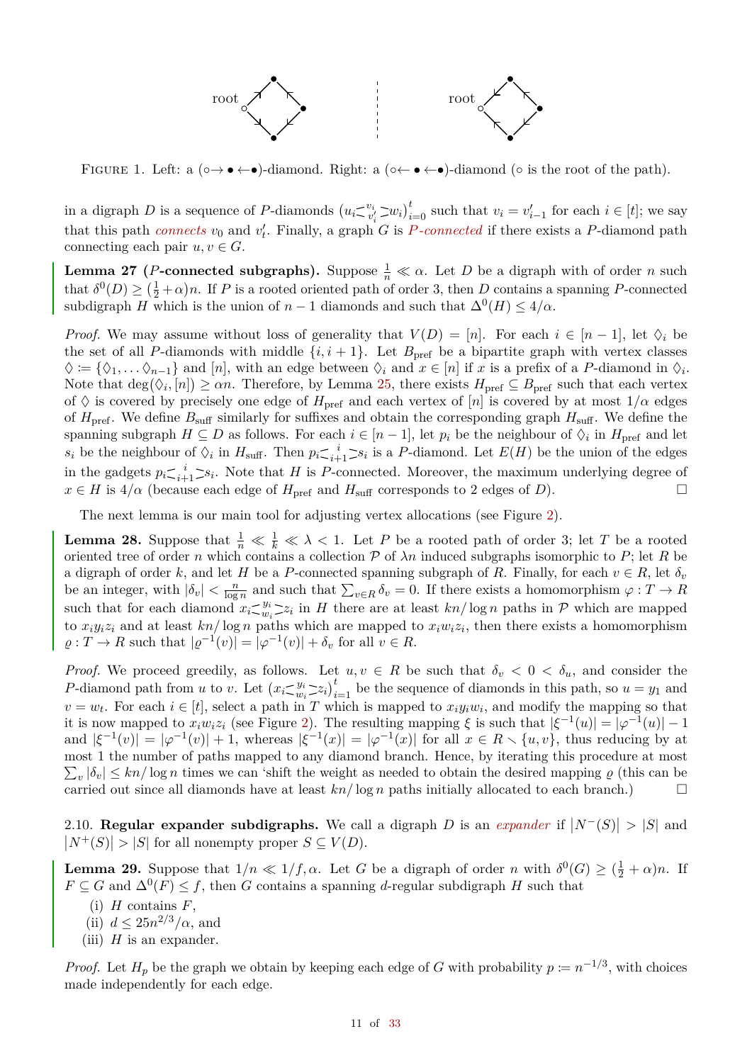FIGURE 1. Left: a ($\circ\!\to\bullet\leftarrow\!\bullet$)-diamond. Right: a ($\circ\!\leftarrow\bullet\leftarrow\!\bullet$)-diamond ($\circ$ is the root of the path).

in a digraph $D$ is a sequence of $P$-diamonds $\left(u_i \precsim^{v_i}_{v_i'} \succsim w_i\right)_{i=0}^{t}$ such that $v_i = v_{i-1}'$ for each $i \in [t]$; we say that this path *connects* $v_0$ and $v_t'$. Finally, a graph $G$ is *$P$-connected* if there exists a $P$-diamond path connecting each pair $u, v \in G$.

**Lemma 27 ($P$-connected subgraphs).** Suppose $\frac{1}{n} \ll \alpha$. Let $D$ be a digraph with of order $n$ such that $\delta^0(D) \geq (\frac{1}{2} + \alpha)n$. If $P$ is a rooted oriented path of order 3, then $D$ contains a spanning $P$-connected subdigraph $H$ which is the union of $n-1$ diamonds and such that $\Delta^0(H) \leq 4/\alpha$.

*Proof.* We may assume without loss of generality that $V(D) = [n]$. For each $i \in [n-1]$, let $\lozenge_i$ be the set of all $P$-diamonds with middle $\{i, i+1\}$. Let $B_{\text{pref}}$ be a bipartite graph with vertex classes $\lozenge := \{\lozenge_1, \ldots \lozenge_{n-1}\}$ and $[n]$, with an edge between $\lozenge_i$ and $x \in [n]$ if $x$ is a prefix of a $P$-diamond in $\lozenge_i$. Note that $\deg(\lozenge_i, [n]) \geq \alpha n$. Therefore, by Lemma 25, there exists $H_{\text{pref}} \subseteq B_{\text{pref}}$ such that each vertex of $\lozenge$ is covered by precisely one edge of $H_{\text{pref}}$ and each vertex of $[n]$ is covered by at most $1/\alpha$ edges of $H_{\text{pref}}$. We define $B_{\text{suff}}$ similarly for suffixes and obtain the corresponding graph $H_{\text{suff}}$. We define the spanning subgraph $H \subseteq D$ as follows. For each $i \in [n-1]$, let $p_i$ be the neighbour of $\lozenge_i$ in $H_{\text{pref}}$ and let $s_i$ be the neighbour of $\lozenge_i$ in $H_{\text{suff}}$. Then $p_i \precsim^{i}_{i+1} \succsim s_i$ is a $P$-diamond. Let $E(H)$ be the union of the edges in the gadgets $p_i \precsim^{i}_{i+1} \succsim s_i$. Note that $H$ is $P$-connected. Moreover, the maximum underlying degree of $x \in H$ is $4/\alpha$ (because each edge of $H_{\text{pref}}$ and $H_{\text{suff}}$ corresponds to 2 edges of $D$). $\square$

The next lemma is our main tool for adjusting vertex allocations (see Figure 2).

**Lemma 28.** Suppose that $\frac{1}{n} \ll \frac{1}{k} \ll \lambda < 1$. Let $P$ be a rooted path of order 3; let $T$ be a rooted oriented tree of order $n$ which contains a collection $\mathcal{P}$ of $\lambda n$ induced subgraphs isomorphic to $P$; let $R$ be a digraph of order $k$, and let $H$ be a $P$-connected spanning subgraph of $R$. Finally, for each $v \in R$, let $\delta_v$ be an integer, with $|\delta_v| < \frac{n}{\log n}$ and such that $\sum_{v \in R} \delta_v = 0$. If there exists a homomorphism $\varphi : T \to R$ such that for each diamond $x_i \precsim^{y_i}_{w_i} \succsim z_i$ in $H$ there are at least $kn/\log n$ paths in $\mathcal{P}$ which are mapped to $x_i y_i z_i$ and at least $kn/\log n$ paths which are mapped to $x_i w_i z_i$, then there exists a homomorphism $\varrho : T \to R$ such that $|\varrho^{-1}(v)| = |\varphi^{-1}(v)| + \delta_v$ for all $v \in R$.

*Proof.* We proceed greedily, as follows. Let $u, v \in R$ be such that $\delta_v < 0 < \delta_u$, and consider the $P$-diamond path from $u$ to $v$. Let $\left(x_i \precsim^{y_i}_{w_i} \succsim z_i\right)_{i=1}^{t}$ be the sequence of diamonds in this path, so $u = y_1$ and $v = w_t$. For each $i \in [t]$, select a path in $T$ which is mapped to $x_i y_i w_i$, and modify the mapping so that it is now mapped to $x_i w_i z_i$ (see Figure 2). The resulting mapping $\xi$ is such that $|\xi^{-1}(u)| = |\varphi^{-1}(u)| - 1$ and $|\xi^{-1}(v)| = |\varphi^{-1}(v)| + 1$, whereas $|\xi^{-1}(x)| = |\varphi^{-1}(x)|$ for all $x \in R \setminus \{u, v\}$, thus reducing by at most 1 the number of paths mapped to any diamond branch. Hence, by iterating this procedure at most $\sum_v |\delta_v| \leq kn/\log n$ times we can 'shift the weight as needed to obtain the desired mapping $\varrho$ (this can be carried out since all diamonds have at least $kn/\log n$ paths initially allocated to each branch.) $\square$

## 2.10. Regular expander subdigraphs.

We call a digraph $D$ is an *expander* if $|N^-(S)| > |S|$ and $|N^+(S)| > |S|$ for all nonempty proper $S \subseteq V(D)$.

**Lemma 29.** Suppose that $1/n \ll 1/f, \alpha$. Let $G$ be a digraph of order $n$ with $\delta^0(G) \geq (\frac{1}{2} + \alpha)n$. If $F \subseteq G$ and $\Delta^0(F) \leq f$, then $G$ contains a spanning $d$-regular subgraph $H$ such that

(i) $H$ contains $F$,
(ii) $d \leq 25n^{2/3}/\alpha$, and
(iii) $H$ is an expander.

*Proof.* Let $H_p$ be the graph we obtain by keeping each edge of $G$ with probability $p := n^{-1/3}$, with choices made independently for each edge.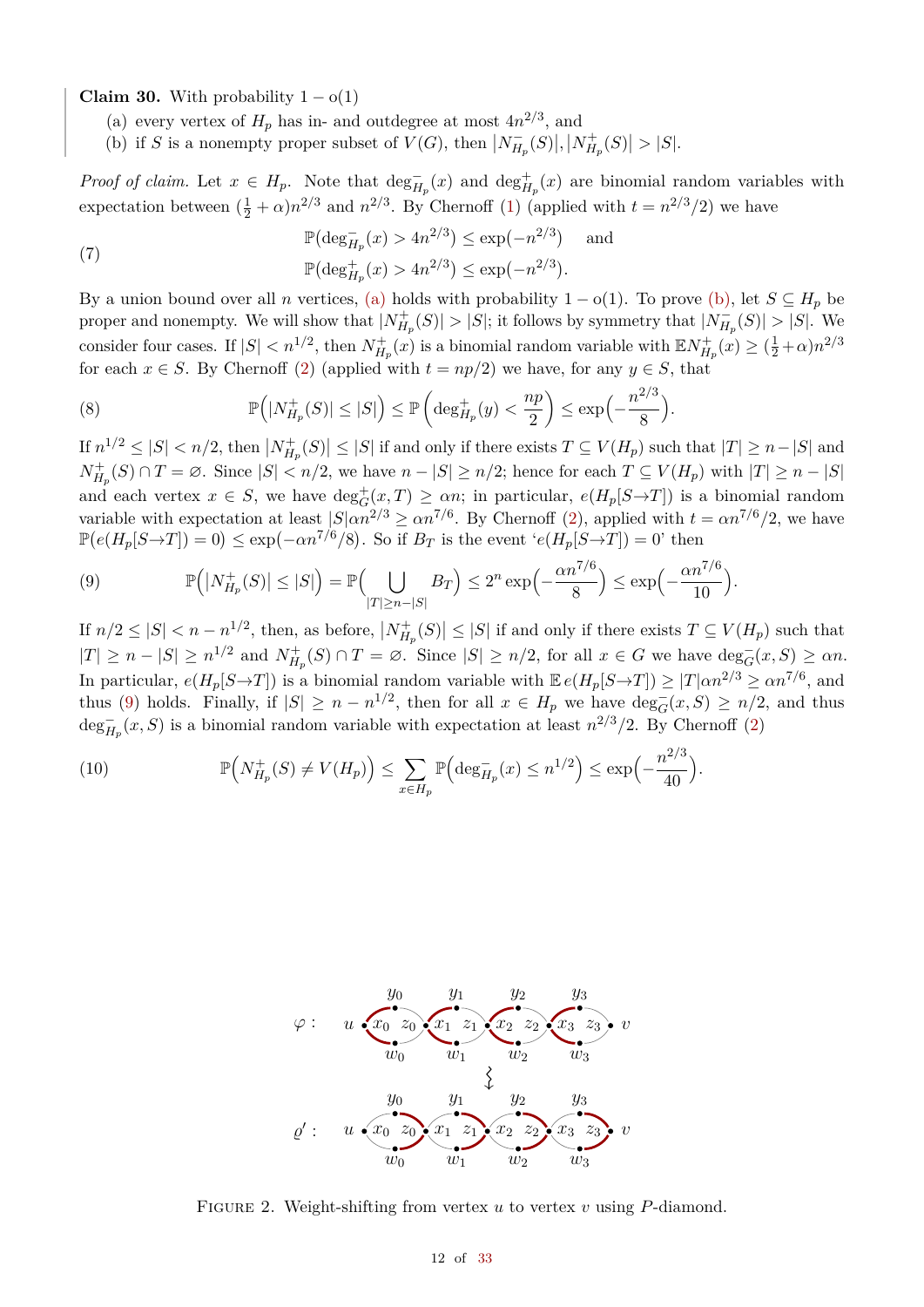**Claim 30.** With probability $1 - o(1)$

(a) every vertex of $H_p$ has in- and outdegree at most $4n^{2/3}$, and

(b) if $S$ is a nonempty proper subset of $V(G)$, then $|N^-_{H_p}(S)|, |N^+_{H_p}(S)| > |S|$.

*Proof of claim.* Let $x \in H_p$. Note that $\deg^-_{H_p}(x)$ and $\deg^+_{H_p}(x)$ are binomial random variables with expectation between $(\frac{1}{2}+\alpha)n^{2/3}$ and $n^{2/3}$. By Chernoff (1) (applied with $t = n^{2/3}/2$) we have

$$\mathbb{P}(\deg^-_{H_p}(x) > 4n^{2/3}) \le \exp(-n^{2/3}) \quad \text{and} \tag{7}$$
$$\mathbb{P}(\deg^+_{H_p}(x) > 4n^{2/3}) \le \exp(-n^{2/3}).$$

By a union bound over all $n$ vertices, (a) holds with probability $1 - o(1)$. To prove (b), let $S \subseteq H_p$ be proper and nonempty. We will show that $|N^+_{H_p}(S)| > |S|$; it follows by symmetry that $|N^-_{H_p}(S)| > |S|$. We consider four cases. If $|S| < n^{1/2}$, then $N^+_{H_p}(x)$ is a binomial random variable with $\mathbb{E}N^+_{H_p}(x) \ge (\frac{1}{2}+\alpha)n^{2/3}$ for each $x \in S$. By Chernoff (2) (applied with $t = np/2$) we have, for any $y \in S$, that

$$\mathbb{P}\Big(|N^+_{H_p}(S)| \le |S|\Big) \le \mathbb{P}\left(\deg^+_{H_p}(y) < \frac{np}{2}\right) \le \exp\Big(-\frac{n^{2/3}}{8}\Big). \tag{8}$$

If $n^{1/2} \le |S| < n/2$, then $|N^+_{H_p}(S)| \le |S|$ if and only if there exists $T \subseteq V(H_p)$ such that $|T| \ge n - |S|$ and $N^+_{H_p}(S) \cap T = \varnothing$. Since $|S| < n/2$, we have $n - |S| \ge n/2$; hence for each $T \subseteq V(H_p)$ with $|T| \ge n - |S|$ and each vertex $x \in S$, we have $\deg^+_G(x, T) \ge \alpha n$; in particular, $e(H_p[S{\to}T])$ is a binomial random variable with expectation at least $|S|\alpha n^{2/3} \ge \alpha n^{7/6}$. By Chernoff (2), applied with $t = \alpha n^{7/6}/2$, we have $\mathbb{P}(e(H_p[S{\to}T]) = 0) \le \exp(-\alpha n^{7/6}/8)$. So if $B_T$ is the event '$e(H_p[S{\to}T]) = 0$' then

$$\mathbb{P}\Big(|N^+_{H_p}(S)| \le |S|\Big) = \mathbb{P}\Big(\bigcup_{|T| \ge n-|S|} B_T\Big) \le 2^n \exp\Big(-\frac{\alpha n^{7/6}}{8}\Big) \le \exp\Big(-\frac{\alpha n^{7/6}}{10}\Big). \tag{9}$$

If $n/2 \le |S| < n - n^{1/2}$, then, as before, $|N^+_{H_p}(S)| \le |S|$ if and only if there exists $T \subseteq V(H_p)$ such that $|T| \ge n - |S| \ge n^{1/2}$ and $N^+_{H_p}(S) \cap T = \varnothing$. Since $|S| \ge n/2$, for all $x \in G$ we have $\deg^-_G(x, S) \ge \alpha n$. In particular, $e(H_p[S{\to}T])$ is a binomial random variable with $\mathbb{E}\, e(H_p[S{\to}T]) \ge |T|\alpha n^{2/3} \ge \alpha n^{7/6}$, and thus (9) holds. Finally, if $|S| \ge n - n^{1/2}$, then for all $x \in H_p$ we have $\deg^-_G(x, S) \ge n/2$, and thus $\deg^-_{H_p}(x, S)$ is a binomial random variable with expectation at least $n^{2/3}/2$. By Chernoff (2)

$$\mathbb{P}\Big(N^+_{H_p}(S) \ne V(H_p)\Big) \le \sum_{x \in H_p} \mathbb{P}\Big(\deg^-_{H_p}(x) \le n^{1/2}\Big) \le \exp\Big(-\frac{n^{2/3}}{40}\Big). \tag{10}$$

FIGURE 2. Weight-shifting from vertex $u$ to vertex $v$ using $P$-diamond.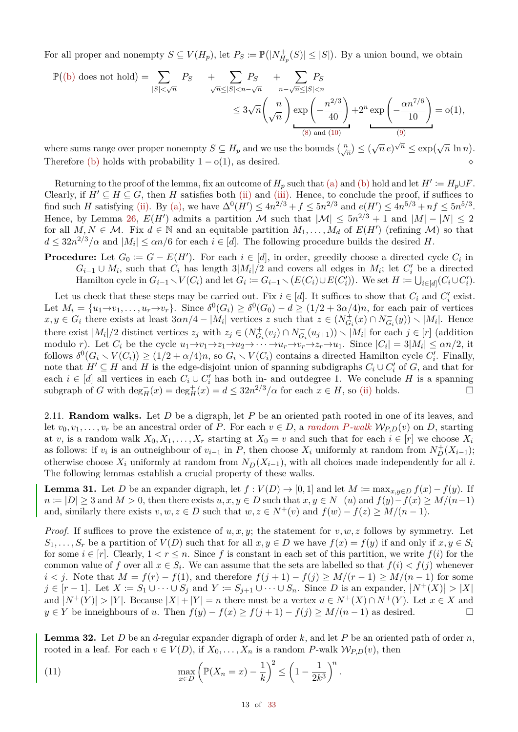For all proper and nonempty $S \subseteq V(H_p)$, let $P_S := \mathbb{P}(|N^+_{H_p}(S)| \le |S|)$. By a union bound, we obtain

$$\mathbb{P}(\text{(b) does not hold}) = \sum_{|S|<\sqrt{n}} P_S \quad + \sum_{\sqrt{n}\le|S|<n-\sqrt{n}} P_S \quad + \sum_{n-\sqrt{n}\le|S|<n} P_S$$
$$\le \underbrace{3\sqrt{n}\binom{n}{\sqrt{n}}\exp\left(-\frac{n^{2/3}}{40}\right)}_{(8)\text{ and }(10)} + \underbrace{2^n\exp\left(-\frac{\alpha n^{7/6}}{10}\right)}_{(9)} = \mathrm{o}(1),$$

where sums range over proper nonempty $S \subseteq H_p$ and we use the bounds $\binom{n}{\sqrt{n}} \le (\sqrt{n}\,e)^{\sqrt{n}} \le \exp(\sqrt{n}\ln n)$. Therefore (b) holds with probability $1-\mathrm{o}(1)$, as desired. ⋄

Returning to the proof of the lemma, fix an outcome of $H_p$ such that (a) and (b) hold and let $H' := H_p \cup F$. Clearly, if $H' \subseteq H \subseteq G$, then $H$ satisfies both (ii) and (iii). Hence, to conclude the proof, if suffices to find such $H$ satisfying (ii). By (a), we have $\Delta^0(H') \le 4n^{2/3} + f \le 5n^{2/3}$ and $e(H') \le 4n^{5/3} + nf \le 5n^{5/3}$. Hence, by Lemma 26, $E(H')$ admits a partition $\mathcal{M}$ such that $|\mathcal{M}| \le 5n^{2/3}+1$ and $|M|-|N| \le 2$ for all $M, N \in \mathcal{M}$. Fix $d \in \mathbb{N}$ and an equitable partition $M_1, \dots, M_d$ of $E(H')$ (refining $\mathcal{M}$) so that $d \le 32n^{2/3}/\alpha$ and $|M_i| \le \alpha n/6$ for each $i \in [d]$. The following procedure builds the desired $H$.

**Procedure:** Let $G_0 := G - E(H')$. For each $i \in [d]$, in order, greedily choose a directed cycle $C_i$ in $G_{i-1} \cup M_i$, such that $C_i$ has length $3|M_i|/2$ and covers all edges in $M_i$; let $C'_i$ be a directed Hamilton cycle in $G_{i-1} \setminus V(C_i)$ and let $G_i := G_{i-1} \setminus (E(C_i) \cup E(C'_i))$. We set $H := \bigcup_{i\in[d]}(C_i \cup C'_i)$.

Let us check that these steps may be carried out. Fix $i \in [d]$. It suffices to show that $C_i$ and $C'_i$ exist. Let $M_i = \{u_1\to v_1, \dots, u_r \to v_r\}$. Since $\delta^0(G_i) \ge \delta^0(G_0) - d \ge (1/2 + 3\alpha/4)n$, for each pair of vertices $x, y \in G_i$ there exists at least $3\alpha n/4 - |M_i|$ vertices $z$ such that $z \in (N^+_{G_i}(x) \cap N^-_{G_i}(y)) \setminus |M_i|$. Hence there exist $|M_i|/2$ distinct vertices $z_j$ with $z_j \in (N^+_{G_i}(v_j) \cap N^-_{G_i}(u_{j+1})) \setminus |M_i|$ for each $j \in [r]$ (addition modulo $r$). Let $C_i$ be the cycle $u_1\to v_1 \to z_1 \to u_2 \to \dots \to u_r \to v_r \to z_r \to u_1$. Since $|C_i| = 3|M_i| \le \alpha n/2$, it follows $\delta^0(G_i \setminus V(C_i)) \ge (1/2 + \alpha/4)n$, so $G_i \setminus V(C_i)$ contains a directed Hamilton cycle $C'_i$. Finally, note that $H' \subseteq H$ and $H$ is the edge-disjoint union of spanning subdigraphs $C_i \cup C'_i$ of $G$, and that for each $i \in [d]$ all vertices in each $C_i \cup C'_i$ has both in- and outdegree 1. We conclude $H$ is a spanning subgraph of $G$ with $\deg^-_H(x) = \deg^+_H(x) = d \le 32n^{2/3}/\alpha$ for each $x \in H$, so (ii) holds. □

2.11. **Random walks.** Let $D$ be a digraph, let $P$ be an oriented path rooted in one of its leaves, and let $v_0, v_1, \dots, v_r$ be an ancestral order of $P$. For each $v \in D$, a *random $P$-walk* $\mathcal{W}_{P,D}(v)$ on $D$, starting at $v$, is a random walk $X_0, X_1, \dots, X_r$ starting at $X_0 = v$ and such that for each $i \in [r]$ we choose $X_i$ as follows: if $v_i$ is an outneighbour of $v_{i-1}$ in $P$, then choose $X_i$ uniformly at random from $N^+_D(X_{i-1})$; otherwise choose $X_i$ uniformly at random from $N^-_D(X_{i-1})$, with all choices made independently for all $i$. The following lemmas establish a crucial property of these walks.

**Lemma 31.** *Let $D$ be an expander digraph, let $f : V(D) \to [0,1]$ and let $M := \max_{x,y\in D} f(x) - f(y)$. If $n := |D| \ge 3$ and $M > 0$, then there exists $u, x, y \in D$ such that $x, y \in N^-(u)$ and $f(y) - f(x) \ge M/(n-1)$ and, similarly there exists $v, w, z \in D$ such that $w, z \in N^+(v)$ and $f(w) - f(z) \ge M/(n-1)$.*

*Proof.* If suffices to prove the existence of $u, x, y$; the statement for $v, w, z$ follows by symmetry. Let $S_1, \dots, S_r$ be a partition of $V(D)$ such that for all $x, y \in D$ we have $f(x) = f(y)$ if and only if $x, y \in S_i$ for some $i \in [r]$. Clearly, $1 < r \le n$. Since $f$ is constant in each set of this partition, we write $f(i)$ for the common value of $f$ over all $x \in S_i$. We can assume that the sets are labelled so that $f(i) < f(j)$ whenever $i < j$. Note that $M = f(r) - f(1)$, and therefore $f(j+1) - f(j) \ge M/(r-1) \ge M/(n-1)$ for some $j \in [r-1]$. Let $X := S_1 \cup \dots \cup S_j$ and $Y := S_{j+1} \cup \dots \cup S_n$. Since $D$ is an expander, $|N^+(X)| > |X|$ and $|N^+(Y)| > |Y|$. Because $|X| + |Y| = n$ there must be a vertex $u \in N^+(X) \cap N^+(Y)$. Let $x \in X$ and $y \in Y$ be inneighbours of $u$. Then $f(y) - f(x) \ge f(j+1) - f(j) \ge M/(n-1)$ as desired. □

**Lemma 32.** *Let $D$ be an $d$-regular expander digraph of order $k$, and let $P$ be an oriented path of order $n$, rooted in a leaf. For each $v \in V(D)$, if $X_0, \dots, X_n$ is a random $P$-walk $\mathcal{W}_{P,D}(v)$, then*

$$\max_{x\in D}\left(\mathbb{P}(X_n = x) - \frac{1}{k}\right)^2 \le \left(1 - \frac{1}{2k^3}\right)^n. \tag{11}$$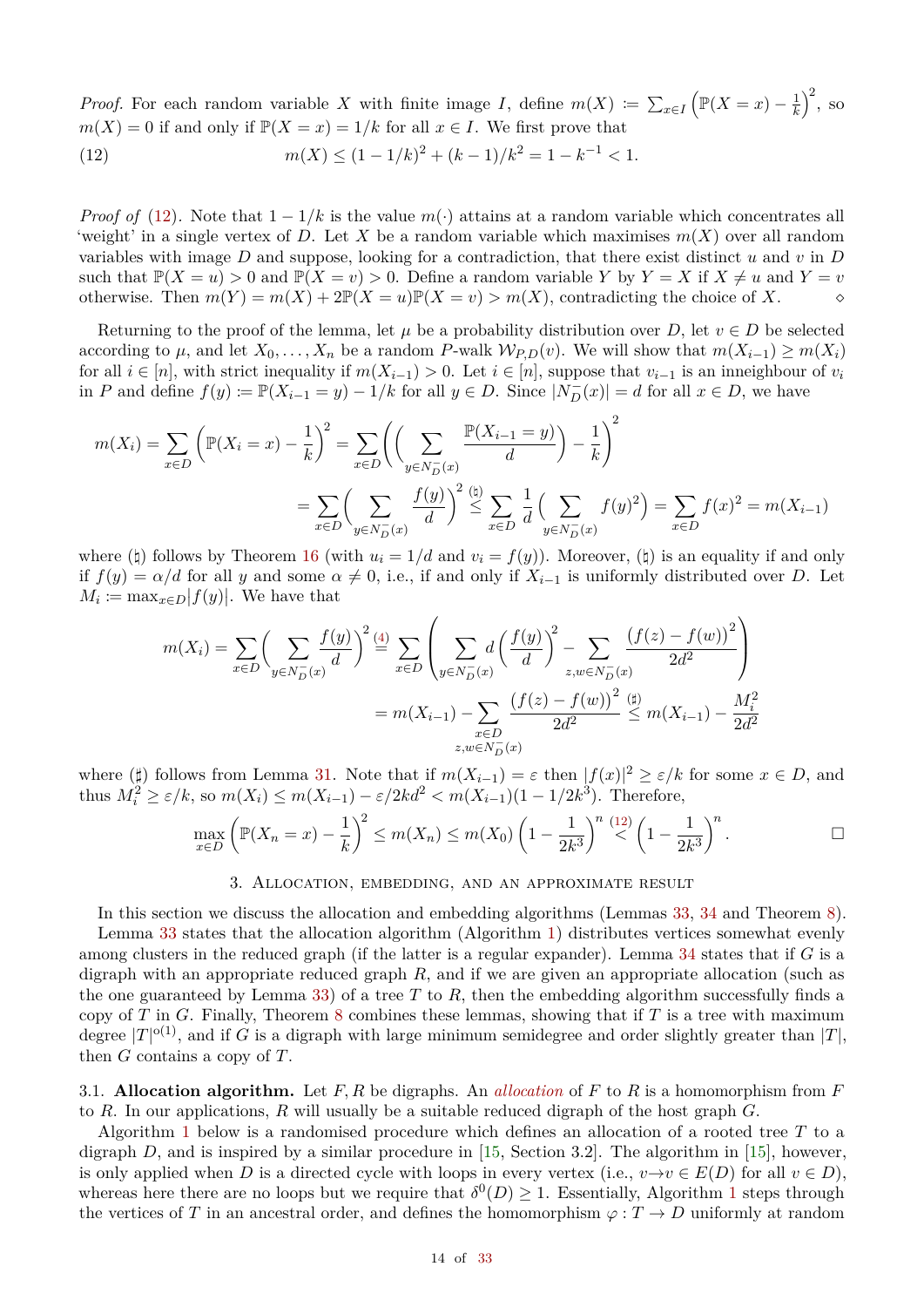*Proof.* For each random variable $X$ with finite image $I$, define $m(X) := \sum_{x\in I}\left(\mathbb{P}(X=x)-\frac{1}{k}\right)^2$, so $m(X)=0$ if and only if $\mathbb{P}(X=x)=1/k$ for all $x \in I$. We first prove that

$$m(X) \le (1-1/k)^2 + (k-1)/k^2 = 1-k^{-1} < 1. \tag{12}$$

*Proof of* (12). Note that $1-1/k$ is the value $m(\cdot)$ attains at a random variable which concentrates all 'weight' in a single vertex of $D$. Let $X$ be a random variable which maximises $m(X)$ over all random variables with image $D$ and suppose, looking for a contradiction, that there exist distinct $u$ and $v$ in $D$ such that $\mathbb{P}(X=u)>0$ and $\mathbb{P}(X=v)>0$. Define a random variable $Y$ by $Y=X$ if $X \neq u$ and $Y=v$ otherwise. Then $m(Y) = m(X) + 2\mathbb{P}(X=u)\mathbb{P}(X=v) > m(X)$, contradicting the choice of $X$. ⋄

Returning to the proof of the lemma, let $\mu$ be a probability distribution over $D$, let $v \in D$ be selected according to $\mu$, and let $X_0,\dots,X_n$ be a random $P$-walk $\mathcal{W}_{P,D}(v)$. We will show that $m(X_{i-1}) \ge m(X_i)$ for all $i \in [n]$, with strict inequality if $m(X_{i-1})>0$. Let $i \in [n]$, suppose that $v_{i-1}$ is an inneighbour of $v_i$ in $P$ and define $f(y) := \mathbb{P}(X_{i-1}=y) - 1/k$ for all $y \in D$. Since $|N^-_D(x)| = d$ for all $x \in D$, we have

$$\begin{aligned} m(X_i) = \sum_{x\in D}\left(\mathbb{P}(X_i=x)-\frac{1}{k}\right)^2 &= \sum_{x\in D}\left(\Big(\sum_{y\in N^-_D(x)}\frac{\mathbb{P}(X_{i-1}=y)}{d}\Big)-\frac{1}{k}\right)^2 \\ &= \sum_{x\in D}\Big(\sum_{y\in N^-_D(x)}\frac{f(y)}{d}\Big)^2 \overset{(\natural)}{\le} \sum_{x\in D}\frac{1}{d}\Big(\sum_{y\in N^-_D(x)} f(y)^2\Big) = \sum_{x\in D} f(x)^2 = m(X_{i-1}) \end{aligned}$$

where ($\natural$) follows by Theorem 16 (with $u_i = 1/d$ and $v_i = f(y)$). Moreover, ($\natural$) is an equality if and only if $f(y) = \alpha/d$ for all $y$ and some $\alpha \neq 0$, i.e., if and only if $X_{i-1}$ is uniformly distributed over $D$. Let $M_i := \max_{x\in D}|f(y)|$. We have that

$$\begin{aligned} m(X_i) = \sum_{x\in D}\Big(\sum_{y\in N^-_D(x)}\frac{f(y)}{d}\Big)^2 &\overset{(4)}{=} \sum_{x\in D}\left(\sum_{y\in N^-_D(x)} d\Big(\frac{f(y)}{d}\Big)^2 - \sum_{z,w\in N^-_D(x)}\frac{\big(f(z)-f(w)\big)^2}{2d^2}\right) \\ &= m(X_{i-1}) - \sum_{\substack{x\in D\\ z,w\in N^-_D(x)}}\frac{\big(f(z)-f(w)\big)^2}{2d^2} \overset{(\sharp)}{\le} m(X_{i-1}) - \frac{M_i^2}{2d^2} \end{aligned}$$

where ($\sharp$) follows from Lemma 31. Note that if $m(X_{i-1}) = \varepsilon$ then $|f(x)|^2 \ge \varepsilon/k$ for some $x \in D$, and thus $M_i^2 \ge \varepsilon/k$, so $m(X_i) \le m(X_{i-1}) - \varepsilon/2kd^2 < m(X_{i-1})(1-1/2k^3)$. Therefore,

$$\max_{x\in D}\left(\mathbb{P}(X_n=x)-\frac{1}{k}\right)^2 \le m(X_n) \le m(X_0)\left(1-\frac{1}{2k^3}\right)^n \overset{(12)}{<} \left(1-\frac{1}{2k^3}\right)^n. \qquad \square$$

## 3. Allocation, embedding, and an approximate result

In this section we discuss the allocation and embedding algorithms (Lemmas 33, 34 and Theorem 8). Lemma 33 states that the allocation algorithm (Algorithm 1) distributes vertices somewhat evenly among clusters in the reduced graph (if the latter is a regular expander). Lemma 34 states that if $G$ is a digraph with an appropriate reduced graph $R$, and if we are given an appropriate allocation (such as the one guaranteed by Lemma 33) of a tree $T$ to $R$, then the embedding algorithm successfully finds a copy of $T$ in $G$. Finally, Theorem 8 combines these lemmas, showing that if $T$ is a tree with maximum degree $|T|^{o(1)}$, and if $G$ is a digraph with large minimum semidegree and order slightly greater than $|T|$, then $G$ contains a copy of $T$.

### 3.1. Allocation algorithm.

Let $F, R$ be digraphs. An *allocation* of $F$ to $R$ is a homomorphism from $F$ to $R$. In our applications, $R$ will usually be a suitable reduced digraph of the host graph $G$.

Algorithm 1 below is a randomised procedure which defines an allocation of a rooted tree $T$ to a digraph $D$, and is inspired by a similar procedure in [15, Section 3.2]. The algorithm in [15], however, is only applied when $D$ is a directed cycle with loops in every vertex (i.e., $v \to v \in E(D)$ for all $v \in D$), whereas here there are no loops but we require that $\delta^0(D) \ge 1$. Essentially, Algorithm 1 steps through the vertices of $T$ in an ancestral order, and defines the homomorphism $\varphi : T \to D$ uniformly at random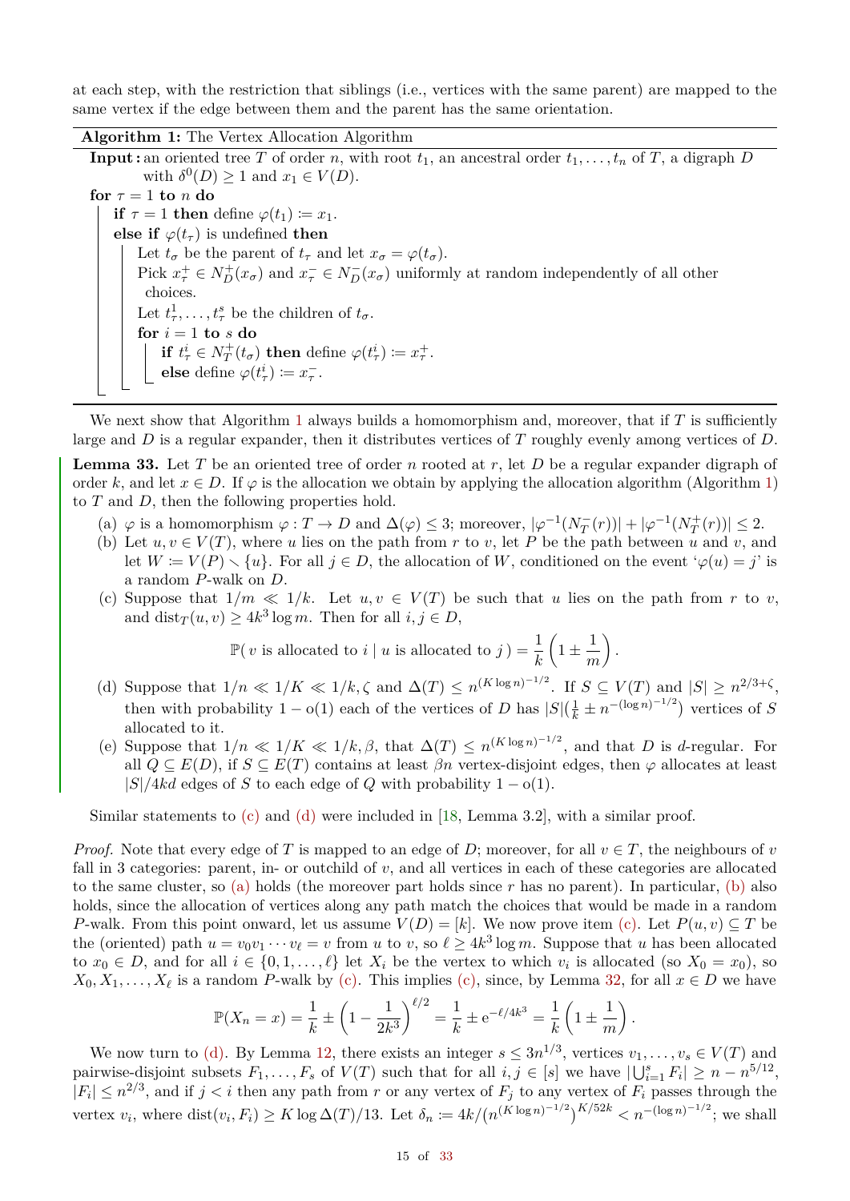at each step, with the restriction that siblings (i.e., vertices with the same parent) are mapped to the same vertex if the edge between them and the parent has the same orientation.

**Algorithm 1:** The Vertex Allocation Algorithm

```
Input: an oriented tree T of order n, with root t_1, an ancestral order t_1, ..., t_n of T, a digraph D
       with δ^0(D) ≥ 1 and x_1 ∈ V(D).
for τ = 1 to n do
    if τ = 1 then define φ(t_1) := x_1.
    else if φ(t_τ) is undefined then
        Let t_σ be the parent of t_τ and let x_σ = φ(t_σ).
        Pick x_τ^+ ∈ N_D^+(x_σ) and x_τ^- ∈ N_D^-(x_σ) uniformly at random independently of all other
          choices.
        Let t_τ^1, ..., t_τ^s be the children of t_σ.
        for i = 1 to s do
            if t_τ^i ∈ N_T^+(t_σ) then define φ(t_τ^i) := x_τ^+.
            else define φ(t_τ^i) := x_τ^-.
```

We next show that Algorithm 1 always builds a homomorphism and, moreover, that if $T$ is sufficiently large and $D$ is a regular expander, then it distributes vertices of $T$ roughly evenly among vertices of $D$.

**Lemma 33.** Let $T$ be an oriented tree of order $n$ rooted at $r$, let $D$ be a regular expander digraph of order $k$, and let $x \in D$. If $\varphi$ is the allocation we obtain by applying the allocation algorithm (Algorithm 1) to $T$ and $D$, then the following properties hold.

(a) $\varphi$ is a homomorphism $\varphi : T \to D$ and $\Delta(\varphi) \le 3$; moreover, $|\varphi^{-1}(N_T^-(r))| + |\varphi^{-1}(N_T^+(r))| \le 2$.

(b) Let $u, v \in V(T)$, where $u$ lies on the path from $r$ to $v$, let $P$ be the path between $u$ and $v$, and let $W := V(P) \setminus \{u\}$. For all $j \in D$, the allocation of $W$, conditioned on the event '$\varphi(u) = j$' is a random $P$-walk on $D$.

(c) Suppose that $1/m \ll 1/k$. Let $u, v \in V(T)$ be such that $u$ lies on the path from $r$ to $v$, and $\mathrm{dist}_T(u, v) \ge 4k^3 \log m$. Then for all $i, j \in D$,
$$\mathbb{P}(\,v \text{ is allocated to } i \mid u \text{ is allocated to } j\,) = \frac{1}{k}\left(1 \pm \frac{1}{m}\right).$$

(d) Suppose that $1/n \ll 1/K \ll 1/k, \zeta$ and $\Delta(T) \le n^{(K \log n)^{-1/2}}$. If $S \subseteq V(T)$ and $|S| \ge n^{2/3+\zeta}$, then with probability $1 - \mathrm{o}(1)$ each of the vertices of $D$ has $|S|(\frac{1}{k} \pm n^{-(\log n)^{-1/2}})$ vertices of $S$ allocated to it.

(e) Suppose that $1/n \ll 1/K \ll 1/k, \beta$, that $\Delta(T) \le n^{(K \log n)^{-1/2}}$, and that $D$ is $d$-regular. For all $Q \subseteq E(D)$, if $S \subseteq E(T)$ contains at least $\beta n$ vertex-disjoint edges, then $\varphi$ allocates at least $|S|/4kd$ edges of $S$ to each edge of $Q$ with probability $1 - \mathrm{o}(1)$.

Similar statements to (c) and (d) were included in [18, Lemma 3.2], with a similar proof.

*Proof.* Note that every edge of $T$ is mapped to an edge of $D$; moreover, for all $v \in T$, the neighbours of $v$ fall in 3 categories: parent, in- or outchild of $v$, and all vertices in each of these categories are allocated to the same cluster, so (a) holds (the moreover part holds since $r$ has no parent). In particular, (b) also holds, since the allocation of vertices along any path match the choices that would be made in a random $P$-walk. From this point onward, let us assume $V(D) = [k]$. We now prove item (c). Let $P(u, v) \subseteq T$ be the (oriented) path $u = v_0 v_1 \cdots v_\ell = v$ from $u$ to $v$, so $\ell \ge 4k^3 \log m$. Suppose that $u$ has been allocated to $x_0 \in D$, and for all $i \in \{0, 1, \ldots, \ell\}$ let $X_i$ be the vertex to which $v_i$ is allocated (so $X_0 = x_0$), so $X_0, X_1, \ldots, X_\ell$ is a random $P$-walk by (c). This implies (c), since, by Lemma 32, for all $x \in D$ we have
$$\mathbb{P}(X_n = x) = \frac{1}{k} \pm \left(1 - \frac{1}{2k^3}\right)^{\ell/2} = \frac{1}{k} \pm \mathrm{e}^{-\ell/4k^3} = \frac{1}{k}\left(1 \pm \frac{1}{m}\right).$$

We now turn to (d). By Lemma 12, there exists an integer $s \le 3n^{1/3}$, vertices $v_1, \ldots, v_s \in V(T)$ and pairwise-disjoint subsets $F_1, \ldots, F_s$ of $V(T)$ such that for all $i, j \in [s]$ we have $|\bigcup_{i=1}^s F_i| \ge n - n^{5/12}$, $|F_i| \le n^{2/3}$, and if $j < i$ then any path from $r$ or any vertex of $F_j$ to any vertex of $F_i$ passes through the vertex $v_i$, where $\mathrm{dist}(v_i, F_i) \ge K \log \Delta(T)/13$. Let $\delta_n := 4k/\big(n^{(K \log n)^{-1/2}}\big)^{K/52k} < n^{-(\log n)^{-1/2}}$; we shall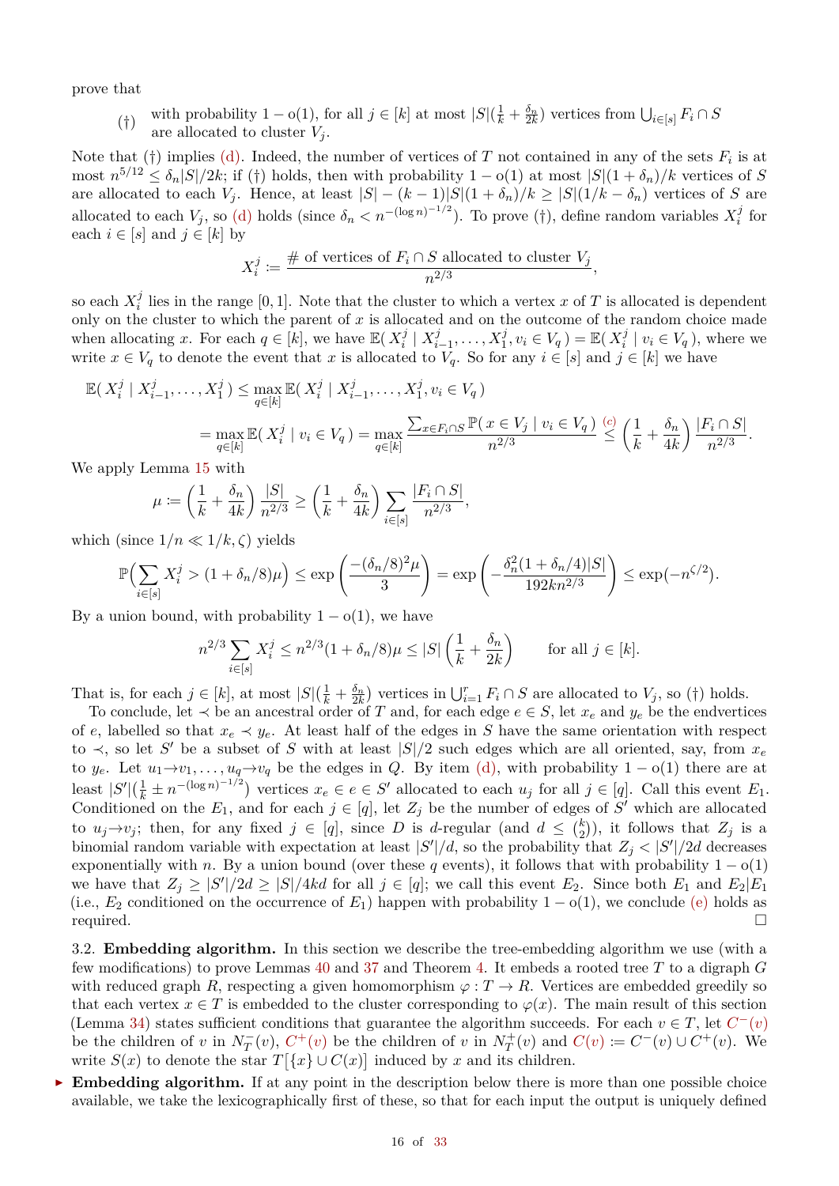prove that

(†) with probability $1 - \mathrm{o}(1)$, for all $j \in [k]$ at most $|S|(\frac{1}{k} + \frac{\delta_n}{2k})$ vertices from $\bigcup_{i\in[s]} F_i \cap S$ are allocated to cluster $V_j$.

Note that (†) implies (d). Indeed, the number of vertices of $T$ not contained in any of the sets $F_i$ is at most $n^{5/12} \leq \delta_n|S|/2k$; if (†) holds, then with probability $1 - \mathrm{o}(1)$ at most $|S|(1+\delta_n)/k$ vertices of $S$ are allocated to each $V_j$. Hence, at least $|S| - (k-1)|S|(1+\delta_n)/k \geq |S|(1/k - \delta_n)$ vertices of $S$ are allocated to each $V_j$, so (d) holds (since $\delta_n < n^{-(\log n)^{-1/2}}$). To prove (†), define random variables $X_i^j$ for each $i \in [s]$ and $j \in [k]$ by

$$X_i^j := \frac{\#\text{ of vertices of } F_i \cap S \text{ allocated to cluster } V_j}{n^{2/3}},$$

so each $X_i^j$ lies in the range $[0, 1]$. Note that the cluster to which a vertex $x$ of $T$ is allocated is dependent only on the cluster to which the parent of $x$ is allocated and on the outcome of the random choice made when allocating $x$. For each $q \in [k]$, we have $\mathbb{E}(X_i^j \mid X_{i-1}^j, \dots, X_1^j, v_i \in V_q) = \mathbb{E}(X_i^j \mid v_i \in V_q)$, where we write $x \in V_q$ to denote the event that $x$ is allocated to $V_q$. So for any $i \in [s]$ and $j \in [k]$ we have

$$\mathbb{E}(X_i^j \mid X_{i-1}^j, \dots, X_1^j) \leq \max_{q\in[k]} \mathbb{E}(X_i^j \mid X_{i-1}^j, \dots, X_1^j, v_i \in V_q)$$
$$= \max_{q\in[k]} \mathbb{E}(X_i^j \mid v_i \in V_q) = \max_{q\in[k]} \frac{\sum_{x\in F_i\cap S} \mathbb{P}(x \in V_j \mid v_i \in V_q)}{n^{2/3}} \overset{(c)}{\leq} \left(\frac{1}{k} + \frac{\delta_n}{4k}\right)\frac{|F_i \cap S|}{n^{2/3}}.$$

We apply Lemma 15 with

$$\mu := \left(\frac{1}{k} + \frac{\delta_n}{4k}\right)\frac{|S|}{n^{2/3}} \geq \left(\frac{1}{k} + \frac{\delta_n}{4k}\right)\sum_{i\in[s]}\frac{|F_i \cap S|}{n^{2/3}},$$

which (since $1/n \ll 1/k, \zeta$) yields

$$\mathbb{P}\Big(\sum_{i\in[s]} X_i^j > (1+\delta_n/8)\mu\Big) \leq \exp\left(\frac{-(\delta_n/8)^2\mu}{3}\right) = \exp\left(-\frac{\delta_n^2(1+\delta_n/4)|S|}{192kn^{2/3}}\right) \leq \exp(-n^{\zeta/2}).$$

By a union bound, with probability $1 - \mathrm{o}(1)$, we have

$$n^{2/3}\sum_{i\in[s]} X_i^j \leq n^{2/3}(1+\delta_n/8)\mu \leq |S|\left(\frac{1}{k} + \frac{\delta_n}{2k}\right) \qquad \text{for all } j \in [k].$$

That is, for each $j \in [k]$, at most $|S|(\frac{1}{k} + \frac{\delta_n}{2k})$ vertices in $\bigcup_{i=1}^r F_i \cap S$ are allocated to $V_j$, so (†) holds.

To conclude, let $\prec$ be an ancestral order of $T$ and, for each edge $e \in S$, let $x_e$ and $y_e$ be the endvertices of $e$, labelled so that $x_e \prec y_e$. At least half of the edges in $S$ have the same orientation with respect to $\prec$, so let $S'$ be a subset of $S$ with at least $|S|/2$ such edges which are all oriented, say, from $x_e$ to $y_e$. Let $u_1 \to v_1, \dots, u_q \to v_q$ be the edges in $Q$. By item (d), with probability $1 - \mathrm{o}(1)$ there are at least $|S'|(\frac{1}{k} \pm n^{-(\log n)^{-1/2}})$ vertices $x_e \in e \in S'$ allocated to each $u_j$ for all $j \in [q]$. Call this event $E_1$. Conditioned on the $E_1$, and for each $j \in [q]$, let $Z_j$ be the number of edges of $S'$ which are allocated to $u_j \to v_j$; then, for any fixed $j \in [q]$, since $D$ is $d$-regular (and $d \leq \binom{k}{2}$), it follows that $Z_j$ is a binomial random variable with expectation at least $|S'|/d$, so the probability that $Z_j < |S'|/2d$ decreases exponentially with $n$. By a union bound (over these $q$ events), it follows that with probability $1 - \mathrm{o}(1)$ we have that $Z_j \geq |S'|/2d \geq |S|/4kd$ for all $j \in [q]$; we call this event $E_2$. Since both $E_1$ and $E_2|E_1$ (i.e., $E_2$ conditioned on the occurrence of $E_1$) happen with probability $1 - \mathrm{o}(1)$, we conclude (e) holds as required. $\square$

3.2. **Embedding algorithm.** In this section we describe the tree-embedding algorithm we use (with a few modifications) to prove Lemmas 40 and 37 and Theorem 4. It embeds a rooted tree $T$ to a digraph $G$ with reduced graph $R$, respecting a given homomorphism $\varphi : T \to R$. Vertices are embedded greedily so that each vertex $x \in T$ is embedded to the cluster corresponding to $\varphi(x)$. The main result of this section (Lemma 34) states sufficient conditions that guarantee the algorithm succeeds. For each $v \in T$, let $C^-(v)$ be the children of $v$ in $N_T^-(v)$, $C^+(v)$ be the children of $v$ in $N_T^+(v)$ and $C(v) := C^-(v) \cup C^+(v)$. We write $S(x)$ to denote the star $T[\{x\} \cup C(x)]$ induced by $x$ and its children.

▸ **Embedding algorithm.** If at any point in the description below there is more than one possible choice available, we take the lexicographically first of these, so that for each input the output is uniquely defined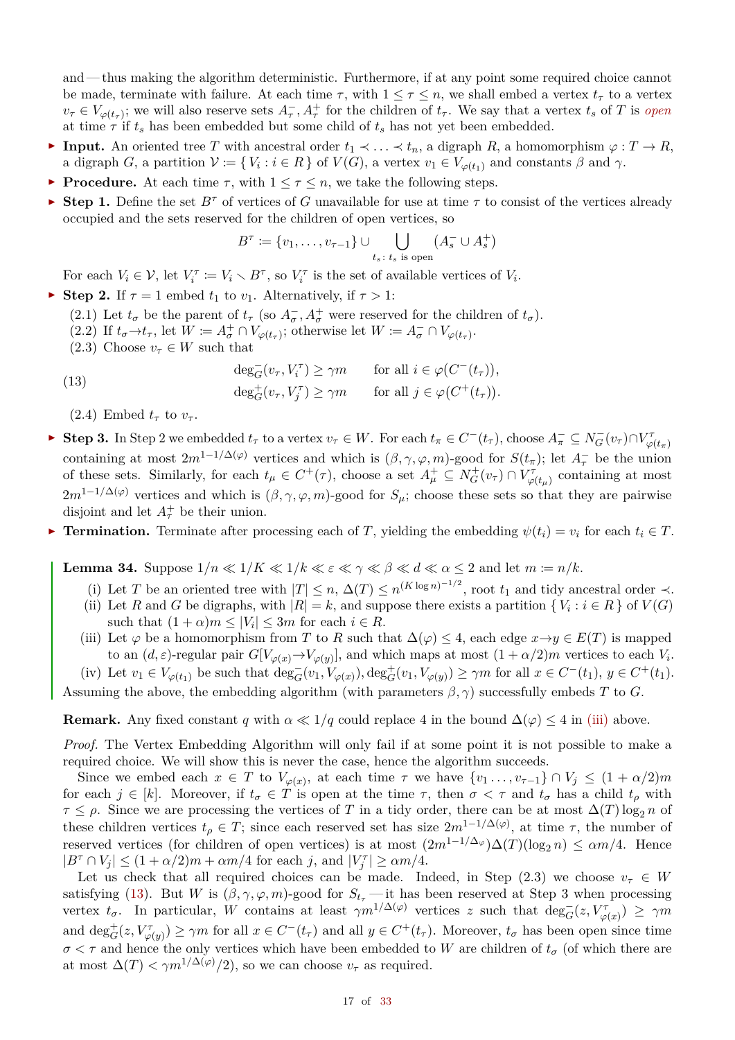and — thus making the algorithm deterministic. Furthermore, if at any point some required choice cannot be made, terminate with failure. At each time $\tau$, with $1 \leq \tau \leq n$, we shall embed a vertex $t_\tau$ to a vertex $v_\tau \in V_{\varphi(t_\tau)}$; we will also reserve sets $A^-_\tau, A^+_\tau$ for the children of $t_\tau$. We say that a vertex $t_s$ of $T$ is *open* at time $\tau$ if $t_s$ has been embedded but some child of $t_s$ has not yet been embedded.

- **Input.** An oriented tree $T$ with ancestral order $t_1 \prec \ldots \prec t_n$, a digraph $R$, a homomorphism $\varphi : T \to R$, a digraph $G$, a partition $\mathcal{V} := \{ V_i : i \in R \}$ of $V(G)$, a vertex $v_1 \in V_{\varphi(t_1)}$ and constants $\beta$ and $\gamma$.
- **Procedure.** At each time $\tau$, with $1 \leq \tau \leq n$, we take the following steps.
- **Step 1.** Define the set $B^\tau$ of vertices of $G$ unavailable for use at time $\tau$ to consist of the vertices already occupied and the sets reserved for the children of open vertices, so

$$B^\tau := \{v_1, \ldots, v_{\tau-1}\} \cup \bigcup_{t_s\colon t_s \text{ is open}} (A^-_s \cup A^+_s)$$

For each $V_i \in \mathcal{V}$, let $V_i^\tau := V_i \setminus B^\tau$, so $V_i^\tau$ is the set of available vertices of $V_i$.

- **Step 2.** If $\tau = 1$ embed $t_1$ to $v_1$. Alternatively, if $\tau > 1$:
  (2.1) Let $t_\sigma$ be the parent of $t_\tau$ (so $A^-_\sigma, A^+_\sigma$ were reserved for the children of $t_\sigma$).
  (2.2) If $t_\sigma \to t_\tau$, let $W := A^+_\sigma \cap V_{\varphi(t_\tau)}$; otherwise let $W := A^-_\sigma \cap V_{\varphi(t_\tau)}$.
  (2.3) Choose $v_\tau \in W$ such that

$$\begin{aligned} \deg^-_G(v_\tau, V_i^\tau) &\geq \gamma m \qquad \text{for all } i \in \varphi(C^-(t_\tau)), \\ \deg^+_G(v_\tau, V_j^\tau) &\geq \gamma m \qquad \text{for all } j \in \varphi(C^+(t_\tau)). \end{aligned} \tag{13}$$

  (2.4) Embed $t_\tau$ to $v_\tau$.

- **Step 3.** In Step 2 we embedded $t_\tau$ to a vertex $v_\tau \in W$. For each $t_\pi \in C^-(t_\tau)$, choose $A^-_\pi \subseteq N^-_G(v_\tau) \cap V^\tau_{\varphi(t_\pi)}$ containing at most $2m^{1-1/\Delta(\varphi)}$ vertices and which is $(\beta, \gamma, \varphi, m)$-good for $S(t_\pi)$; let $A^-_\tau$ be the union of these sets. Similarly, for each $t_\mu \in C^+(\tau)$, choose a set $A^+_\mu \subseteq N^+_G(v_\tau) \cap V^\tau_{\varphi(t_\mu)}$ containing at most $2m^{1-1/\Delta(\varphi)}$ vertices and which is $(\beta, \gamma, \varphi, m)$-good for $S_\mu$; choose these sets so that they are pairwise disjoint and let $A^+_\tau$ be their union.
- **Termination.** Terminate after processing each of $T$, yielding the embedding $\psi(t_i) = v_i$ for each $t_i \in T$.

**Lemma 34.** Suppose $1/n \ll 1/K \ll 1/k \ll \varepsilon \ll \gamma \ll \beta \ll d \ll \alpha \leq 2$ and let $m := n/k$.

(i) Let $T$ be an oriented tree with $|T| \leq n$, $\Delta(T) \leq n^{(K \log n)^{-1/2}}$, root $t_1$ and tidy ancestral order $\prec$.
(ii) Let $R$ and $G$ be digraphs, with $|R| = k$, and suppose there exists a partition $\{ V_i : i \in R \}$ of $V(G)$ such that $(1+\alpha)m \leq |V_i| \leq 3m$ for each $i \in R$.
(iii) Let $\varphi$ be a homomorphism from $T$ to $R$ such that $\Delta(\varphi) \leq 4$, each edge $x \to y \in E(T)$ is mapped to an $(d, \varepsilon)$-regular pair $G[V_{\varphi(x)} \to V_{\varphi(y)}]$, and which maps at most $(1 + \alpha/2)m$ vertices to each $V_i$.
(iv) Let $v_1 \in V_{\varphi(t_1)}$ be such that $\deg^-_G(v_1, V_{\varphi(x)}), \deg^+_G(v_1, V_{\varphi(y)}) \geq \gamma m$ for all $x \in C^-(t_1)$, $y \in C^+(t_1)$.

Assuming the above, the embedding algorithm (with parameters $\beta, \gamma$) successfully embeds $T$ to $G$.

**Remark.** Any fixed constant $q$ with $\alpha \ll 1/q$ could replace 4 in the bound $\Delta(\varphi) \leq 4$ in (iii) above.

*Proof.* The Vertex Embedding Algorithm will only fail if at some point it is not possible to make a required choice. We will show this is never the case, hence the algorithm succeeds.

Since we embed each $x \in T$ to $V_{\varphi(x)}$, at each time $\tau$ we have $\{v_1 \ldots, v_{\tau-1}\} \cap V_j \leq (1 + \alpha/2)m$ for each $j \in [k]$. Moreover, if $t_\sigma \in T$ is open at the time $\tau$, then $\sigma < \tau$ and $t_\sigma$ has a child $t_\rho$ with $\tau \leq \rho$. Since we are processing the vertices of $T$ in a tidy order, there can be at most $\Delta(T) \log_2 n$ of these children vertices $t_\rho \in T$; since each reserved set has size $2m^{1-1/\Delta(\varphi)}$, at time $\tau$, the number of reserved vertices (for children of open vertices) is at most $(2m^{1-1/\Delta_\varphi})\Delta(T)(\log_2 n) \leq \alpha m/4$. Hence $|B^\tau \cap V_j| \leq (1 + \alpha/2)m + \alpha m/4$ for each $j$, and $|V_j^\tau| \geq \alpha m/4$.

Let us check that all required choices can be made. Indeed, in Step (2.3) we choose $v_\tau \in W$ satisfying (13). But $W$ is $(\beta, \gamma, \varphi, m)$-good for $S_{t_\tau}$ — it has been reserved at Step 3 when processing vertex $t_\sigma$. In particular, $W$ contains at least $\gamma m^{1/\Delta(\varphi)}$ vertices $z$ such that $\deg^-_G(z, V^\tau_{\varphi(x)}) \geq \gamma m$ and $\deg^+_G(z, V^\tau_{\varphi(y)}) \geq \gamma m$ for all $x \in C^-(t_\tau)$ and all $y \in C^+(t_\tau)$. Moreover, $t_\sigma$ has been open since time $\sigma < \tau$ and hence the only vertices which have been embedded to $W$ are children of $t_\sigma$ (of which there are at most $\Delta(T) < \gamma m^{1/\Delta(\varphi)}/2$), so we can choose $v_\tau$ as required.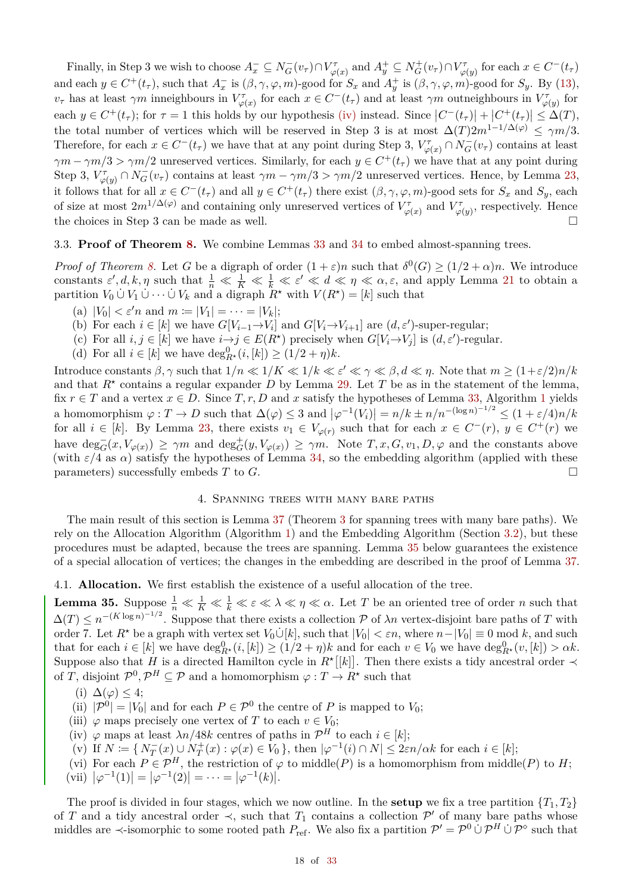Finally, in Step 3 we wish to choose $A_x^- \subseteq N_G^-(v_\tau) \cap V_{\varphi(x)}^\tau$ and $A_y^+ \subseteq N_G^+(v_\tau) \cap V_{\varphi(y)}^\tau$ for each $x \in C^-(t_\tau)$ and each $y \in C^+(t_\tau)$, such that $A_x^-$ is $(\beta, \gamma, \varphi, m)$-good for $S_x$ and $A_y^+$ is $(\beta, \gamma, \varphi, m)$-good for $S_y$. By (13), $v_\tau$ has at least $\gamma m$ inneighbours in $V_{\varphi(x)}^\tau$ for each $x \in C^-(t_\tau)$ and at least $\gamma m$ outneighbours in $V_{\varphi(y)}^\tau$ for each $y \in C^+(t_\tau)$; for $\tau = 1$ this holds by our hypothesis (iv) instead. Since $|C^-(t_\tau)| + |C^+(t_\tau)| \leq \Delta(T)$, the total number of vertices which will be reserved in Step 3 is at most $\Delta(T) 2m^{1-1/\Delta(\varphi)} \leq \gamma m/3$. Therefore, for each $x \in C^-(t_\tau)$ we have that at any point during Step 3, $V_{\varphi(x)}^\tau \cap N_G^-(v_\tau)$ contains at least $\gamma m - \gamma m/3 > \gamma m/2$ unreserved vertices. Similarly, for each $y \in C^+(t_\tau)$ we have that at any point during Step 3, $V_{\varphi(y)}^\tau \cap N_G^-(v_\tau)$ contains at least $\gamma m - \gamma m/3 > \gamma m/2$ unreserved vertices. Hence, by Lemma 23, it follows that for all $x \in C^-(t_\tau)$ and all $y \in C^+(t_\tau)$ there exist $(\beta, \gamma, \varphi, m)$-good sets for $S_x$ and $S_y$, each of size at most $2m^{1/\Delta(\varphi)}$ and containing only unreserved vertices of $V_{\varphi(x)}^\tau$ and $V_{\varphi(y)}^\tau$, respectively. Hence the choices in Step 3 can be made as well. □

### 3.3. **Proof of Theorem 8.**

We combine Lemmas 33 and 34 to embed almost-spanning trees.

*Proof of Theorem 8.* Let $G$ be a digraph of order $(1+\varepsilon)n$ such that $\delta^0(G) \geq (1/2+\alpha)n$. We introduce constants $\varepsilon', d, k, \eta$ such that $\frac{1}{n} \ll \frac{1}{K} \ll \frac{1}{k} \ll \varepsilon' \ll d \ll \eta \ll \alpha, \varepsilon$, and apply Lemma 21 to obtain a partition $V_0 \,\dot\cup\, V_1 \,\dot\cup \cdots \dot\cup\, V_k$ and a digraph $R^\star$ with $V(R^\star) = [k]$ such that

(a) $|V_0| < \varepsilon' n$ and $m \coloneqq |V_1| = \cdots = |V_k|$;
(b) For each $i \in [k]$ we have $G[V_{i-1} \to V_i]$ and $G[V_i \to V_{i+1}]$ are $(d, \varepsilon')$-super-regular;
(c) For all $i, j \in [k]$ we have $i \to j \in E(R^\star)$ precisely when $G[V_i \to V_j]$ is $(d, \varepsilon')$-regular.
(d) For all $i \in [k]$ we have $\deg^0_{R^\star}(i, [k]) \geq (1/2+\eta)k$.

Introduce constants $\beta, \gamma$ such that $1/n \ll 1/K \ll 1/k \ll \varepsilon' \ll \gamma \ll \beta, d \ll \eta$. Note that $m \geq (1+\varepsilon/2)n/k$ and that $R^\star$ contains a regular expander $D$ by Lemma 29. Let $T$ be as in the statement of the lemma, fix $r \in T$ and a vertex $x \in D$. Since $T, r, D$ and $x$ satisfy the hypotheses of Lemma 33, Algorithm 1 yields a homomorphism $\varphi : T \to D$ such that $\Delta(\varphi) \leq 3$ and $|\varphi^{-1}(V_i)| = n/k \pm n/n^{-(\log n)^{-1/2}} \leq (1+\varepsilon/4)n/k$ for all $i \in [k]$. By Lemma 23, there exists $v_1 \in V_{\varphi(r)}$ such that for each $x \in C^-(r)$, $y \in C^+(r)$ we have $\deg^-_G(x, V_{\varphi(x)}) \geq \gamma m$ and $\deg^+_G(y, V_{\varphi(x)}) \geq \gamma m$. Note $T, x, G, v_1, D, \varphi$ and the constants above (with $\varepsilon/4$ as $\alpha$) satisfy the hypotheses of Lemma 34, so the embedding algorithm (applied with these parameters) successfully embeds $T$ to $G$. □

## 4. Spanning trees with many bare paths

The main result of this section is Lemma 37 (Theorem 3 for spanning trees with many bare paths). We rely on the Allocation Algorithm (Algorithm 1) and the Embedding Algorithm (Section 3.2), but these procedures must be adapted, because the trees are spanning. Lemma 35 below guarantees the existence of a special allocation of vertices; the changes in the embedding are described in the proof of Lemma 37.

### 4.1. **Allocation.**

We first establish the existence of a useful allocation of the tree.

**Lemma 35.** Suppose $\frac{1}{n} \ll \frac{1}{K} \ll \frac{1}{k} \ll \varepsilon \ll \lambda \ll \eta \ll \alpha$. Let $T$ be an oriented tree of order $n$ such that $\Delta(T) \leq n^{-(K \log n)^{-1/2}}$. Suppose that there exists a collection $\mathcal{P}$ of $\lambda n$ vertex-disjoint bare paths of $T$ with order 7. Let $R^\star$ be a graph with vertex set $V_0 \dot\cup [k]$, such that $|V_0| < \varepsilon n$, where $n - |V_0| \equiv 0 \bmod k$, and such that for each $i \in [k]$ we have $\deg^0_{R^\star}(i, [k]) \geq (1/2+\eta)k$ and for each $v \in V_0$ we have $\deg^0_{R^\star}(v, [k]) > \alpha k$. Suppose also that $H$ is a directed Hamilton cycle in $R^\star[[k]]$. Then there exists a tidy ancestral order $\prec$ of $T$, disjoint $\mathcal{P}^0, \mathcal{P}^H \subseteq \mathcal{P}$ and a homomorphism $\varphi : T \to R^\star$ such that

(i) $\Delta(\varphi) \leq 4$;
(ii) $|\mathcal{P}^0| = |V_0|$ and for each $P \in \mathcal{P}^0$ the centre of $P$ is mapped to $V_0$;
(iii) $\varphi$ maps precisely one vertex of $T$ to each $v \in V_0$;
(iv) $\varphi$ maps at least $\lambda n/48k$ centres of paths in $\mathcal{P}^H$ to each $i \in [k]$;
(v) If $N \coloneqq \{ N^-_T(x) \cup N^+_T(x) : \varphi(x) \in V_0 \}$, then $|\varphi^{-1}(i) \cap N| \leq 2\varepsilon n/\alpha k$ for each $i \in [k]$;
(vi) For each $P \in \mathcal{P}^H$, the restriction of $\varphi$ to middle$(P)$ is a homomorphism from middle$(P)$ to $H$;
(vii) $|\varphi^{-1}(1)| = |\varphi^{-1}(2)| = \cdots = |\varphi^{-1}(k)|$.

The proof is divided in four stages, which we now outline. In the **setup** we fix a tree partition $\{T_1, T_2\}$ of $T$ and a tidy ancestral order $\prec$, such that $T_1$ contains a collection $\mathcal{P}'$ of many bare paths whose middles are $\prec$-isomorphic to some rooted path $P_{\text{ref}}$. We also fix a partition $\mathcal{P}' = \mathcal{P}^0 \,\dot\cup\, \mathcal{P}^H \,\dot\cup\, \mathcal{P}^\diamond$ such that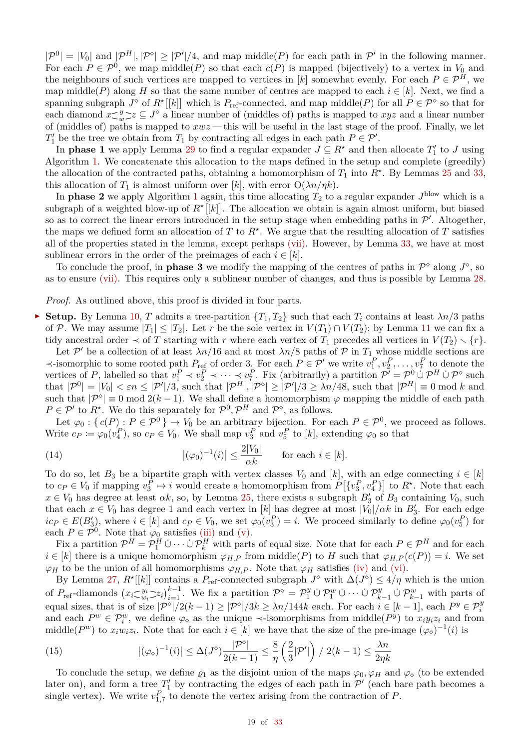$|\mathcal{P}^0| = |V_0|$ and $|\mathcal{P}^H|, |\mathcal{P}^\diamond| \geq |\mathcal{P}'|/4$, and map middle$(P)$ for each path in $\mathcal{P}'$ in the following manner. For each $P \in \mathcal{P}^0$, we map middle$(P)$ so that each $c(P)$ is mapped (bijectively) to a vertex in $V_0$ and the neighbours of such vertices are mapped to vertices in $[k]$ somewhat evenly. For each $P \in \mathcal{P}^H$, we map middle$(P)$ along $H$ so that the same number of centres are mapped to each $i \in [k]$. Next, we find a spanning subgraph $J^\diamond$ of $R^\star[[k]]$ which is $P_{\text{ref}}$-connected, and map middle$(P)$ for all $P \in \mathcal{P}^\diamond$ so that for each diamond $x \precsim^{y}_{w} \succsim z \subseteq J^\diamond$ a linear number of (middles of) paths is mapped to $xyz$ and a linear number of (middles of) paths is mapped to $xwz$ — this will be useful in the last stage of the proof. Finally, we let $T_1'$ be the tree we obtain from $T_1$ by contracting all edges in each path $P \in \mathcal{P}'$.

In **phase 1** we apply Lemma 29 to find a regular expander $J \subseteq R^\star$ and then allocate $T_1'$ to $J$ using Algorithm 1. We concatenate this allocation to the maps defined in the setup and complete (greedily) the allocation of the contracted paths, obtaining a homomorphism of $T_1$ into $R^\star$. By Lemmas 25 and 33, this allocation of $T_1$ is almost uniform over $[k]$, with error $\mathrm{O}(\lambda n/\eta k)$.

In **phase 2** we apply Algorithm 1 again, this time allocating $T_2$ to a regular expander $J^{\text{blow}}$ which is a subgraph of a weighted blow-up of $R^\star[[k]]$. The allocation we obtain is again almost uniform, but biased so as to correct the linear errors introduced in the setup stage when embedding paths in $\mathcal{P}'$. Altogether, the maps we defined form an allocation of $T$ to $R^\star$. We argue that the resulting allocation of $T$ satisfies all of the properties stated in the lemma, except perhaps (vii). However, by Lemma 33, we have at most sublinear errors in the order of the preimages of each $i \in [k]$.

To conclude the proof, in **phase 3** we modify the mapping of the centres of paths in $\mathcal{P}^\diamond$ along $J^\diamond$, so as to ensure (vii). This requires only a sublinear number of changes, and thus is possible by Lemma 28.

*Proof.* As outlined above, this proof is divided in four parts.

- **Setup.** By Lemma 10, $T$ admits a tree-partition $\{T_1, T_2\}$ such that each $T_i$ contains at least $\lambda n/3$ paths of $\mathcal{P}$. We may assume $|T_1| \leq |T_2|$. Let $r$ be the sole vertex in $V(T_1) \cap V(T_2)$; by Lemma 11 we can fix a tidy ancestral order $\prec$ of $T$ starting with $r$ where each vertex of $T_1$ precedes all vertices in $V(T_2) \setminus \{r\}$.

Let $\mathcal{P}'$ be a collection of at least $\lambda n/16$ and at most $\lambda n/8$ paths of $\mathcal{P}$ in $T_1$ whose middle sections are $\prec$-isomorphic to some rooted path $P_{\text{ref}}$ of order 3. For each $P \in \mathcal{P}'$ we write $v_1^P, v_2^P, \ldots, v_7^P$ to denote the vertices of $P$, labelled so that $v_1^P \prec v_2^P \prec \cdots \prec v_7^P$. Fix (arbitrarily) a partition $\mathcal{P}' = \mathcal{P}^0 \,\dot\cup\, \mathcal{P}^H \,\dot\cup\, \mathcal{P}^\diamond$ such that $|\mathcal{P}^0| = |V_0| < \varepsilon n \leq |\mathcal{P}'|/3$, such that $|\mathcal{P}^H|, |\mathcal{P}^\diamond| \geq |\mathcal{P}'|/3 \geq \lambda n/48$, such that $|\mathcal{P}^H| \equiv 0 \bmod k$ and such that $|\mathcal{P}^\diamond| \equiv 0 \bmod 2(k-1)$. We shall define a homomorphism $\varphi$ mapping the middle of each path $P \in \mathcal{P}'$ to $R^\star$. We do this separately for $\mathcal{P}^0, \mathcal{P}^H$ and $\mathcal{P}^\diamond$, as follows.

Let $\varphi_0 : \{\, c(P) : P \in \mathcal{P}^0 \,\} \to V_0$ be an arbitrary bijection. For each $P \in \mathcal{P}^0$, we proceed as follows. Write $c_P \coloneqq \varphi_0(v_4^P)$, so $c_P \in V_0$. We shall map $v_3^P$ and $v_5^P$ to $[k]$, extending $\varphi_0$ so that

$$
\big|(\varphi_0)^{-1}(i)\big| \leq \frac{2|V_0|}{\alpha k} \qquad \text{for each } i \in [k]. \tag{14}
$$

To do so, let $B_3$ be a bipartite graph with vertex classes $V_0$ and $[k]$, with an edge connecting $i \in [k]$ to $c_P \in V_0$ if mapping $v_3^P \mapsto i$ would create a homomorphism from $P\big[\{v_3^P, v_4^P\}\big]$ to $R^\star$. Note that each $x \in V_0$ has degree at least $\alpha k$, so, by Lemma 25, there exists a subgraph $B_3'$ of $B_3$ containing $V_0$, such that each $x \in V_0$ has degree 1 and each vertex in $[k]$ has degree at most $|V_0|/\alpha k$ in $B_3'$. For each edge $ic_P \in E(B_3')$, where $i \in [k]$ and $c_P \in V_0$, we set $\varphi_0(v_3^P) = i$. We proceed similarly to define $\varphi_0(v_5^P)$ for each $P \in \mathcal{P}^0$. Note that $\varphi_0$ satisfies (iii) and (v).

Fix a partition $\mathcal{P}^H = \mathcal{P}_1^H \,\dot\cup \cdots \dot\cup\, \mathcal{P}_k^H$ with parts of equal size. Note that for each $P \in \mathcal{P}^H$ and for each $i \in [k]$ there is a unique homomorphism $\varphi_{H,P}$ from middle$(P)$ to $H$ such that $\varphi_{H,P}(c(P)) = i$. We set $\varphi_H$ to be the union of all homomorphisms $\varphi_{H,P}$. Note that $\varphi_H$ satisfies (iv) and (vi).

By Lemma 27, $R^\star[[k]]$ contains a $P_{\text{ref}}$-connected subgraph $J^\diamond$ with $\Delta(J^\diamond) \leq 4/\eta$ which is the union of $P_{\text{ref}}$-diamonds $(x_i \precsim^{y_i}_{w_i} \succsim z_i)_{i=1}^{k-1}$. We fix a partition $\mathcal{P}^\diamond = \mathcal{P}_1^y \,\dot\cup\, \mathcal{P}_1^w \,\dot\cup \cdots \dot\cup\, \mathcal{P}_{k-1}^y \,\dot\cup\, \mathcal{P}_{k-1}^w$ with parts of equal sizes, that is of size $|\mathcal{P}^\diamond|/2(k-1) \geq |\mathcal{P}^\diamond|/3k \geq \lambda n/144k$ each. For each $i \in [k-1]$, each $P^y \in \mathcal{P}_i^y$ and each $P^w \in \mathcal{P}_i^w$, we define $\varphi_\diamond$ as the unique $\prec$-isomorphisms from middle$(P^y)$ to $x_i y_i z_i$ and from middle$(P^w)$ to $x_i w_i z_i$. Note that for each $i \in [k]$ we have that the size of the pre-image $(\varphi_\diamond)^{-1}(i)$ is

$$
\big|(\varphi_\diamond)^{-1}(i)\big| \leq \Delta(J^\diamond)\frac{|\mathcal{P}^\diamond|}{2(k-1)} \leq \frac{8}{\eta}\left(\frac{2}{3}|\mathcal{P}'|\right) \,/\, 2(k-1) \leq \frac{\lambda n}{2\eta k} \tag{15}
$$

To conclude the setup, we define $\varrho_1$ as the disjoint union of the maps $\varphi_0, \varphi_H$ and $\varphi_\diamond$ (to be extended later on), and form a tree $T_1'$ by contracting the edges of each path in $\mathcal{P}'$ (each bare path becomes a single vertex). We write $v_{1,7}^P$ to denote the vertex arising from the contraction of $P$.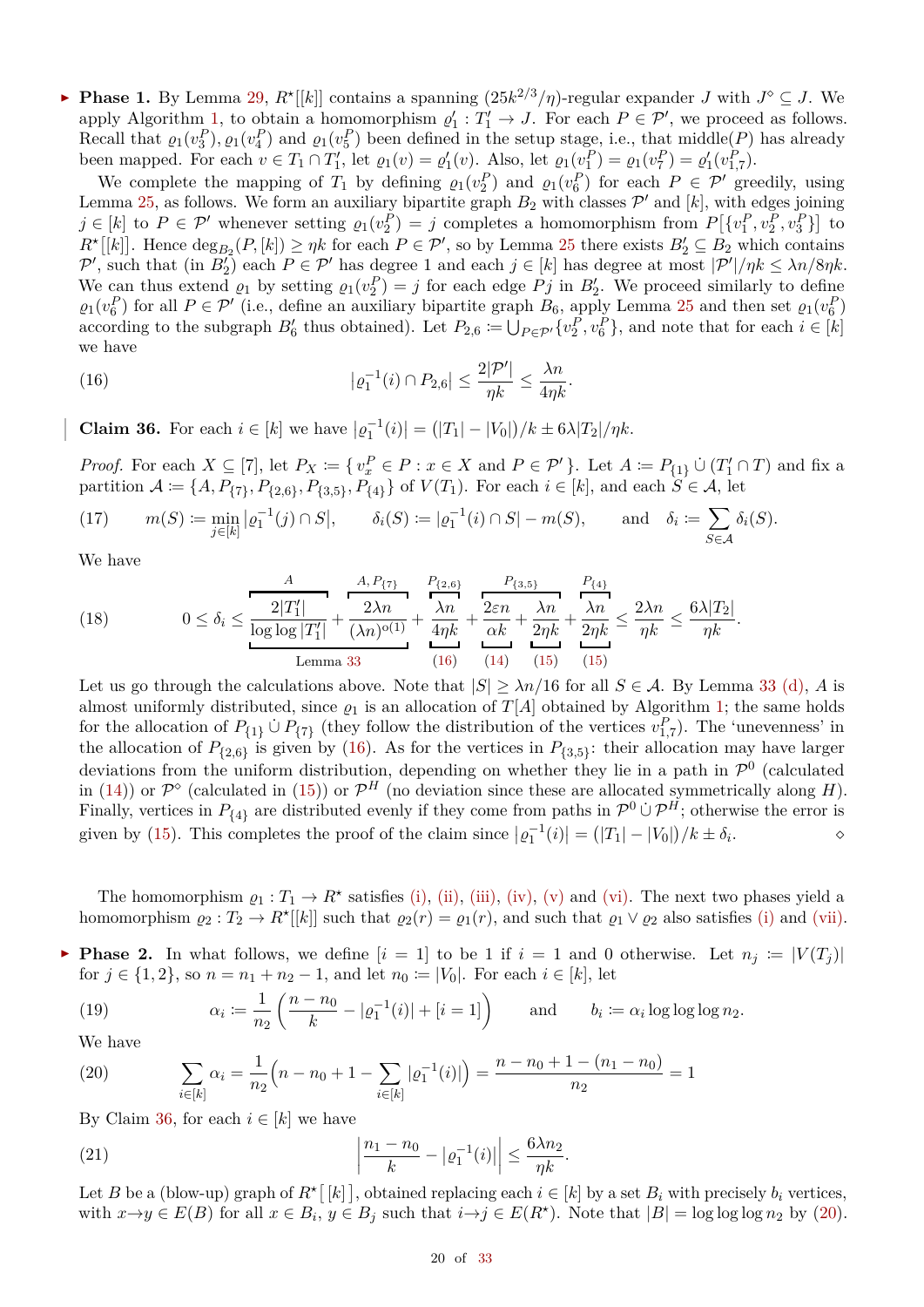▶ **Phase 1.** By Lemma 29, $R^\star[[k]]$ contains a spanning $(25k^{2/3}/\eta)$-regular expander $J$ with $J^\diamond \subseteq J$. We apply Algorithm 1, to obtain a homomorphism $\varrho_1' : T_1' \to J$. For each $P \in \mathcal{P}'$, we proceed as follows. Recall that $\varrho_1(v_3^P), \varrho_1(v_4^P)$ and $\varrho_1(v_5^P)$ been defined in the setup stage, i.e., that middle$(P)$ has already been mapped. For each $v \in T_1 \cap T_1'$, let $\varrho_1(v) = \varrho_1'(v)$. Also, let $\varrho_1(v_1^P) = \varrho_1(v_7^P) = \varrho_1'(v_{1,7}^P)$.

We complete the mapping of $T_1$ by defining $\varrho_1(v_2^P)$ and $\varrho_1(v_6^P)$ for each $P \in \mathcal{P}'$ greedily, using Lemma 25, as follows. We form an auxiliary bipartite graph $B_2$ with classes $\mathcal{P}'$ and $[k]$, with edges joining $j \in [k]$ to $P \in \mathcal{P}'$ whenever setting $\varrho_1(v_2^P) = j$ completes a homomorphism from $P[\{v_1^P, v_2^P, v_3^P\}]$ to $R^\star[[k]]$. Hence $\deg_{B_2}(P, [k]) \geq \eta k$ for each $P \in \mathcal{P}'$, so by Lemma 25 there exists $B_2' \subseteq B_2$ which contains $\mathcal{P}'$, such that (in $B_2'$) each $P \in \mathcal{P}'$ has degree 1 and each $j \in [k]$ has degree at most $|\mathcal{P}'|/\eta k \leq \lambda n / 8\eta k$. We can thus extend $\varrho_1$ by setting $\varrho_1(v_2^P) = j$ for each edge $Pj$ in $B_2'$. We proceed similarly to define $\varrho_1(v_6^P)$ for all $P \in \mathcal{P}'$ (i.e., define an auxiliary bipartite graph $B_6$, apply Lemma 25 and then set $\varrho_1(v_6^P)$ according to the subgraph $B_6'$ thus obtained). Let $P_{2,6} := \bigcup_{P \in \mathcal{P}'} \{v_2^P, v_6^P\}$, and note that for each $i \in [k]$ we have

$$|\varrho_1^{-1}(i) \cap P_{2,6}| \leq \frac{2|\mathcal{P}'|}{\eta k} \leq \frac{\lambda n}{4\eta k}. \tag{16}$$

**Claim 36.** For each $i \in [k]$ we have $|\varrho_1^{-1}(i)| = (|T_1| - |V_0|)/k \pm 6\lambda |T_2|/\eta k$.

*Proof.* For each $X \subseteq [7]$, let $P_X := \{ v_x^P \in P : x \in X \text{ and } P \in \mathcal{P}' \}$. Let $A := P_{\{1\}} \,\dot\cup\, (T_1' \cap T)$ and fix a partition $\mathcal{A} := \{A, P_{\{7\}}, P_{\{2,6\}}, P_{\{3,5\}}, P_{\{4\}}\}$ of $V(T_1)$. For each $i \in [k]$, and each $S \in \mathcal{A}$, let

$$m(S) := \min_{j \in [k]} |\varrho_1^{-1}(j) \cap S|, \qquad \delta_i(S) := |\varrho_1^{-1}(i) \cap S| - m(S), \qquad \text{and} \quad \delta_i := \sum_{S \in \mathcal{A}} \delta_i(S). \tag{17}$$

We have

$$0 \leq \delta_i \leq \underbrace{\overbrace{\frac{2|T_1'|}{\log\log|T_1'|}}^{A} + \overbrace{\frac{2\lambda n}{(\lambda n)^{o(1)}}}^{A,\, P_{\{7\}}}}_{\text{Lemma 33}} + \underbrace{\overbrace{\frac{\lambda n}{4\eta k}}^{P_{\{2,6\}}}}_{(16)} + \overbrace{\underbrace{\frac{2\varepsilon n}{\alpha k}}_{(14)} + \underbrace{\frac{\lambda n}{2\eta k}}_{(15)}}^{P_{\{3,5\}}} + \underbrace{\overbrace{\frac{\lambda n}{2\eta k}}^{P_{\{4\}}}}_{(15)} \leq \frac{2\lambda n}{\eta k} \leq \frac{6\lambda |T_2|}{\eta k}. \tag{18}$$

Let us go through the calculations above. Note that $|S| \geq \lambda n/16$ for all $S \in \mathcal{A}$. By Lemma 33 (d), $A$ is almost uniformly distributed, since $\varrho_1$ is an allocation of $T[A]$ obtained by Algorithm 1; the same holds for the allocation of $P_{\{1\}} \,\dot\cup\, P_{\{7\}}$ (they follow the distribution of the vertices $v_{1,7}^P$). The 'unevenness' in the allocation of $P_{\{2,6\}}$ is given by (16). As for the vertices in $P_{\{3,5\}}$: their allocation may have larger deviations from the uniform distribution, depending on whether they lie in a path in $\mathcal{P}^0$ (calculated in (14)) or $\mathcal{P}^\diamond$ (calculated in (15)) or $\mathcal{P}^H$ (no deviation since these are allocated symmetrically along $H$). Finally, vertices in $P_{\{4\}}$ are distributed evenly if they come from paths in $\mathcal{P}^0 \,\dot\cup\, \mathcal{P}^H$; otherwise the error is given by (15). This completes the proof of the claim since $|\varrho_1^{-1}(i)| = (|T_1| - |V_0|)/k \pm \delta_i$. ◇

The homomorphism $\varrho_1 : T_1 \to R^\star$ satisfies (i), (ii), (iii), (iv), (v) and (vi). The next two phases yield a homomorphism $\varrho_2 : T_2 \to R^\star[[k]]$ such that $\varrho_2(r) = \varrho_1(r)$, and such that $\varrho_1 \vee \varrho_2$ also satisfies (i) and (vii).

▶ **Phase 2.** In what follows, we define $[i = 1]$ to be 1 if $i = 1$ and 0 otherwise. Let $n_j := |V(T_j)|$ for $j \in \{1, 2\}$, so $n = n_1 + n_2 - 1$, and let $n_0 := |V_0|$. For each $i \in [k]$, let

$$\alpha_i := \frac{1}{n_2}\left(\frac{n - n_0}{k} - |\varrho_1^{-1}(i)| + [i = 1]\right) \qquad \text{and} \qquad b_i := \alpha_i \log\log\log n_2. \tag{19}$$

We have

$$\sum_{i \in [k]} \alpha_i = \frac{1}{n_2}\Big(n - n_0 + 1 - \sum_{i \in [k]} |\varrho_1^{-1}(i)|\Big) = \frac{n - n_0 + 1 - (n_1 - n_0)}{n_2} = 1 \tag{20}$$

By Claim 36, for each $i \in [k]$ we have

$$\left|\frac{n_1 - n_0}{k} - |\varrho_1^{-1}(i)|\right| \leq \frac{6\lambda n_2}{\eta k}. \tag{21}$$

Let $B$ be a (blow-up) graph of $R^\star[[k]]$, obtained replacing each $i \in [k]$ by a set $B_i$ with precisely $b_i$ vertices, with $x \to y \in E(B)$ for all $x \in B_i$, $y \in B_j$ such that $i \to j \in E(R^\star)$. Note that $|B| = \log\log\log n_2$ by (20).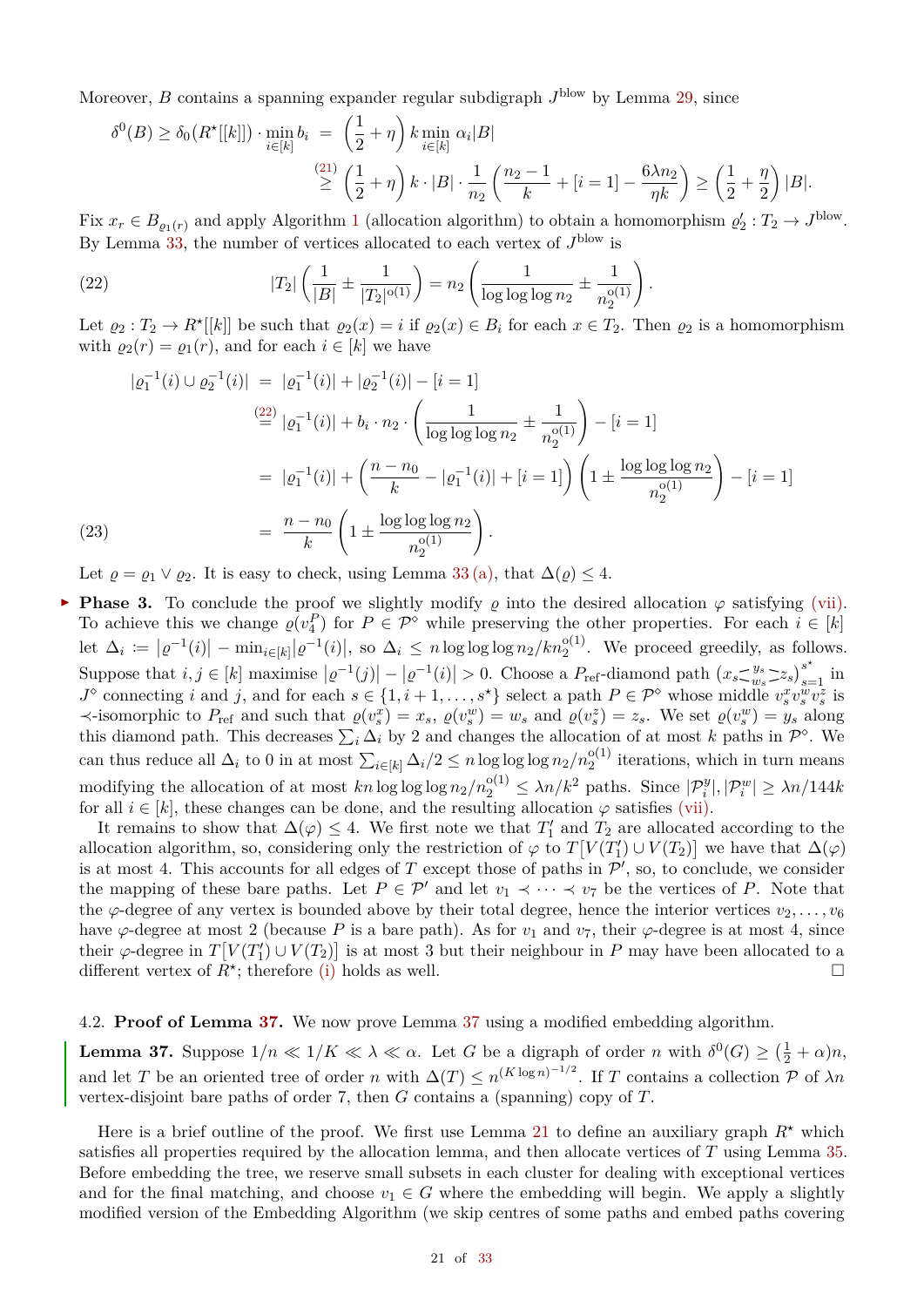Moreover, $B$ contains a spanning expander regular subdigraph $J^{\text{blow}}$ by Lemma 29, since

$$\delta^0(B) \geq \delta_0(R^\star[[k]]) \cdot \min_{i\in[k]} b_i \;=\; \left(\frac{1}{2}+\eta\right) k \min_{i\in[k]} \alpha_i |B|$$
$$\overset{(21)}{\geq} \left(\frac{1}{2}+\eta\right) k \cdot |B| \cdot \frac{1}{n_2}\left(\frac{n_2-1}{k} + [i=1] - \frac{6\lambda n_2}{\eta k}\right) \geq \left(\frac{1}{2}+\frac{\eta}{2}\right)|B|.$$

Fix $x_r \in B_{\varrho_1(r)}$ and apply Algorithm 1 (allocation algorithm) to obtain a homomorphism $\varrho_2' : T_2 \to J^{\text{blow}}$. By Lemma 33, the number of vertices allocated to each vertex of $J^{\text{blow}}$ is

$$|T_2|\left(\frac{1}{|B|} \pm \frac{1}{|T_2|^{o(1)}}\right) = n_2\left(\frac{1}{\log\log\log n_2} \pm \frac{1}{n_2^{o(1)}}\right). \tag{22}$$

Let $\varrho_2 : T_2 \to R^\star[[k]]$ be such that $\varrho_2(x) = i$ if $\varrho_2(x) \in B_i$ for each $x \in T_2$. Then $\varrho_2$ is a homomorphism with $\varrho_2(r) = \varrho_1(r)$, and for each $i \in [k]$ we have

$$\begin{aligned}
|\varrho_1^{-1}(i) \cup \varrho_2^{-1}(i)| &= |\varrho_1^{-1}(i)| + |\varrho_2^{-1}(i)| - [i=1] \\
&\overset{(22)}{=} |\varrho_1^{-1}(i)| + b_i \cdot n_2 \cdot \left(\frac{1}{\log\log\log n_2} \pm \frac{1}{n_2^{o(1)}}\right) - [i=1] \\
&= |\varrho_1^{-1}(i)| + \left(\frac{n-n_0}{k} - |\varrho_1^{-1}(i)| + [i=1]\right)\left(1 \pm \frac{\log\log\log n_2}{n_2^{o(1)}}\right) - [i=1] \\
&= \frac{n-n_0}{k}\left(1 \pm \frac{\log\log\log n_2}{n_2^{o(1)}}\right).
\end{aligned} \tag{23}$$

Let $\varrho = \varrho_1 \vee \varrho_2$. It is easy to check, using Lemma 33 (a), that $\Delta(\varrho) \leq 4$.

- **Phase 3.** To conclude the proof we slightly modify $\varrho$ into the desired allocation $\varphi$ satisfying (vii). To achieve this we change $\varrho(v_4^P)$ for $P \in \mathcal{P}^\diamond$ while preserving the other properties. For each $i \in [k]$ let $\Delta_i := |\varrho^{-1}(i)| - \min_{i\in[k]}|\varrho^{-1}(i)|$, so $\Delta_i \leq n\log\log\log n_2/kn_2^{o(1)}$. We proceed greedily, as follows. Suppose that $i, j \in [k]$ maximise $|\varrho^{-1}(j)| - |\varrho^{-1}(i)| > 0$. Choose a $P_{\text{ref}}$-diamond path $(x_s \overset{y_s}{\underset{w_s}{\lessgtr}} z_s)_{s=1}^{s^\star}$ in $J^\diamond$ connecting $i$ and $j$, and for each $s \in \{1, i+1, \ldots, s^\star\}$ select a path $P \in \mathcal{P}^\diamond$ whose middle $v_s^x v_s^w v_s^z$ is $\prec$-isomorphic to $P_{\text{ref}}$ and such that $\varrho(v_s^x) = x_s$, $\varrho(v_s^w) = w_s$ and $\varrho(v_s^z) = z_s$. We set $\varrho(v_s^w) = y_s$ along this diamond path. This decreases $\sum_i \Delta_i$ by 2 and changes the allocation of at most $k$ paths in $\mathcal{P}^\diamond$. We can thus reduce all $\Delta_i$ to 0 in at most $\sum_{i\in[k]}\Delta_i/2 \leq n\log\log\log n_2/n_2^{o(1)}$ iterations, which in turn means modifying the allocation of at most $kn\log\log\log n_2/n_2^{o(1)} \leq \lambda n/k^2$ paths. Since $|\mathcal{P}_i^y|, |\mathcal{P}_i^w| \geq \lambda n/144k$ for all $i \in [k]$, these changes can be done, and the resulting allocation $\varphi$ satisfies (vii).

  It remains to show that $\Delta(\varphi) \leq 4$. We first note we that $T_1'$ and $T_2$ are allocated according to the allocation algorithm, so, considering only the restriction of $\varphi$ to $T\big[V(T_1') \cup V(T_2)\big]$ we have that $\Delta(\varphi)$ is at most 4. This accounts for all edges of $T$ except those of paths in $\mathcal{P}'$, so, to conclude, we consider the mapping of these bare paths. Let $P \in \mathcal{P}'$ and let $v_1 \prec \cdots \prec v_7$ be the vertices of $P$. Note that the $\varphi$-degree of any vertex is bounded above by their total degree, hence the interior vertices $v_2, \ldots, v_6$ have $\varphi$-degree at most 2 (because $P$ is a bare path). As for $v_1$ and $v_7$, their $\varphi$-degree is at most 4, since their $\varphi$-degree in $T\big[V(T_1') \cup V(T_2)\big]$ is at most 3 but their neighbour in $P$ may have been allocated to a different vertex of $R^\star$; therefore (i) holds as well. $\square$

### 4.2. Proof of Lemma 37.

We now prove Lemma 37 using a modified embedding algorithm.

**Lemma 37.** Suppose $1/n \ll 1/K \ll \lambda \ll \alpha$. Let $G$ be a digraph of order $n$ with $\delta^0(G) \geq (\frac{1}{2}+\alpha)n$, and let $T$ be an oriented tree of order $n$ with $\Delta(T) \leq n^{(K\log n)^{-1/2}}$. If $T$ contains a collection $\mathcal{P}$ of $\lambda n$ vertex-disjoint bare paths of order 7, then $G$ contains a (spanning) copy of $T$.

Here is a brief outline of the proof. We first use Lemma 21 to define an auxiliary graph $R^\star$ which satisfies all properties required by the allocation lemma, and then allocate vertices of $T$ using Lemma 35. Before embedding the tree, we reserve small subsets in each cluster for dealing with exceptional vertices and for the final matching, and choose $v_1 \in G$ where the embedding will begin. We apply a slightly modified version of the Embedding Algorithm (we skip centres of some paths and embed paths covering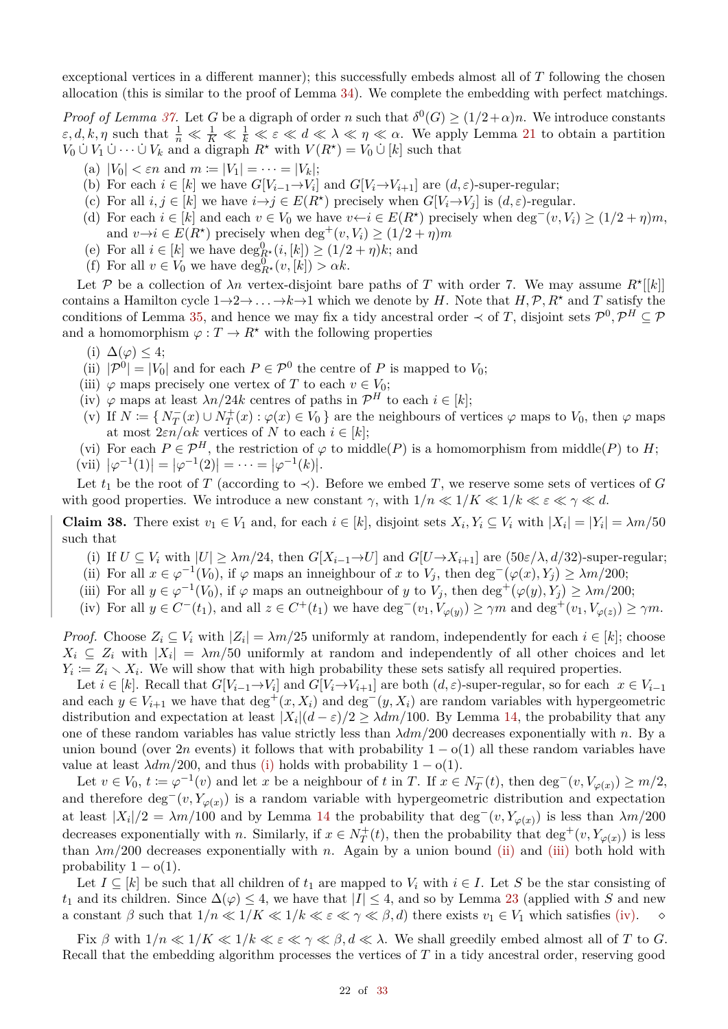exceptional vertices in a different manner); this successfully embeds almost all of $T$ following the chosen allocation (this is similar to the proof of Lemma 34). We complete the embedding with perfect matchings.

*Proof of Lemma 37.* Let $G$ be a digraph of order $n$ such that $\delta^0(G) \geq (1/2+\alpha)n$. We introduce constants $\varepsilon, d, k, \eta$ such that $\frac{1}{n} \ll \frac{1}{K} \ll \frac{1}{k} \ll \varepsilon \ll d \ll \lambda \ll \eta \ll \alpha$. We apply Lemma 21 to obtain a partition $V_0 \dot\cup V_1 \dot\cup \cdots \dot\cup V_k$ and a digraph $R^\star$ with $V(R^\star) = V_0 \dot\cup [k]$ such that

(a) $|V_0| < \varepsilon n$ and $m := |V_1| = \cdots = |V_k|$;
(b) For each $i \in [k]$ we have $G[V_{i-1} \to V_i]$ and $G[V_i \to V_{i+1}]$ are $(d, \varepsilon)$-super-regular;
(c) For all $i, j \in [k]$ we have $i \to j \in E(R^\star)$ precisely when $G[V_i \to V_j]$ is $(d, \varepsilon)$-regular.
(d) For each $i \in [k]$ and each $v \in V_0$ we have $v \leftarrow i \in E(R^\star)$ precisely when $\deg^-(v, V_i) \geq (1/2+\eta)m$, and $v \to i \in E(R^\star)$ precisely when $\deg^+(v, V_i) \geq (1/2+\eta)m$
(e) For all $i \in [k]$ we have $\deg^0_{R^\star}(i, [k]) \geq (1/2+\eta)k$; and
(f) For all $v \in V_0$ we have $\deg^0_{R^\star}(v, [k]) > \alpha k$.

Let $\mathcal{P}$ be a collection of $\lambda n$ vertex-disjoint bare paths of $T$ with order 7. We may assume $R^\star[[k]]$ contains a Hamilton cycle $1 \to 2 \to \ldots \to k \to 1$ which we denote by $H$. Note that $H, \mathcal{P}, R^\star$ and $T$ satisfy the conditions of Lemma 35, and hence we may fix a tidy ancestral order $\prec$ of $T$, disjoint sets $\mathcal{P}^0, \mathcal{P}^H \subseteq \mathcal{P}$ and a homomorphism $\varphi : T \to R^\star$ with the following properties

(i) $\Delta(\varphi) \leq 4$;
(ii) $|\mathcal{P}^0| = |V_0|$ and for each $P \in \mathcal{P}^0$ the centre of $P$ is mapped to $V_0$;
(iii) $\varphi$ maps precisely one vertex of $T$ to each $v \in V_0$;
(iv) $\varphi$ maps at least $\lambda n/24k$ centres of paths in $\mathcal{P}^H$ to each $i \in [k]$;
(v) If $N := \{ N^-_T(x) \cup N^+_T(x) : \varphi(x) \in V_0 \}$ are the neighbours of vertices $\varphi$ maps to $V_0$, then $\varphi$ maps at most $2\varepsilon n/\alpha k$ vertices of $N$ to each $i \in [k]$;
(vi) For each $P \in \mathcal{P}^H$, the restriction of $\varphi$ to middle$(P)$ is a homomorphism from middle$(P)$ to $H$;
(vii) $|\varphi^{-1}(1)| = |\varphi^{-1}(2)| = \cdots = |\varphi^{-1}(k)|$.

Let $t_1$ be the root of $T$ (according to $\prec$). Before we embed $T$, we reserve some sets of vertices of $G$ with good properties. We introduce a new constant $\gamma$, with $1/n \ll 1/K \ll 1/k \ll \varepsilon \ll \gamma \ll d$.

**Claim 38.** There exist $v_1 \in V_1$ and, for each $i \in [k]$, disjoint sets $X_i, Y_i \subseteq V_i$ with $|X_i| = |Y_i| = \lambda m/50$ such that

(i) If $U \subseteq V_i$ with $|U| \geq \lambda m/24$, then $G[X_{i-1} \to U]$ and $G[U \to X_{i+1}]$ are $(50\varepsilon/\lambda, d/32)$-super-regular;
(ii) For all $x \in \varphi^{-1}(V_0)$, if $\varphi$ maps an inneighbour of $x$ to $V_j$, then $\deg^-(\varphi(x), Y_j) \geq \lambda m/200$;
(iii) For all $y \in \varphi^{-1}(V_0)$, if $\varphi$ maps an outneighbour of $y$ to $V_j$, then $\deg^+(\varphi(y), Y_j) \geq \lambda m/200$;
(iv) For all $y \in C^-(t_1)$, and all $z \in C^+(t_1)$ we have $\deg^-(v_1, V_{\varphi(y)}) \geq \gamma m$ and $\deg^+(v_1, V_{\varphi(z)}) \geq \gamma m$.

*Proof.* Choose $Z_i \subseteq V_i$ with $|Z_i| = \lambda m/25$ uniformly at random, independently for each $i \in [k]$; choose $X_i \subseteq Z_i$ with $|X_i| = \lambda m/50$ uniformly at random and independently of all other choices and let $Y_i := Z_i \setminus X_i$. We will show that with high probability these sets satisfy all required properties.

Let $i \in [k]$. Recall that $G[V_{i-1} \to V_i]$ and $G[V_i \to V_{i+1}]$ are both $(d, \varepsilon)$-super-regular, so for each $x \in V_{i-1}$ and each $y \in V_{i+1}$ we have that $\deg^+(x, X_i)$ and $\deg^-(y, X_i)$ are random variables with hypergeometric distribution and expectation at least $|X_i|(d-\varepsilon)/2 \geq \lambda dm/100$. By Lemma 14, the probability that any one of these random variables has value strictly less than $\lambda dm/200$ decreases exponentially with $n$. By a union bound (over $2n$ events) it follows that with probability $1 - o(1)$ all these random variables have value at least $\lambda dm/200$, and thus (i) holds with probability $1 - o(1)$.

Let $v \in V_0$, $t := \varphi^{-1}(v)$ and let $x$ be a neighbour of $t$ in $T$. If $x \in N^-_T(t)$, then $\deg^-(v, V_{\varphi(x)}) \geq m/2$, and therefore $\deg^-(v, Y_{\varphi(x)})$ is a random variable with hypergeometric distribution and expectation at least $|X_i|/2 = \lambda m/100$ and by Lemma 14 the probability that $\deg^-(v, Y_{\varphi(x)})$ is less than $\lambda m/200$ decreases exponentially with $n$. Similarly, if $x \in N^+_T(t)$, then the probability that $\deg^+(v, Y_{\varphi(x)})$ is less than $\lambda m/200$ decreases exponentially with $n$. Again by a union bound (ii) and (iii) both hold with probability $1 - o(1)$.

Let $I \subseteq [k]$ be such that all children of $t_1$ are mapped to $V_i$ with $i \in I$. Let $S$ be the star consisting of $t_1$ and its children. Since $\Delta(\varphi) \leq 4$, we have that $|I| \leq 4$, and so by Lemma 23 (applied with $S$ and new a constant $\beta$ such that $1/n \ll 1/K \ll 1/k \ll \varepsilon \ll \gamma \ll \beta, d$) there exists $v_1 \in V_1$ which satisfies (iv). $\diamond$

Fix $\beta$ with $1/n \ll 1/K \ll 1/k \ll \varepsilon \ll \gamma \ll \beta, d \ll \lambda$. We shall greedily embed almost all of $T$ to $G$. Recall that the embedding algorithm processes the vertices of $T$ in a tidy ancestral order, reserving good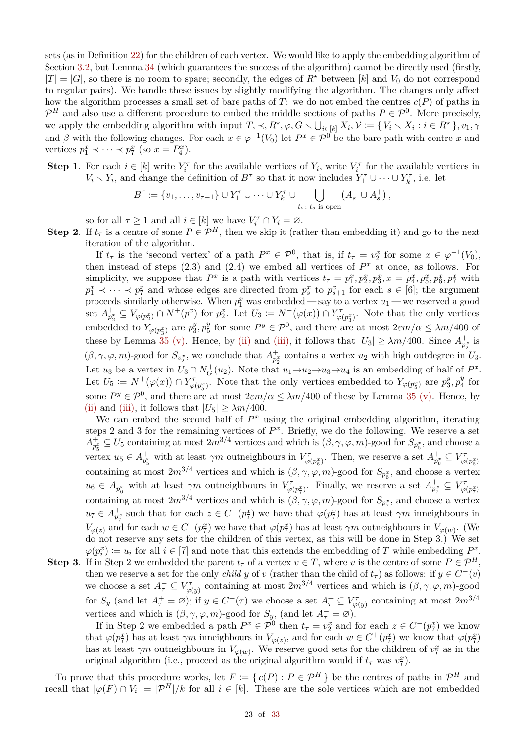sets (as in Definition 22) for the children of each vertex. We would like to apply the embedding algorithm of Section 3.2, but Lemma 34 (which guarantees the success of the algorithm) cannot be directly used (firstly, $|T| = |G|$, so there is no room to spare; secondly, the edges of $R^\star$ between $[k]$ and $V_0$ do not correspond to regular pairs). We handle these issues by slightly modifying the algorithm. The changes only affect how the algorithm processes a small set of bare paths of $T$: we do not embed the centres $c(P)$ of paths in $\mathcal{P}^H$ and also use a different procedure to embed the middle sections of paths $P \in \mathcal{P}^0$. More precisely, we apply the embedding algorithm with input $T, \prec, R^\star, \varphi, G \smallsetminus \bigcup_{i\in[k]} X_i, \mathcal{V} \coloneqq \{ V_i \smallsetminus X_i : i \in R^\star \}, v_1, \gamma$ and $\beta$ with the following changes. For each $x \in \varphi^{-1}(V_0)$ let $P^x \in \mathcal{P}^0$ be the bare path with centre $x$ and vertices $p_1^x \prec \cdots \prec p_7^x$ (so $x = P_4^x$).

**Step 1**. For each $i \in [k]$ write $Y_i^\tau$ for the available vertices of $Y_i$, write $V_i^\tau$ for the available vertices in $V_i \smallsetminus Y_i$, and change the definition of $B^\tau$ so that it now includes $Y_1^\tau \cup \cdots \cup Y_k^\tau$, i.e. let

$$B^\tau \coloneqq \{v_1, \ldots, v_{\tau-1}\} \cup Y_1^\tau \cup \cdots \cup Y_k^\tau \cup \bigcup_{t_s \colon t_s \text{ is open}} (A_s^- \cup A_s^+),$$

so for all $\tau \geq 1$ and all $i \in [k]$ we have $V_i^\tau \cap Y_i = \varnothing$.

**Step 2**. If $t_\tau$ is a centre of some $P \in \mathcal{P}^H$, then we skip it (rather than embedding it) and go to the next iteration of the algorithm.

If $t_\tau$ is the 'second vertex' of a path $P^x \in \mathcal{P}^0$, that is, if $t_\tau = v_2^x$ for some $x \in \varphi^{-1}(V_0)$, then instead of steps (2.3) and (2.4) we embed all vertices of $P^x$ at once, as follows. For simplicity, we suppose that $P^x$ is a path with vertices $t_\tau = p_1^x, p_2^x, p_3^x, x = p_4^x, p_5^x, p_6^x, p_7^x$ with $p_1^x \prec \cdots \prec p_7^x$ and whose edges are directed from $p_s^x$ to $p_{s+1}^x$ for each $s \in [6]$; the argument proceeds similarly otherwise. When $p_1^x$ was embedded — say to a vertex $u_1$ — we reserved a good set $A^+_{p_2^x} \subseteq V_{\varphi(p_2^x)} \cap N^+(p_1^x)$ for $p_2^x$. Let $U_3 \coloneqq N^-(\varphi(x)) \cap Y^\tau_{\varphi(p_3^x)}$. Note that the only vertices embedded to $Y_{\varphi(p_3^x)}$ are $p_3^y, p_5^y$ for some $P^y \in \mathcal{P}^0$, and there are at most $2\varepsilon m/\alpha \leq \lambda m/400$ of these by Lemma 35 (v). Hence, by (ii) and (iii), it follows that $|U_3| \geq \lambda m/400$. Since $A^+_{p_2^x}$ is $(\beta, \gamma, \varphi, m)$-good for $S_{v_2^x}$, we conclude that $A^+_{p_2^x}$ contains a vertex $u_2$ with high outdegree in $U_3$. Let $u_3$ be a vertex in $U_3 \cap N_G^+(u_2)$. Note that $u_1 \to u_2 \to u_3 \to u_4$ is an embedding of half of $P^x$. Let $U_5 \coloneqq N^+(\varphi(x)) \cap Y^\tau_{\varphi(p_5^x)}$. Note that the only vertices embedded to $Y_{\varphi(p_5^x)}$ are $p_3^y, p_4^y$ for some $P^y \in \mathcal{P}^0$, and there are at most $2\varepsilon m/\alpha \leq \lambda m/400$ of these by Lemma 35 (v). Hence, by (ii) and (iii), it follows that $|U_5| \geq \lambda m/400$.

We can embed the second half of $P^x$ using the original embedding algorithm, iterating steps 2 and 3 for the remaining vertices of $P^x$. Briefly, we do the following. We reserve a set $A^+_{p_5^x} \subseteq U_5$ containing at most $2m^{3/4}$ vertices and which is $(\beta, \gamma, \varphi, m)$-good for $S_{p_5^x}$, and choose a vertex $u_5 \in A^+_{p_5^x}$ with at least $\gamma m$ outneighbours in $V^\tau_{\varphi(p_6^x)}$. Then, we reserve a set $A^+_{p_6^x} \subseteq V^\tau_{\varphi(p_6^x)}$ containing at most $2m^{3/4}$ vertices and which is $(\beta, \gamma, \varphi, m)$-good for $S_{p_6^x}$, and choose a vertex $u_6 \in A^+_{p_6^x}$ with at least $\gamma m$ outneighbours in $V^\tau_{\varphi(p_7^x)}$. Finally, we reserve a set $A^+_{p_7^x} \subseteq V^\tau_{\varphi(p_7^x)}$ containing at most $2m^{3/4}$ vertices and which is $(\beta, \gamma, \varphi, m)$-good for $S_{p_7^x}$, and choose a vertex $u_7 \in A^+_{p_7^x}$ such that for each $z \in C^-(p_7^x)$ we have that $\varphi(p_7^x)$ has at least $\gamma m$ inneighbours in $V_{\varphi(z)}$ and for each $w \in C^+(p_7^x)$ we have that $\varphi(p_7^x)$ has at least $\gamma m$ outneighbours in $V_{\varphi(w)}$. (We do not reserve any sets for the children of this vertex, as this will be done in Step 3.) We set $\varphi(p_i^x) \coloneqq u_i$ for all $i \in [7]$ and note that this extends the embedding of $T$ while embedding $P^x$.

**Step 3**. If in Step 2 we embedded the parent $t_\tau$ of a vertex $v \in T$, where $v$ is the centre of some $P \in \mathcal{P}^H$, then we reserve a set for the only *child* $y$ of $v$ (rather than the child of $t_\tau$) as follows: if $y \in C^-(v)$ we choose a set $A_\tau^- \subseteq V^\tau_{\varphi(y)}$ containing at most $2m^{3/4}$ vertices and which is $(\beta, \gamma, \varphi, m)$-good for $S_y$ (and let $A_\tau^+ = \varnothing$); if $y \in C^+(\tau)$ we choose a set $A_\tau^+ \subseteq V^\tau_{\varphi(y)}$ containing at most $2m^{3/4}$ vertices and which is $(\beta, \gamma, \varphi, m)$-good for $S_y$, (and let $A_\tau^- = \varnothing$).

If in Step 2 we embedded a path $P^x \in \mathcal{P}^0$ then $t_\tau = v_2^x$ and for each $z \in C^-(p_7^x)$ we know that $\varphi(p_7^x)$ has at least $\gamma m$ inneighbours in $V_{\varphi(z)}$, and for each $w \in C^+(p_7^x)$ we know that $\varphi(p_7^x)$ has at least $\gamma m$ outneighbours in $V_{\varphi(w)}$. We reserve good sets for the children of $v_7^x$ as in the original algorithm (i.e., proceed as the original algorithm would if $t_\tau$ was $v_7^x$).

To prove that this procedure works, let $F \coloneqq \{ c(P) : P \in \mathcal{P}^H \}$ be the centres of paths in $\mathcal{P}^H$ and recall that $|\varphi(F) \cap V_i| = |\mathcal{P}^H|/k$ for all $i \in [k]$. These are the sole vertices which are not embedded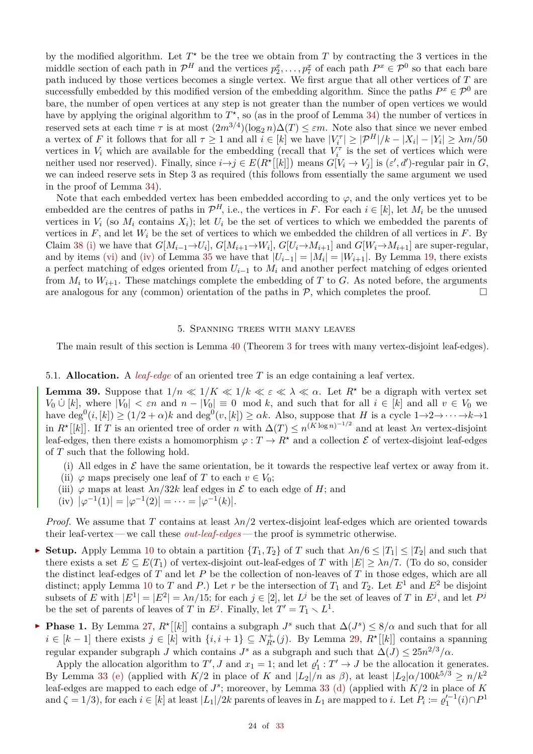by the modified algorithm. Let $T^\star$ be the tree we obtain from $T$ by contracting the 3 vertices in the middle section of each path in $\mathcal{P}^H$ and the vertices $p_2^x, \dots, p_7^x$ of each path $P^x \in \mathcal{P}^0$ so that each bare path induced by those vertices becomes a single vertex. We first argue that all other vertices of $T$ are successfully embedded by this modified version of the embedding algorithm. Since the paths $P^x \in \mathcal{P}^0$ are bare, the number of open vertices at any step is not greater than the number of open vertices we would have by applying the original algorithm to $T^\star$, so (as in the proof of Lemma 34) the number of vertices in reserved sets at each time $\tau$ is at most $(2m^{3/4})(\log_2 n)\Delta(T) \le \varepsilon m$. Note also that since we never embed a vertex of $F$ it follows that for all $\tau \ge 1$ and all $i \in [k]$ we have $|V_i^\tau| \ge |\mathcal{P}^H|/k - |X_i| - |Y_i| \ge \lambda m/50$ vertices in $V_i$ which are available for the embedding (recall that $V_i^\tau$ is the set of vertices which were neither used nor reserved). Finally, since $i \to j \in E(R^\star[[k]])$ means $G[V_i \to V_j]$ is $(\varepsilon', d')$-regular pair in $G$, we can indeed reserve sets in Step 3 as required (this follows from essentially the same argument we used in the proof of Lemma 34).

Note that each embedded vertex has been embedded according to $\varphi$, and the only vertices yet to be embedded are the centres of paths in $\mathcal{P}^H$, i.e., the vertices in $F$. For each $i \in [k]$, let $M_i$ be the unused vertices in $V_i$ (so $M_i$ contains $X_i$); let $U_i$ be the set of vertices to which we embedded the parents of vertices in $F$, and let $W_i$ be the set of vertices to which we embedded the children of all vertices in $F$. By Claim 38 (i) we have that $G[M_{i-1} \to U_i]$, $G[M_{i+1} \to W_i]$, $G[U_i \to M_{i+1}]$ and $G[W_i \to M_{i+1}]$ are super-regular, and by items (vi) and (iv) of Lemma 35 we have that $|U_{i-1}| = |M_i| = |W_{i+1}|$. By Lemma 19, there exists a perfect matching of edges oriented from $U_{i-1}$ to $M_i$ and another perfect matching of edges oriented from $M_i$ to $W_{i+1}$. These matchings complete the embedding of $T$ to $G$. As noted before, the arguments are analogous for any (common) orientation of the paths in $\mathcal{P}$, which completes the proof. □

## 5. Spanning trees with many leaves

The main result of this section is Lemma 40 (Theorem 3 for trees with many vertex-disjoint leaf-edges).

### 5.1. Allocation.

A *leaf-edge* of an oriented tree $T$ is an edge containing a leaf vertex.

**Lemma 39.** Suppose that $1/n \ll 1/K \ll 1/k \ll \varepsilon \ll \lambda \ll \alpha$. Let $R^\star$ be a digraph with vertex set $V_0 \,\dot\cup\, [k]$, where $|V_0| < \varepsilon n$ and $n - |V_0| \equiv 0 \mod k$, and such that for all $i \in [k]$ and all $v \in V_0$ we have $\deg^0(i, [k]) \ge (1/2 + \alpha)k$ and $\deg^0(v, [k]) \ge \alpha k$. Also, suppose that $H$ is a cycle $1 \to 2 \to \cdots \to k \to 1$ in $R^\star[[k]]$. If $T$ is an oriented tree of order $n$ with $\Delta(T) \le n^{(K \log n)^{-1/2}}$ and at least $\lambda n$ vertex-disjoint leaf-edges, then there exists a homomorphism $\varphi : T \to R^\star$ and a collection $\mathcal{E}$ of vertex-disjoint leaf-edges of $T$ such that the following hold.

- (i) All edges in $\mathcal{E}$ have the same orientation, be it towards the respective leaf vertex or away from it.
- (ii) $\varphi$ maps precisely one leaf of $T$ to each $v \in V_0$;
- (iii) $\varphi$ maps at least $\lambda n/32k$ leaf edges in $\mathcal{E}$ to each edge of $H$; and
- (iv) $|\varphi^{-1}(1)| = |\varphi^{-1}(2)| = \cdots = |\varphi^{-1}(k)|$.

*Proof.* We assume that $T$ contains at least $\lambda n/2$ vertex-disjoint leaf-edges which are oriented towards their leaf-vertex — we call these *out-leaf-edges* — the proof is symmetric otherwise.

- **Setup.** Apply Lemma 10 to obtain a partition $\{T_1, T_2\}$ of $T$ such that $\lambda n/6 \le |T_1| \le |T_2|$ and such that there exists a set $E \subseteq E(T_1)$ of vertex-disjoint out-leaf-edges of $T$ with $|E| \ge \lambda n/7$. (To do so, consider the distinct leaf-edges of $T$ and let $P$ be the collection of non-leaves of $T$ in those edges, which are all distinct; apply Lemma 10 to $T$ and $P$.) Let $r$ be the intersection of $T_1$ and $T_2$. Let $E^1$ and $E^2$ be disjoint subsets of $E$ with $|E^1| = |E^2| = \lambda n/15$; for each $j \in [2]$, let $L^j$ be the set of leaves of $T$ in $E^j$, and let $P^j$ be the set of parents of leaves of $T$ in $E^j$. Finally, let $T' = T_1 \setminus L^1$.
- **Phase 1.** By Lemma 27, $R^\star[[k]]$ contains a subgraph $J^s$ such that $\Delta(J^s) \le 8/\alpha$ and such that for all $i \in [k-1]$ there exists $j \in [k]$ with $\{i, i+1\} \subseteq N^+_{R^\star}(j)$. By Lemma 29, $R^\star[[k]]$ contains a spanning regular expander subgraph $J$ which contains $J^s$ as a subgraph and such that $\Delta(J) \le 25n^{2/3}/\alpha$.

  Apply the allocation algorithm to $T', J$ and $x_1 = 1$; and let $\varrho_1' : T' \to J$ be the allocation it generates. By Lemma 33 (e) (applied with $K/2$ in place of $K$ and $|L_2|/n$ as $\beta$), at least $|L_2|\alpha/100k^{5/3} \ge n/k^2$ leaf-edges are mapped to each edge of $J^s$; moreover, by Lemma 33 (d) (applied with $K/2$ in place of $K$ and $\zeta = 1/3$), for each $i \in [k]$ at least $|L_1|/2k$ parents of leaves in $L_1$ are mapped to $i$. Let $P_i := \varrho_1'^{-1}(i) \cap P^1$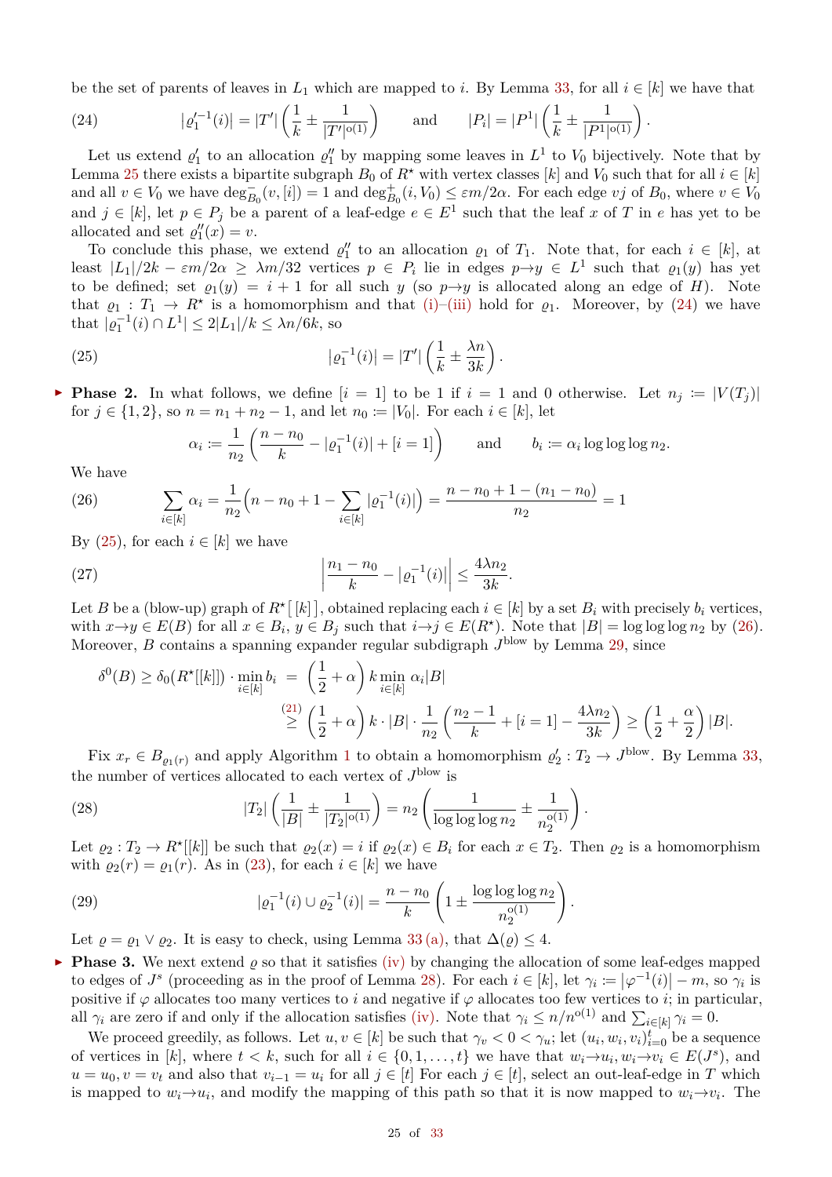be the set of parents of leaves in $L_1$ which are mapped to $i$. By Lemma 33, for all $i \in [k]$ we have that

$$(24) \qquad |\varrho_1'^{-1}(i)| = |T'|\left(\frac{1}{k} \pm \frac{1}{|T'|^{o(1)}}\right) \qquad \text{and} \qquad |P_i| = |P^1|\left(\frac{1}{k} \pm \frac{1}{|P^1|^{o(1)}}\right).$$

Let us extend $\varrho_1'$ to an allocation $\varrho_1''$ by mapping some leaves in $L^1$ to $V_0$ bijectively. Note that by Lemma 25 there exists a bipartite subgraph $B_0$ of $R^\star$ with vertex classes $[k]$ and $V_0$ such that for all $i \in [k]$ and all $v \in V_0$ we have $\deg^-_{B_0}(v, [i]) = 1$ and $\deg^+_{B_0}(i, V_0) \le \varepsilon m/2\alpha$. For each edge $vj$ of $B_0$, where $v \in V_0$ and $j \in [k]$, let $p \in P_j$ be a parent of a leaf-edge $e \in E^1$ such that the leaf $x$ of $T$ in $e$ has yet to be allocated and set $\varrho_1''(x) = v$.

To conclude this phase, we extend $\varrho_1''$ to an allocation $\varrho_1$ of $T_1$. Note that, for each $i \in [k]$, at least $|L_1|/2k - \varepsilon m/2\alpha \ge \lambda m/32$ vertices $p \in P_i$ lie in edges $p \to y \in L^1$ such that $\varrho_1(y)$ has yet to be defined; set $\varrho_1(y) = i+1$ for all such $y$ (so $p \to y$ is allocated along an edge of $H$). Note that $\varrho_1 : T_1 \to R^\star$ is a homomorphism and that (i)–(iii) hold for $\varrho_1$. Moreover, by (24) we have that $|\varrho_1^{-1}(i) \cap L^1| \le 2|L_1|/k \le \lambda n/6k$, so

$$(25) \qquad |\varrho_1^{-1}(i)| = |T'|\left(\frac{1}{k} \pm \frac{\lambda n}{3k}\right).$$

- **Phase 2.** In what follows, we define $[i = 1]$ to be 1 if $i = 1$ and 0 otherwise. Let $n_j := |V(T_j)|$ for $j \in \{1, 2\}$, so $n = n_1 + n_2 - 1$, and let $n_0 := |V_0|$. For each $i \in [k]$, let

$$\alpha_i := \frac{1}{n_2}\left(\frac{n - n_0}{k} - |\varrho_1^{-1}(i)| + [i = 1]\right) \qquad \text{and} \qquad b_i := \alpha_i \log\log\log n_2.$$

We have

$$(26) \qquad \sum_{i \in [k]} \alpha_i = \frac{1}{n_2}\Big(n - n_0 + 1 - \sum_{i \in [k]} |\varrho_1^{-1}(i)|\Big) = \frac{n - n_0 + 1 - (n_1 - n_0)}{n_2} = 1$$

By (25), for each $i \in [k]$ we have

$$(27) \qquad \left|\frac{n_1 - n_0}{k} - |\varrho_1^{-1}(i)|\right| \le \frac{4\lambda n_2}{3k}.$$

Let $B$ be a (blow-up) graph of $R^\star\big[\,[k]\,\big]$, obtained replacing each $i \in [k]$ by a set $B_i$ with precisely $b_i$ vertices, with $x \to y \in E(B)$ for all $x \in B_i$, $y \in B_j$ such that $i \to j \in E(R^\star)$. Note that $|B| = \log\log\log n_2$ by (26). Moreover, $B$ contains a spanning expander regular subdigraph $J^{\text{blow}}$ by Lemma 29, since

$$\begin{aligned}\delta^0(B) \ge \delta_0(R^\star[[k]]) \cdot \min_{i \in [k]} b_i \;&=\; \left(\frac{1}{2} + \alpha\right) k \min_{i \in [k]} \alpha_i |B| \\ &\overset{(21)}{\ge} \left(\frac{1}{2} + \alpha\right) k \cdot |B| \cdot \frac{1}{n_2}\left(\frac{n_2 - 1}{k} + [i = 1] - \frac{4\lambda n_2}{3k}\right) \ge \left(\frac{1}{2} + \frac{\alpha}{2}\right)|B|.\end{aligned}$$

Fix $x_r \in B_{\varrho_1(r)}$ and apply Algorithm 1 to obtain a homomorphism $\varrho_2' : T_2 \to J^{\text{blow}}$. By Lemma 33, the number of vertices allocated to each vertex of $J^{\text{blow}}$ is

$$(28) \qquad |T_2|\left(\frac{1}{|B|} \pm \frac{1}{|T_2|^{o(1)}}\right) = n_2\left(\frac{1}{\log\log\log n_2} \pm \frac{1}{n_2^{o(1)}}\right).$$

Let $\varrho_2 : T_2 \to R^\star[[k]]$ be such that $\varrho_2(x) = i$ if $\varrho_2(x) \in B_i$ for each $x \in T_2$. Then $\varrho_2$ is a homomorphism with $\varrho_2(r) = \varrho_1(r)$. As in (23), for each $i \in [k]$ we have

$$(29) \qquad |\varrho_1^{-1}(i) \cup \varrho_2^{-1}(i)| = \frac{n - n_0}{k}\left(1 \pm \frac{\log\log\log n_2}{n_2^{o(1)}}\right).$$

Let $\varrho = \varrho_1 \vee \varrho_2$. It is easy to check, using Lemma 33 (a), that $\Delta(\varrho) \le 4$.

- **Phase 3.** We next extend $\varrho$ so that it satisfies (iv) by changing the allocation of some leaf-edges mapped to edges of $J^s$ (proceeding as in the proof of Lemma 28). For each $i \in [k]$, let $\gamma_i := |\varphi^{-1}(i)| - m$, so $\gamma_i$ is positive if $\varphi$ allocates too many vertices to $i$ and negative if $\varphi$ allocates too few vertices to $i$; in particular, all $\gamma_i$ are zero if and only if the allocation satisfies (iv). Note that $\gamma_i \le n/n^{o(1)}$ and $\sum_{i \in [k]} \gamma_i = 0$.

We proceed greedily, as follows. Let $u, v \in [k]$ be such that $\gamma_v < 0 < \gamma_u$; let $(u_i, w_i, v_i)_{i=0}^t$ be a sequence of vertices in $[k]$, where $t < k$, such for all $i \in \{0, 1, \ldots, t\}$ we have that $w_i \to u_i, w_i \to v_i \in E(J^s)$, and $u = u_0, v = v_t$ and also that $v_{i-1} = u_i$ for all $j \in [t]$ For each $j \in [t]$, select an out-leaf-edge in $T$ which is mapped to $w_i \to u_i$, and modify the mapping of this path so that it is now mapped to $w_i \to v_i$. The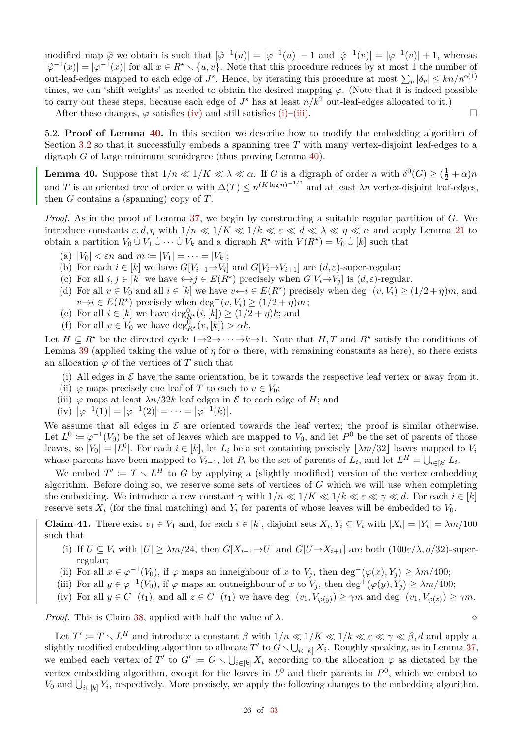modified map $\hat\varphi$ we obtain is such that $|\hat\varphi^{-1}(u)| = |\varphi^{-1}(u)| - 1$ and $|\hat\varphi^{-1}(v)| = |\varphi^{-1}(v)| + 1$, whereas $|\hat\varphi^{-1}(x)| = |\varphi^{-1}(x)|$ for all $x \in R^\star \setminus \{u, v\}$. Note that this procedure reduces by at most 1 the number of out-leaf-edges mapped to each edge of $J^s$. Hence, by iterating this procedure at most $\sum_v |\delta_v| \leq kn/n^{o(1)}$ times, we can 'shift weights' as needed to obtain the desired mapping $\varphi$. (Note that it is indeed possible to carry out these steps, because each edge of $J^s$ has at least $n/k^2$ out-leaf-edges allocated to it.)

After these changes, $\varphi$ satisfies (iv) and still satisfies (i)–(iii). $\square$

## 5.2. Proof of Lemma 40.

In this section we describe how to modify the embedding algorithm of Section 3.2 so that it successfully embeds a spanning tree $T$ with many vertex-disjoint leaf-edges to a digraph $G$ of large minimum semidegree (thus proving Lemma 40).

**Lemma 40.** Suppose that $1/n \ll 1/K \ll \lambda \ll \alpha$. If $G$ is a digraph of order $n$ with $\delta^0(G) \geq (\frac{1}{2} + \alpha)n$ and $T$ is an oriented tree of order $n$ with $\Delta(T) \leq n^{(K \log n)^{-1/2}}$ and at least $\lambda n$ vertex-disjoint leaf-edges, then $G$ contains a (spanning) copy of $T$.

*Proof.* As in the proof of Lemma 37, we begin by constructing a suitable regular partition of $G$. We introduce constants $\varepsilon, d, \eta$ with $1/n \ll 1/K \ll 1/k \ll \varepsilon \ll d \ll \lambda \ll \eta \ll \alpha$ and apply Lemma 21 to obtain a partition $V_0 \,\dot\cup\, V_1 \,\dot\cup \cdots \dot\cup\, V_k$ and a digraph $R^\star$ with $V(R^\star) = V_0 \,\dot\cup\, [k]$ such that

- (a) $|V_0| < \varepsilon n$ and $m := |V_1| = \cdots = |V_k|$;
- (b) For each $i \in [k]$ we have $G[V_{i-1} \to V_i]$ and $G[V_i \to V_{i+1}]$ are $(d, \varepsilon)$-super-regular;
- (c) For all $i, j \in [k]$ we have $i \to j \in E(R^\star)$ precisely when $G[V_i \to V_j]$ is $(d, \varepsilon)$-regular;
- (d) For all $v \in V_0$ and all $i \in [k]$ we have $v \leftarrow i \in E(R^\star)$ precisely when $\deg^-(v, V_i) \geq (1/2 + \eta)m$, and $v \to i \in E(R^\star)$ precisely when $\deg^+(v, V_i) \geq (1/2 + \eta)m$;
- (e) For all $i \in [k]$ we have $\deg^0_{R^\star}(i, [k]) \geq (1/2 + \eta)k$; and
- (f) For all $v \in V_0$ we have $\deg^0_{R^\star}(v, [k]) > \alpha k$.

Let $H \subseteq R^\star$ be the directed cycle $1 \to 2 \to \cdots \to k \to 1$. Note that $H, T$ and $R^\star$ satisfy the conditions of Lemma 39 (applied taking the value of $\eta$ for $\alpha$ there, with remaining constants as here), so there exists an allocation $\varphi$ of the vertices of $T$ such that

- (i) All edges in $\mathcal{E}$ have the same orientation, be it towards the respective leaf vertex or away from it.
- (ii) $\varphi$ maps precisely one leaf of $T$ to each to $v \in V_0$;
- (iii) $\varphi$ maps at least $\lambda n/32k$ leaf edges in $\mathcal{E}$ to each edge of $H$; and
- (iv) $|\varphi^{-1}(1)| = |\varphi^{-1}(2)| = \cdots = |\varphi^{-1}(k)|$.

We assume that all edges in $\mathcal{E}$ are oriented towards the leaf vertex; the proof is similar otherwise. Let $L^0 := \varphi^{-1}(V_0)$ be the set of leaves which are mapped to $V_0$, and let $P^0$ be the set of parents of those leaves, so $|V_0| = |L^0|$. For each $i \in [k]$, let $L_i$ be a set containing precisely $\lfloor \lambda m/32 \rfloor$ leaves mapped to $V_i$ whose parents have been mapped to $V_{i-1}$, let $P_i$ be the set of parents of $L_i$, and let $L^H = \bigcup_{i \in [k]} L_i$.

We embed $T' := T \setminus L^H$ to $G$ by applying a (slightly modified) version of the vertex embedding algorithm. Before doing so, we reserve some sets of vertices of $G$ which we will use when completing the embedding. We introduce a new constant $\gamma$ with $1/n \ll 1/K \ll 1/k \ll \varepsilon \ll \gamma \ll d$. For each $i \in [k]$ reserve sets $X_i$ (for the final matching) and $Y_i$ for parents of whose leaves will be embedded to $V_0$.

**Claim 41.** There exist $v_1 \in V_1$ and, for each $i \in [k]$, disjoint sets $X_i, Y_i \subseteq V_i$ with $|X_i| = |Y_i| = \lambda m/100$ such that

- (i) If $U \subseteq V_i$ with $|U| \geq \lambda m/24$, then $G[X_{i-1} \to U]$ and $G[U \to X_{i+1}]$ are both $(100\varepsilon/\lambda, d/32)$-super-regular;
- (ii) For all $x \in \varphi^{-1}(V_0)$, if $\varphi$ maps an inneighbour of $x$ to $V_j$, then $\deg^-(\varphi(x), Y_j) \geq \lambda m/400$;
- (iii) For all $y \in \varphi^{-1}(V_0)$, if $\varphi$ maps an outneighbour of $x$ to $V_j$, then $\deg^+(\varphi(y), Y_j) \geq \lambda m/400$;
- (iv) For all $y \in C^-(t_1)$, and all $z \in C^+(t_1)$ we have $\deg^-(v_1, V_{\varphi(y)}) \geq \gamma m$ and $\deg^+(v_1, V_{\varphi(z)}) \geq \gamma m$.

*Proof.* This is Claim 38, applied with half the value of $\lambda$. $\diamond$

Let $T' := T \setminus L^H$ and introduce a constant $\beta$ with $1/n \ll 1/K \ll 1/k \ll \varepsilon \ll \gamma \ll \beta, d$ and apply a slightly modified embedding algorithm to allocate $T'$ to $G \setminus \bigcup_{i \in [k]} X_i$. Roughly speaking, as in Lemma 37, we embed each vertex of $T'$ to $G' := G \setminus \bigcup_{i \in [k]} X_i$ according to the allocation $\varphi$ as dictated by the vertex embedding algorithm, except for the leaves in $L^0$ and their parents in $P^0$, which we embed to $V_0$ and $\bigcup_{i \in [k]} Y_i$, respectively. More precisely, we apply the following changes to the embedding algorithm.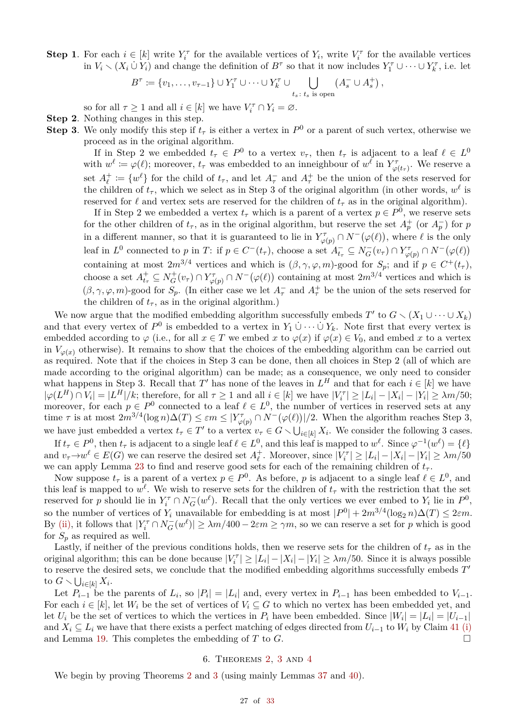**Step 1**. For each $i \in [k]$ write $Y_i^\tau$ for the available vertices of $Y_i$, write $V_i^\tau$ for the available vertices in $V_i \setminus (X_i \,\dot\cup\, Y_i)$ and change the definition of $B^\tau$ so that it now includes $Y_1^\tau \cup \dots \cup Y_k^\tau$, i.e. let

$$B^\tau := \{v_1, \dots, v_{\tau-1}\} \cup Y_1^\tau \cup \dots \cup Y_k^\tau \cup \bigcup_{t_s : \, t_s \text{ is open}} (A_s^- \cup A_s^+),$$

so for all $\tau \geq 1$ and all $i \in [k]$ we have $V_i^\tau \cap Y_i = \varnothing$.

**Step 2**. Nothing changes in this step.

**Step 3**. We only modify this step if $t_\tau$ is either a vertex in $P^0$ or a parent of such vertex, otherwise we proceed as in the original algorithm.

If in Step 2 we embedded $t_\tau \in P^0$ to a vertex $v_\tau$, then $t_\tau$ is adjacent to a leaf $\ell \in L^0$ with $w^\ell := \varphi(\ell)$; moreover, $t_\tau$ was embedded to an inneighbour of $w^\ell$ in $Y^\tau_{\varphi(t_\tau)}$. We reserve a set $A_\ell^+ := \{w^\ell\}$ for the child of $t_\tau$, and let $A_\tau^-$ and $A_\tau^+$ be the union of the sets reserved for the children of $t_\tau$, which we select as in Step 3 of the original algorithm (in other words, $w^\ell$ is reserved for $\ell$ and vertex sets are reserved for the children of $t_\tau$ as in the original algorithm).

If in Step 2 we embedded a vertex $t_\tau$ which is a parent of a vertex $p \in P^0$, we reserve sets for the other children of $t_\tau$, as in the original algorithm, but reserve the set $A_p^+$ (or $A_p^-$) for $p$ in a different manner, so that it is guaranteed to lie in $Y^\tau_{\varphi(p)} \cap N^-(\varphi(\ell))$, where $\ell$ is the only leaf in $L^0$ connected to $p$ in $T$: if $p \in C^-(t_\tau)$, choose a set $A^-_{t_\tau} \subseteq N_G^-(v_\tau) \cap Y^\tau_{\varphi(p)} \cap N^-(\varphi(\ell))$ containing at most $2m^{3/4}$ vertices and which is $(\beta, \gamma, \varphi, m)$-good for $S_p$; and if $p \in C^+(t_\tau)$, choose a set $A^+_{t_\tau} \subseteq N_G^+(v_\tau) \cap Y^\tau_{\varphi(p)} \cap N^-(\varphi(\ell))$ containing at most $2m^{3/4}$ vertices and which is $(\beta, \gamma, \varphi, m)$-good for $S_p$. (In either case we let $A_\tau^-$ and $A_\tau^+$ be the union of the sets reserved for the children of $t_\tau$, as in the original algorithm.)

We now argue that the modified embedding algorithm successfully embeds $T'$ to $G \setminus (X_1 \cup \dots \cup X_k)$ and that every vertex of $P^0$ is embedded to a vertex in $Y_1 \,\dot\cup \dots \dot\cup\, Y_k$. Note first that every vertex is embedded according to $\varphi$ (i.e., for all $x \in T$ we embed $x$ to $\varphi(x)$ if $\varphi(x) \in V_0$, and embed $x$ to a vertex in $V_{\varphi(x)}$ otherwise). It remains to show that the choices of the embedding algorithm can be carried out as required. Note that if the choices in Step 3 can be done, then all choices in Step 2 (all of which are made according to the original algorithm) can be made; as a consequence, we only need to consider what happens in Step 3. Recall that $T'$ has none of the leaves in $L^H$ and that for each $i \in [k]$ we have $|\varphi(L^H) \cap V_i| = |L^H|/k$; therefore, for all $\tau \geq 1$ and all $i \in [k]$ we have $|V_i^\tau| \geq |L_i| - |X_i| - |Y_i| \geq \lambda m/50$; moreover, for each $p \in P^0$ connected to a leaf $\ell \in L^0$, the number of vertices in reserved sets at any time $\tau$ is at most $2m^{3/4}(\log n)\Delta(T) \leq \varepsilon m \leq |Y^\tau_{\varphi(p)} \cap N^-(\varphi(\ell))|/2$. When the algorithm reaches Step 3, we have just embedded a vertex $t_\tau \in T'$ to a vertex $v_\tau \in G \setminus \bigcup_{i \in [k]} X_i$. We consider the following 3 cases.

If $t_\tau \in P^0$, then $t_\tau$ is adjacent to a single leaf $\ell \in L^0$, and this leaf is mapped to $w^\ell$. Since $\varphi^{-1}(w^\ell) = \{\ell\}$ and $v_\tau \to w^\ell \in E(G)$ we can reserve the desired set $A_\ell^+$. Moreover, since $|V_i^\tau| \geq |L_i| - |X_i| - |Y_i| \geq \lambda m/50$ we can apply Lemma 23 to find and reserve good sets for each of the remaining children of $t_\tau$.

Now suppose $t_\tau$ is a parent of a vertex $p \in P^0$. As before, $p$ is adjacent to a single leaf $\ell \in L^0$, and this leaf is mapped to $w^\ell$. We wish to reserve sets for the children of $t_\tau$ with the restriction that the set reserved for $p$ should lie in $Y_i^\tau \cap N_G^-(w^\ell)$. Recall that the only vertices we ever embed to $Y_i$ lie in $P^0$, so the number of vertices of $Y_i$ unavailable for embedding is at most $|P^0| + 2m^{3/4}(\log_2 n)\Delta(T) \leq 2\varepsilon m$. By (ii), it follows that $|Y_i^\tau \cap N_G^-(w^\ell)| \geq \lambda m/400 - 2\varepsilon m \geq \gamma m$, so we can reserve a set for $p$ which is good for $S_p$ as required as well.

Lastly, if neither of the previous conditions holds, then we reserve sets for the children of $t_\tau$ as in the original algorithm; this can be done because $|V_i^\tau| \geq |L_i| - |X_i| - |Y_i| \geq \lambda m/50$. Since it is always possible to reserve the desired sets, we conclude that the modified embedding algorithms successfully embeds $T'$ to $G \setminus \bigcup_{i \in [k]} X_i$.

Let $P_{i-1}$ be the parents of $L_i$, so $|P_i| = |L_i|$ and, every vertex in $P_{i-1}$ has been embedded to $V_{i-1}$. For each $i \in [k]$, let $W_i$ be the set of vertices of $V_i \subseteq G$ to which no vertex has been embedded yet, and let $U_i$ be the set of vertices to which the vertices in $P_i$ have been embedded. Since $|W_i| = |L_i| = |U_{i-1}|$ and $X_i \subseteq L_i$ we have that there exists a perfect matching of edges directed from $U_{i-1}$ to $W_i$ by Claim 41 (i) and Lemma 19. This completes the embedding of $T$ to $G$. □

## 6. Theorems 2, 3 and 4

We begin by proving Theorems 2 and 3 (using mainly Lemmas 37 and 40).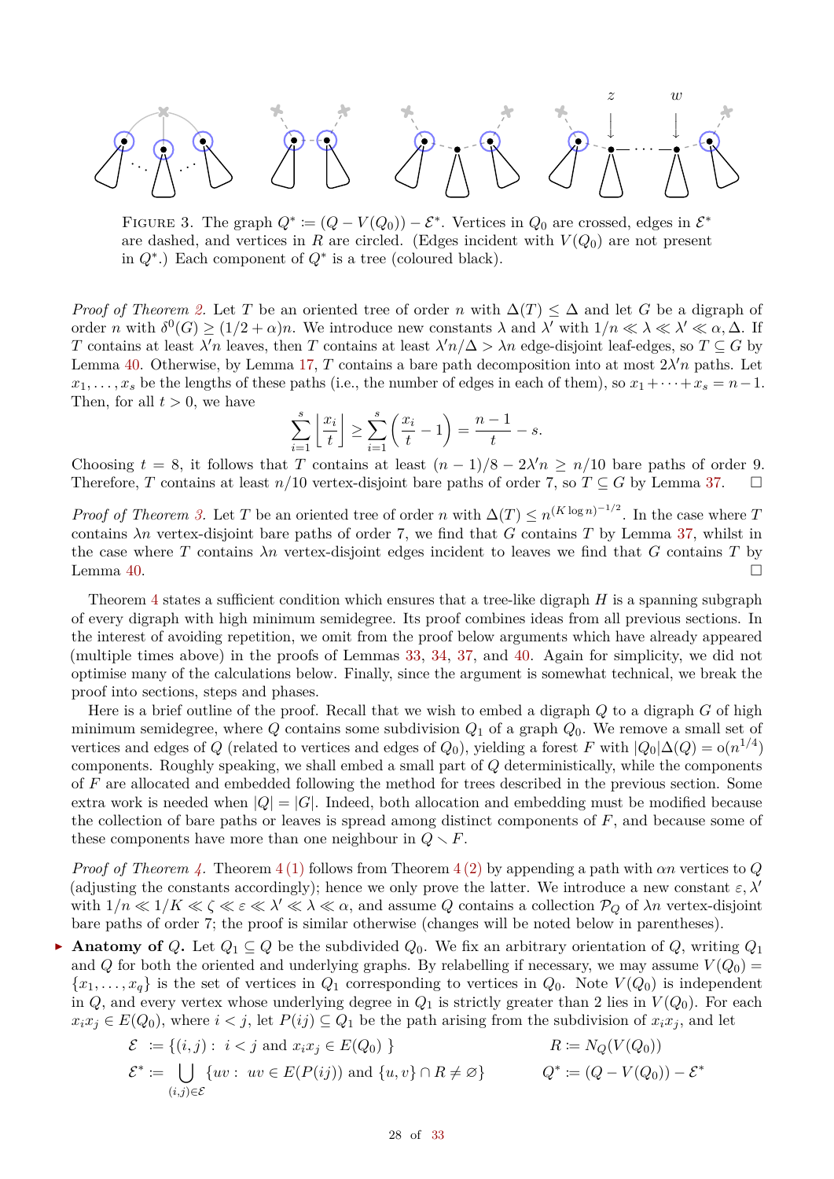FIGURE 3. The graph $Q^* := (Q - V(Q_0)) - \mathcal{E}^*$. Vertices in $Q_0$ are crossed, edges in $\mathcal{E}^*$ are dashed, and vertices in $R$ are circled. (Edges incident with $V(Q_0)$ are not present in $Q^*$.) Each component of $Q^*$ is a tree (coloured black).

*Proof of Theorem 2.* Let $T$ be an oriented tree of order $n$ with $\Delta(T) \leq \Delta$ and let $G$ be a digraph of order $n$ with $\delta^0(G) \geq (1/2 + \alpha)n$. We introduce new constants $\lambda$ and $\lambda'$ with $1/n \ll \lambda \ll \lambda' \ll \alpha, \Delta$. If $T$ contains at least $\lambda' n$ leaves, then $T$ contains at least $\lambda' n/\Delta > \lambda n$ edge-disjoint leaf-edges, so $T \subseteq G$ by Lemma 40. Otherwise, by Lemma 17, $T$ contains a bare path decomposition into at most $2\lambda' n$ paths. Let $x_1, \dots, x_s$ be the lengths of these paths (i.e., the number of edges in each of them), so $x_1 + \cdots + x_s = n - 1$. Then, for all $t > 0$, we have

$$\sum_{i=1}^{s} \left\lfloor \frac{x_i}{t} \right\rfloor \geq \sum_{i=1}^{s} \left( \frac{x_i}{t} - 1 \right) = \frac{n-1}{t} - s.$$

Choosing $t = 8$, it follows that $T$ contains at least $(n-1)/8 - 2\lambda' n \geq n/10$ bare paths of order 9. Therefore, $T$ contains at least $n/10$ vertex-disjoint bare paths of order 7, so $T \subseteq G$ by Lemma 37. $\square$

*Proof of Theorem 3.* Let $T$ be an oriented tree of order $n$ with $\Delta(T) \leq n^{(K \log n)^{-1/2}}$. In the case where $T$ contains $\lambda n$ vertex-disjoint bare paths of order 7, we find that $G$ contains $T$ by Lemma 37, whilst in the case where $T$ contains $\lambda n$ vertex-disjoint edges incident to leaves we find that $G$ contains $T$ by Lemma 40. $\square$

Theorem 4 states a sufficient condition which ensures that a tree-like digraph $H$ is a spanning subgraph of every digraph with high minimum semidegree. Its proof combines ideas from all previous sections. In the interest of avoiding repetition, we omit from the proof below arguments which have already appeared (multiple times above) in the proofs of Lemmas 33, 34, 37, and 40. Again for simplicity, we did not optimise many of the calculations below. Finally, since the argument is somewhat technical, we break the proof into sections, steps and phases.

Here is a brief outline of the proof. Recall that we wish to embed a digraph $Q$ to a digraph $G$ of high minimum semidegree, where $Q$ contains some subdivision $Q_1$ of a graph $Q_0$. We remove a small set of vertices and edges of $Q$ (related to vertices and edges of $Q_0$), yielding a forest $F$ with $|Q_0|\Delta(Q) = o(n^{1/4})$ components. Roughly speaking, we shall embed a small part of $Q$ deterministically, while the components of $F$ are allocated and embedded following the method for trees described in the previous section. Some extra work is needed when $|Q| = |G|$. Indeed, both allocation and embedding must be modified because the collection of bare paths or leaves is spread among distinct components of $F$, and because some of these components have more than one neighbour in $Q \smallsetminus F$.

*Proof of Theorem 4.* Theorem 4 (1) follows from Theorem 4 (2) by appending a path with $\alpha n$ vertices to $Q$ (adjusting the constants accordingly); hence we only prove the latter. We introduce a new constant $\varepsilon, \lambda'$ with $1/n \ll 1/K \ll \zeta \ll \varepsilon \ll \lambda' \ll \lambda \ll \alpha$, and assume $Q$ contains a collection $\mathcal{P}_Q$ of $\lambda n$ vertex-disjoint bare paths of order 7; the proof is similar otherwise (changes will be noted below in parentheses).

- **Anatomy of $Q$.** Let $Q_1 \subseteq Q$ be the subdivided $Q_0$. We fix an arbitrary orientation of $Q$, writing $Q_1$ and $Q$ for both the oriented and underlying graphs. By relabelling if necessary, we may assume $V(Q_0) = \{x_1, \dots, x_q\}$ is the set of vertices in $Q_1$ corresponding to vertices in $Q_0$. Note $V(Q_0)$ is independent in $Q$, and every vertex whose underlying degree in $Q_1$ is strictly greater than 2 lies in $V(Q_0)$. For each $x_i x_j \in E(Q_0)$, where $i < j$, let $P(ij) \subseteq Q_1$ be the path arising from the subdivision of $x_i x_j$, and let

$$\mathcal{E} := \{(i,j) : \ i < j \text{ and } x_i x_j \in E(Q_0)\} \qquad\qquad R := N_Q(V(Q_0))$$

$$\mathcal{E}^* := \bigcup_{(i,j) \in \mathcal{E}} \{uv : \ uv \in E(P(ij)) \text{ and } \{u,v\} \cap R \neq \varnothing\} \qquad\qquad Q^* := (Q - V(Q_0)) - \mathcal{E}^*$$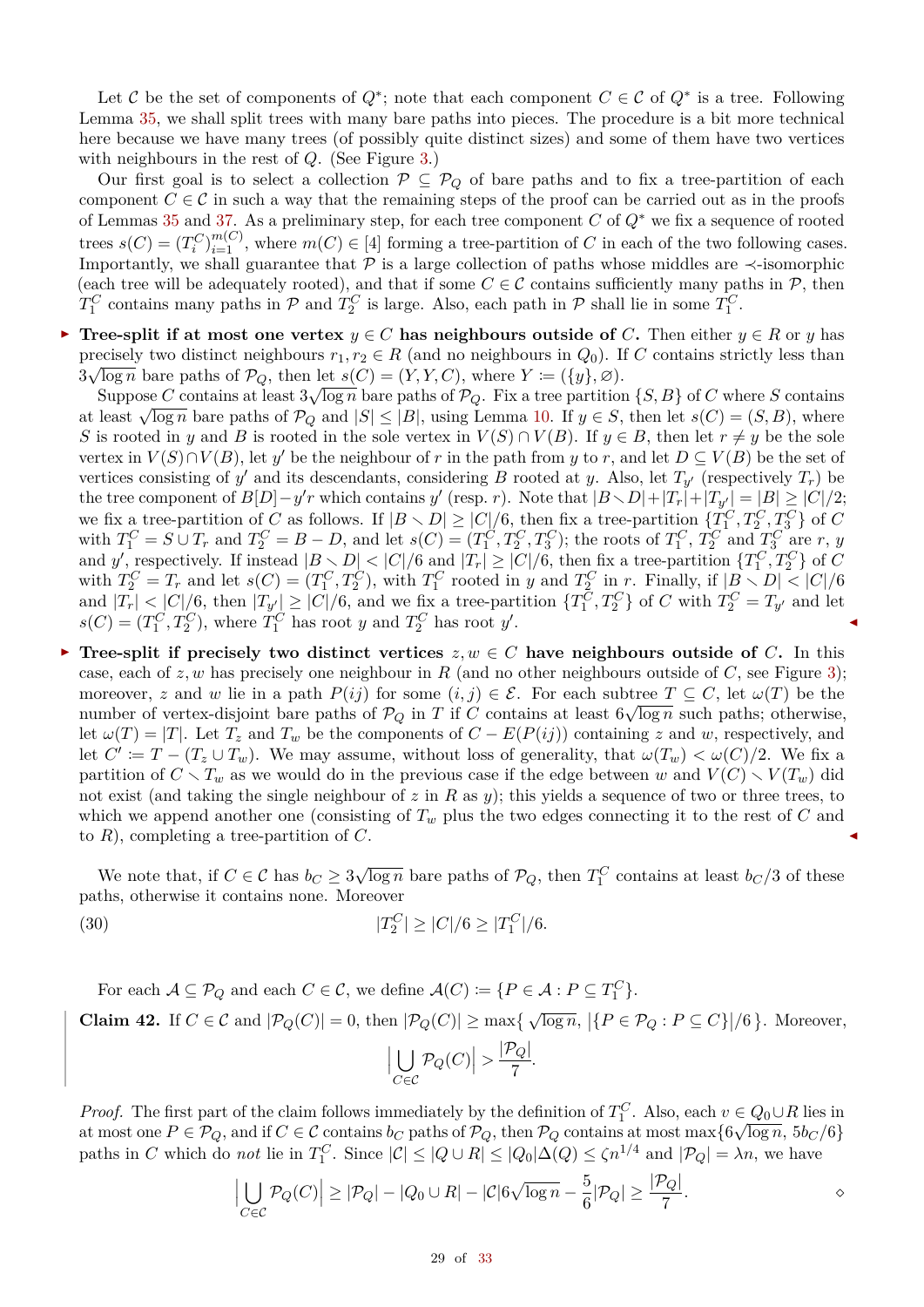Let $\mathcal{C}$ be the set of components of $Q^*$; note that each component $C \in \mathcal{C}$ of $Q^*$ is a tree. Following Lemma 35, we shall split trees with many bare paths into pieces. The procedure is a bit more technical here because we have many trees (of possibly quite distinct sizes) and some of them have two vertices with neighbours in the rest of $Q$. (See Figure 3.)

Our first goal is to select a collection $\mathcal{P} \subseteq \mathcal{P}_Q$ of bare paths and to fix a tree-partition of each component $C \in \mathcal{C}$ in such a way that the remaining steps of the proof can be carried out as in the proofs of Lemmas 35 and 37. As a preliminary step, for each tree component $C$ of $Q^*$ we fix a sequence of rooted trees $s(C) = (T_i^C)_{i=1}^{m(C)}$, where $m(C) \in [4]$ forming a tree-partition of $C$ in each of the two following cases. Importantly, we shall guarantee that $\mathcal{P}$ is a large collection of paths whose middles are $\prec$-isomorphic (each tree will be adequately rooted), and that if some $C \in \mathcal{C}$ contains sufficiently many paths in $\mathcal{P}$, then $T_1^C$ contains many paths in $\mathcal{P}$ and $T_2^C$ is large. Also, each path in $\mathcal{P}$ shall lie in some $T_1^C$.

- **Tree-split if at most one vertex $y \in C$ has neighbours outside of $C$.** Then either $y \in R$ or $y$ has precisely two distinct neighbours $r_1, r_2 \in R$ (and no neighbours in $Q_0$). If $C$ contains strictly less than $3\sqrt{\log n}$ bare paths of $\mathcal{P}_Q$, then let $s(C) = (Y, Y, C)$, where $Y \coloneqq (\{y\}, \varnothing)$.

  Suppose $C$ contains at least $3\sqrt{\log n}$ bare paths of $\mathcal{P}_Q$. Fix a tree partition $\{S, B\}$ of $C$ where $S$ contains at least $\sqrt{\log n}$ bare paths of $\mathcal{P}_Q$ and $|S| \leq |B|$, using Lemma 10. If $y \in S$, then let $s(C) = (S, B)$, where $S$ is rooted in $y$ and $B$ is rooted in the sole vertex in $V(S) \cap V(B)$. If $y \in B$, then let $r \neq y$ be the sole vertex in $V(S) \cap V(B)$, let $y'$ be the neighbour of $r$ in the path from $y$ to $r$, and let $D \subseteq V(B)$ be the set of vertices consisting of $y'$ and its descendants, considering $B$ rooted at $y$. Also, let $T_{y'}$ (respectively $T_r$) be the tree component of $B[D] - y'r$ which contains $y'$ (resp. $r$). Note that $|B \smallsetminus D| + |T_r| + |T_{y'}| = |B| \geq |C|/2$; we fix a tree-partition of $C$ as follows. If $|B \smallsetminus D| \geq |C|/6$, then fix a tree-partition $\{T_1^C, T_2^C, T_3^C\}$ of $C$ with $T_1^C = S \cup T_r$ and $T_2^C = B - D$, and let $s(C) = (T_1^C, T_2^C, T_3^C)$; the roots of $T_1^C$, $T_2^C$ and $T_3^C$ are $r$, $y$ and $y'$, respectively. If instead $|B \smallsetminus D| < |C|/6$ and $|T_r| \geq |C|/6$, then fix a tree-partition $\{T_1^C, T_2^C\}$ of $C$ with $T_2^C = T_r$ and let $s(C) = (T_1^C, T_2^C)$, with $T_1^C$ rooted in $y$ and $T_2^C$ in $r$. Finally, if $|B \smallsetminus D| < |C|/6$ and $|T_r| < |C|/6$, then $|T_{y'}| \geq |C|/6$, and we fix a tree-partition $\{T_1^C, T_2^C\}$ of $C$ with $T_2^C = T_{y'}$ and let $s(C) = (T_1^C, T_2^C)$, where $T_1^C$ has root $y$ and $T_2^C$ has root $y'$. ◀

- **Tree-split if precisely two distinct vertices $z, w \in C$ have neighbours outside of $C$.** In this case, each of $z, w$ has precisely one neighbour in $R$ (and no other neighbours outside of $C$, see Figure 3); moreover, $z$ and $w$ lie in a path $P(ij)$ for some $(i, j) \in \mathcal{E}$. For each subtree $T \subseteq C$, let $\omega(T)$ be the number of vertex-disjoint bare paths of $\mathcal{P}_Q$ in $T$ if $C$ contains at least $6\sqrt{\log n}$ such paths; otherwise, let $\omega(T) = |T|$. Let $T_z$ and $T_w$ be the components of $C - E(P(ij))$ containing $z$ and $w$, respectively, and let $C' \coloneqq T - (T_z \cup T_w)$. We may assume, without loss of generality, that $\omega(T_w) < \omega(C)/2$. We fix a partition of $C \smallsetminus T_w$ as we would do in the previous case if the edge between $w$ and $V(C) \smallsetminus V(T_w)$ did not exist (and taking the single neighbour of $z$ in $R$ as $y$); this yields a sequence of two or three trees, to which we append another one (consisting of $T_w$ plus the two edges connecting it to the rest of $C$ and to $R$), completing a tree-partition of $C$. ◀

We note that, if $C \in \mathcal{C}$ has $b_C \geq 3\sqrt{\log n}$ bare paths of $\mathcal{P}_Q$, then $T_1^C$ contains at least $b_C/3$ of these paths, otherwise it contains none. Moreover

$$|T_2^C| \geq |C|/6 \geq |T_1^C|/6. \tag{30}$$

For each $\mathcal{A} \subseteq \mathcal{P}_Q$ and each $C \in \mathcal{C}$, we define $\mathcal{A}(C) \coloneqq \{P \in \mathcal{A} : P \subseteq T_1^C\}$.

**Claim 42.** If $C \in \mathcal{C}$ and $|\mathcal{P}_Q(C)| = 0$, then $|\mathcal{P}_Q(C)| \geq \max\{\sqrt{\log n}, |\{P \in \mathcal{P}_Q : P \subseteq C\}|/6\}$. Moreover,

$$\Big|\bigcup_{C \in \mathcal{C}} \mathcal{P}_Q(C)\Big| > \frac{|\mathcal{P}_Q|}{7}.$$

*Proof.* The first part of the claim follows immediately by the definition of $T_1^C$. Also, each $v \in Q_0 \cup R$ lies in at most one $P \in \mathcal{P}_Q$, and if $C \in \mathcal{C}$ contains $b_C$ paths of $\mathcal{P}_Q$, then $\mathcal{P}_Q$ contains at most $\max\{6\sqrt{\log n}, 5b_C/6\}$ paths in $C$ which do *not* lie in $T_1^C$. Since $|\mathcal{C}| \leq |Q \cup R| \leq |Q_0|\Delta(Q) \leq \zeta n^{1/4}$ and $|\mathcal{P}_Q| = \lambda n$, we have

$$\Big|\bigcup_{C \in \mathcal{C}} \mathcal{P}_Q(C)\Big| \geq |\mathcal{P}_Q| - |Q_0 \cup R| - |\mathcal{C}| 6\sqrt{\log n} - \frac{5}{6}|\mathcal{P}_Q| \geq \frac{|\mathcal{P}_Q|}{7}. \qquad \diamond$$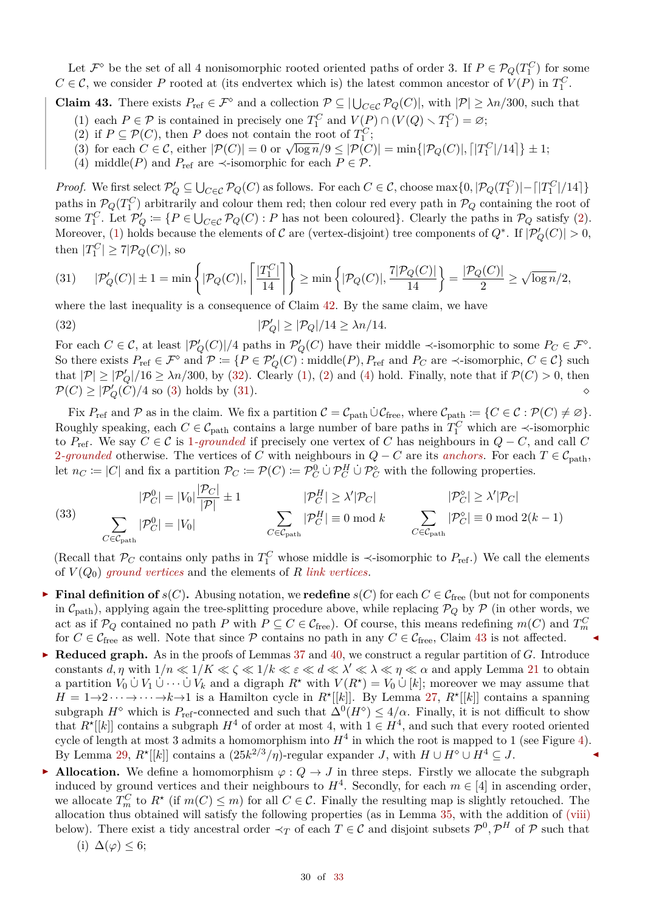Let $\mathcal{F}^\diamond$ be the set of all 4 nonisomorphic rooted oriented paths of order 3. If $P \in \mathcal{P}_Q(T_1^C)$ for some $C \in \mathcal{C}$, we consider $P$ rooted at (its endvertex which is) the latest common ancestor of $V(P)$ in $T_1^C$.

**Claim 43.** There exists $P_{\text{ref}} \in \mathcal{F}^\diamond$ and a collection $\mathcal{P} \subseteq |\bigcup_{C\in\mathcal{C}} \mathcal{P}_Q(C)|$, with $|\mathcal{P}| \geq \lambda n/300$, such that

1. each $P \in \mathcal{P}$ is contained in precisely one $T_1^C$ and $V(P) \cap (V(Q) \setminus T_1^C) = \varnothing$;
2. if $P \subseteq \mathcal{P}(C)$, then $P$ does not contain the root of $T_1^C$;
3. for each $C \in \mathcal{C}$, either $|\mathcal{P}(C)| = 0$ or $\sqrt{\log n}/9 \leq |\mathcal{P}(C)| = \min\{|\mathcal{P}_Q(C)|, \lceil |T_1^C|/14 \rceil\} \pm 1$;
4. middle$(P)$ and $P_{\text{ref}}$ are $\prec$-isomorphic for each $P \in \mathcal{P}$.

*Proof.* We first select $\mathcal{P}'_Q \subseteq \bigcup_{C\in\mathcal{C}} \mathcal{P}_Q(C)$ as follows. For each $C \in \mathcal{C}$, choose $\max\{0, |\mathcal{P}_Q(T_1^C)| - \lceil |T_1^C|/14 \rceil\}$ paths in $\mathcal{P}_Q(T_1^C)$ arbitrarily and colour them red; then colour red every path in $\mathcal{P}_Q$ containing the root of some $T_1^C$. Let $\mathcal{P}'_Q := \{P \in \bigcup_{C\in\mathcal{C}} \mathcal{P}_Q(C) : P \text{ has not been coloured}\}$. Clearly the paths in $\mathcal{P}_Q$ satisfy (2). Moreover, (1) holds because the elements of $\mathcal{C}$ are (vertex-disjoint) tree components of $Q^*$. If $|\mathcal{P}'_Q(C)| > 0$, then $|T_1^C| \geq 7|\mathcal{P}_Q(C)|$, so

$$(31) \qquad |\mathcal{P}'_Q(C)| \pm 1 = \min\left\{|\mathcal{P}_Q(C)|, \left\lceil \frac{|T_1^C|}{14} \right\rceil\right\} \geq \min\left\{|\mathcal{P}_Q(C)|, \frac{7|\mathcal{P}_Q(C)|}{14}\right\} = \frac{|\mathcal{P}_Q(C)|}{2} \geq \sqrt{\log n}/2,$$

where the last inequality is a consequence of Claim 42. By the same claim, we have

$$(32) \qquad |\mathcal{P}'_Q| \geq |\mathcal{P}_Q|/14 \geq \lambda n/14.$$

For each $C \in \mathcal{C}$, at least $|\mathcal{P}'_Q(C)|/4$ paths in $\mathcal{P}'_Q(C)$ have their middle $\prec$-isomorphic to some $P_C \in \mathcal{F}^\diamond$. So there exists $P_{\text{ref}} \in \mathcal{F}^\diamond$ and $\mathcal{P} := \{P \in \mathcal{P}'_Q(C) : \text{middle}(P), P_{\text{ref}} \text{ and } P_C \text{ are } \prec\text{-isomorphic}, C \in \mathcal{C}\}$ such that $|\mathcal{P}| \geq |\mathcal{P}'_Q|/16 \geq \lambda n/300$, by (32). Clearly (1), (2) and (4) hold. Finally, note that if $\mathcal{P}(C) > 0$, then $\mathcal{P}(C) \geq |\mathcal{P}'_Q(C)|/4$ so (3) holds by (31). $\diamond$

Fix $P_{\text{ref}}$ and $\mathcal{P}$ as in the claim. We fix a partition $\mathcal{C} = \mathcal{C}_{\text{path}} \dot\cup \mathcal{C}_{\text{free}}$, where $\mathcal{C}_{\text{path}} := \{C \in \mathcal{C} : \mathcal{P}(C) \neq \varnothing\}$. Roughly speaking, each $C \in \mathcal{C}_{\text{path}}$ contains a large number of bare paths in $T_1^C$ which are $\prec$-isomorphic to $P_{\text{ref}}$. We say $C \in \mathcal{C}$ is *1-grounded* if precisely one vertex of $C$ has neighbours in $Q - C$, and call $C$ *2-grounded* otherwise. The vertices of $C$ with neighbours in $Q - C$ are its *anchors*. For each $T \in \mathcal{C}_{\text{path}}$, let $n_C := |C|$ and fix a partition $\mathcal{P}_C := \mathcal{P}(C) := \mathcal{P}_C^0 \dot\cup \mathcal{P}_C^H \dot\cup \mathcal{P}_C^\diamond$ with the following properties.

$$(33) \qquad \begin{array}{ccc} |\mathcal{P}_C^0| = |V_0|\dfrac{|\mathcal{P}_C|}{|\mathcal{P}|} \pm 1 & |\mathcal{P}_C^H| \geq \lambda'|\mathcal{P}_C| & |\mathcal{P}_C^\diamond| \geq \lambda'|\mathcal{P}_C| \\ \displaystyle\sum_{C\in\mathcal{C}_{\text{path}}} |\mathcal{P}_C^0| = |V_0| & \displaystyle\sum_{C\in\mathcal{C}_{\text{path}}} |\mathcal{P}_C^H| \equiv 0 \bmod k & \displaystyle\sum_{C\in\mathcal{C}_{\text{path}}} |\mathcal{P}_C^\diamond| \equiv 0 \bmod 2(k-1) \end{array}$$

(Recall that $\mathcal{P}_C$ contains only paths in $T_1^C$ whose middle is $\prec$-isomorphic to $P_{\text{ref}}$.) We call the elements of $V(Q_0)$ *ground vertices* and the elements of $R$ *link vertices*.

- **Final definition of $s(C)$.** Abusing notation, we **redefine** $s(C)$ for each $C \in \mathcal{C}_{\text{free}}$ (but not for components in $\mathcal{C}_{\text{path}}$), applying again the tree-splitting procedure above, while replacing $\mathcal{P}_Q$ by $\mathcal{P}$ (in other words, we act as if $\mathcal{P}_Q$ contained no path $P$ with $P \subseteq C \in \mathcal{C}_{\text{free}}$). Of course, this means redefining $m(C)$ and $T_m^C$ for $C \in \mathcal{C}_{\text{free}}$ as well. Note that since $\mathcal{P}$ contains no path in any $C \in \mathcal{C}_{\text{free}}$, Claim 43 is not affected. ◂
- **Reduced graph.** As in the proofs of Lemmas 37 and 40, we construct a regular partition of $G$. Introduce constants $d, \eta$ with $1/n \ll 1/K \ll \zeta \ll 1/k \ll \varepsilon \ll d \ll \lambda' \ll \lambda \ll \eta \ll \alpha$ and apply Lemma 21 to obtain a partition $V_0 \dot\cup V_1 \dot\cup \cdots \dot\cup V_k$ and a digraph $R^\star$ with $V(R^\star) = V_0 \dot\cup [k]$; moreover we may assume that $H = 1 \to 2 \cdots \to \cdots \to k \to 1$ is a Hamilton cycle in $R^\star[[k]]$. By Lemma 27, $R^\star[[k]]$ contains a spanning subgraph $H^\diamond$ which is $P_{\text{ref}}$-connected and such that $\Delta^0(H^\diamond) \leq 4/\alpha$. Finally, it is not difficult to show that $R^\star[[k]]$ contains a subgraph $H^4$ of order at most 4, with $1 \in H^4$, and such that every rooted oriented cycle of length at most 3 admits a homomorphism into $H^4$ in which the root is mapped to 1 (see Figure 4). By Lemma 29, $R^\star[[k]]$ contains a $(25k^{2/3}/\eta)$-regular expander $J$, with $H \cup H^\diamond \cup H^4 \subseteq J$. ◂
- **Allocation.** We define a homomorphism $\varphi : Q \to J$ in three steps. Firstly we allocate the subgraph induced by ground vertices and their neighbours to $H^4$. Secondly, for each $m \in [4]$ in ascending order, we allocate $T_m^C$ to $R^\star$ (if $m(C) \leq m$) for all $C \in \mathcal{C}$. Finally the resulting map is slightly retouched. The allocation thus obtained will satisfy the following properties (as in Lemma 35, with the addition of (viii) below). There exist a tidy ancestral order $\prec_T$ of each $T \in \mathcal{C}$ and disjoint subsets $\mathcal{P}^0, \mathcal{P}^H$ of $\mathcal{P}$ such that
  - (i) $\Delta(\varphi) \leq 6$;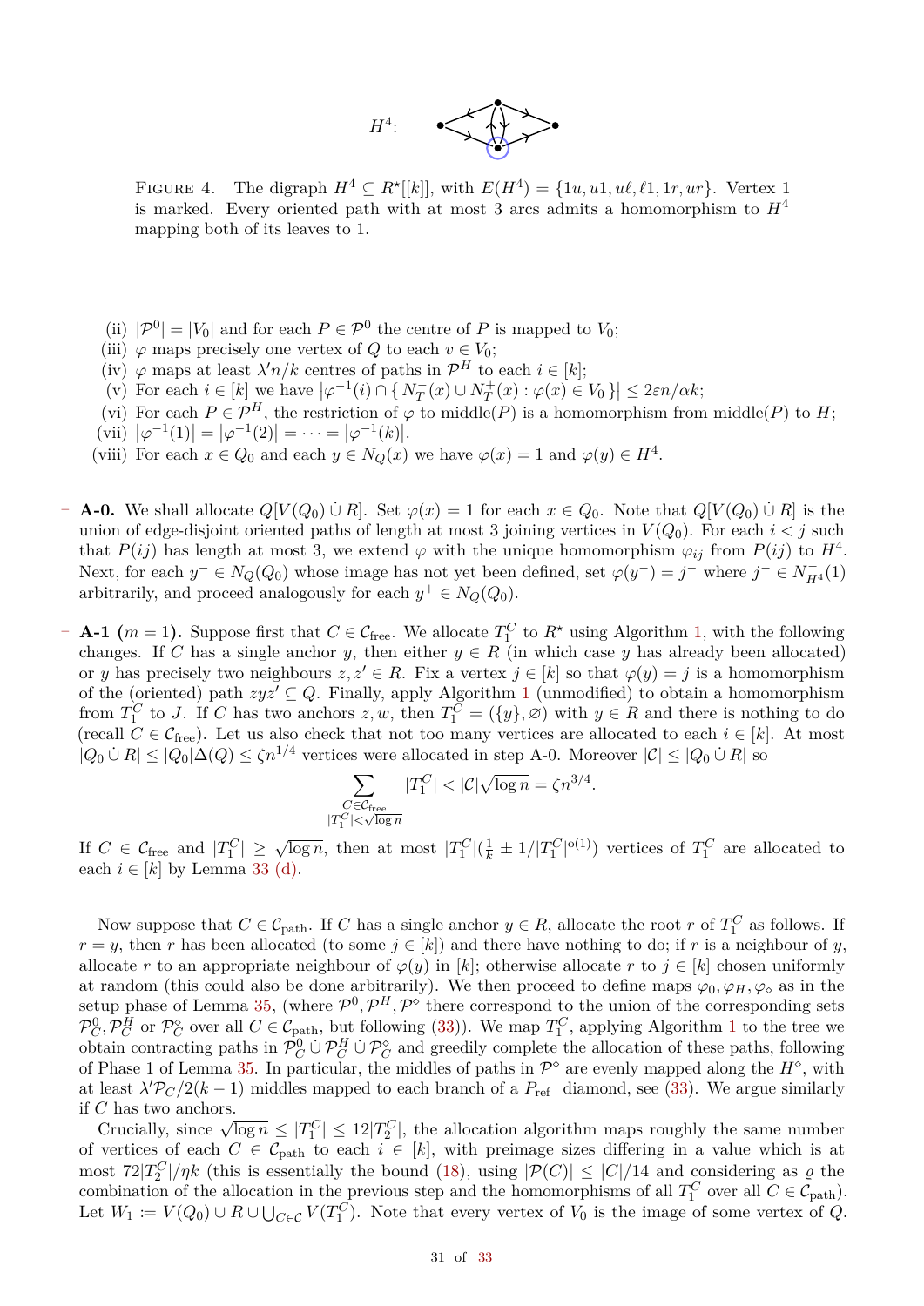$H^4$:

FIGURE 4. The digraph $H^4 \subseteq R^\star[[k]]$, with $E(H^4) = \{1u, u1, u\ell, \ell 1, 1r, ur\}$. Vertex 1 is marked. Every oriented path with at most 3 arcs admits a homomorphism to $H^4$ mapping both of its leaves to 1.

(ii) $|\mathcal{P}^0| = |V_0|$ and for each $P \in \mathcal{P}^0$ the centre of $P$ is mapped to $V_0$;
(iii) $\varphi$ maps precisely one vertex of $Q$ to each $v \in V_0$;
(iv) $\varphi$ maps at least $\lambda' n/k$ centres of paths in $\mathcal{P}^H$ to each $i \in [k]$;
(v) For each $i \in [k]$ we have $|\varphi^{-1}(i) \cap \{ N_T^-(x) \cup N_T^+(x) : \varphi(x) \in V_0 \}| \le 2\varepsilon n/\alpha k$;
(vi) For each $P \in \mathcal{P}^H$, the restriction of $\varphi$ to middle$(P)$ is a homomorphism from middle$(P)$ to $H$;
(vii) $|\varphi^{-1}(1)| = |\varphi^{-1}(2)| = \cdots = |\varphi^{-1}(k)|$.
(viii) For each $x \in Q_0$ and each $y \in N_Q(x)$ we have $\varphi(x) = 1$ and $\varphi(y) \in H^4$.

- **A-0.** We shall allocate $Q[V(Q_0) \,\dot\cup\, R]$. Set $\varphi(x) = 1$ for each $x \in Q_0$. Note that $Q[V(Q_0) \,\dot\cup\, R]$ is the union of edge-disjoint oriented paths of length at most 3 joining vertices in $V(Q_0)$. For each $i < j$ such that $P(ij)$ has length at most 3, we extend $\varphi$ with the unique homomorphism $\varphi_{ij}$ from $P(ij)$ to $H^4$. Next, for each $y^- \in N_Q(Q_0)$ whose image has not yet been defined, set $\varphi(y^-) = j^-$ where $j^- \in N^-_{H^4}(1)$ arbitrarily, and proceed analogously for each $y^+ \in N_Q(Q_0)$.

- **A-1 ($m = 1$).** Suppose first that $C \in \mathcal{C}_{\text{free}}$. We allocate $T_1^C$ to $R^\star$ using Algorithm 1, with the following changes. If $C$ has a single anchor $y$, then either $y \in R$ (in which case $y$ has already been allocated) or $y$ has precisely two neighbours $z, z' \in R$. Fix a vertex $j \in [k]$ so that $\varphi(y) = j$ is a homomorphism of the (oriented) path $zyz' \subseteq Q$. Finally, apply Algorithm 1 (unmodified) to obtain a homomorphism from $T_1^C$ to $J$. If $C$ has two anchors $z, w$, then $T_1^C = (\{y\}, \varnothing)$ with $y \in R$ and there is nothing to do (recall $C \in \mathcal{C}_{\text{free}}$). Let us also check that not too many vertices are allocated to each $i \in [k]$. At most $|Q_0 \,\dot\cup\, R| \le |Q_0|\Delta(Q) \le \zeta n^{1/4}$ vertices were allocated in step A-0. Moreover $|\mathcal{C}| \le |Q_0 \,\dot\cup\, R|$ so

$$\sum_{\substack{C \in \mathcal{C}_{\text{free}} \\ |T_1^C| < \sqrt{\log n}}} |T_1^C| < |\mathcal{C}|\sqrt{\log n} = \zeta n^{3/4}.$$

If $C \in \mathcal{C}_{\text{free}}$ and $|T_1^C| \ge \sqrt{\log n}$, then at most $|T_1^C|(\frac{1}{k} \pm 1/|T_1^C|^{o(1)})$ vertices of $T_1^C$ are allocated to each $i \in [k]$ by Lemma 33 (d).

Now suppose that $C \in \mathcal{C}_{\text{path}}$. If $C$ has a single anchor $y \in R$, allocate the root $r$ of $T_1^C$ as follows. If $r = y$, then $r$ has been allocated (to some $j \in [k]$) and there have nothing to do; if $r$ is a neighbour of $y$, allocate $r$ to an appropriate neighbour of $\varphi(y)$ in $[k]$; otherwise allocate $r$ to $j \in [k]$ chosen uniformly at random (this could also be done arbitrarily). We then proceed to define maps $\varphi_0, \varphi_H, \varphi_\diamond$ as in the setup phase of Lemma 35, (where $\mathcal{P}^0, \mathcal{P}^H, \mathcal{P}^\diamond$ there correspond to the union of the corresponding sets $\mathcal{P}^0_C, \mathcal{P}^H_C$ or $\mathcal{P}^\diamond_C$ over all $C \in \mathcal{C}_{\text{path}}$, but following (33)). We map $T_1^C$, applying Algorithm 1 to the tree we obtain contracting paths in $\mathcal{P}^0_C \,\dot\cup\, \mathcal{P}^H_C \,\dot\cup\, \mathcal{P}^\diamond_C$ and greedily complete the allocation of these paths, following of Phase 1 of Lemma 35. In particular, the middles of paths in $\mathcal{P}^\diamond$ are evenly mapped along the $H^\diamond$, with at least $\lambda' \mathcal{P}_C / 2(k-1)$ middles mapped to each branch of a $P_{\text{ref}}$ diamond, see (33). We argue similarly if $C$ has two anchors.

Crucially, since $\sqrt{\log n} \le |T_1^C| \le 12|T_2^C|$, the allocation algorithm maps roughly the same number of vertices of each $C \in \mathcal{C}_{\text{path}}$ to each $i \in [k]$, with preimage sizes differing in a value which is at most $72|T_2^C|/\eta k$ (this is essentially the bound (18), using $|\mathcal{P}(C)| \le |C|/14$ and considering as $\varrho$ the combination of the allocation in the previous step and the homomorphisms of all $T_1^C$ over all $C \in \mathcal{C}_{\text{path}}$). Let $W_1 := V(Q_0) \cup R \cup \bigcup_{C \in \mathcal{C}} V(T_1^C)$. Note that every vertex of $V_0$ is the image of some vertex of $Q$.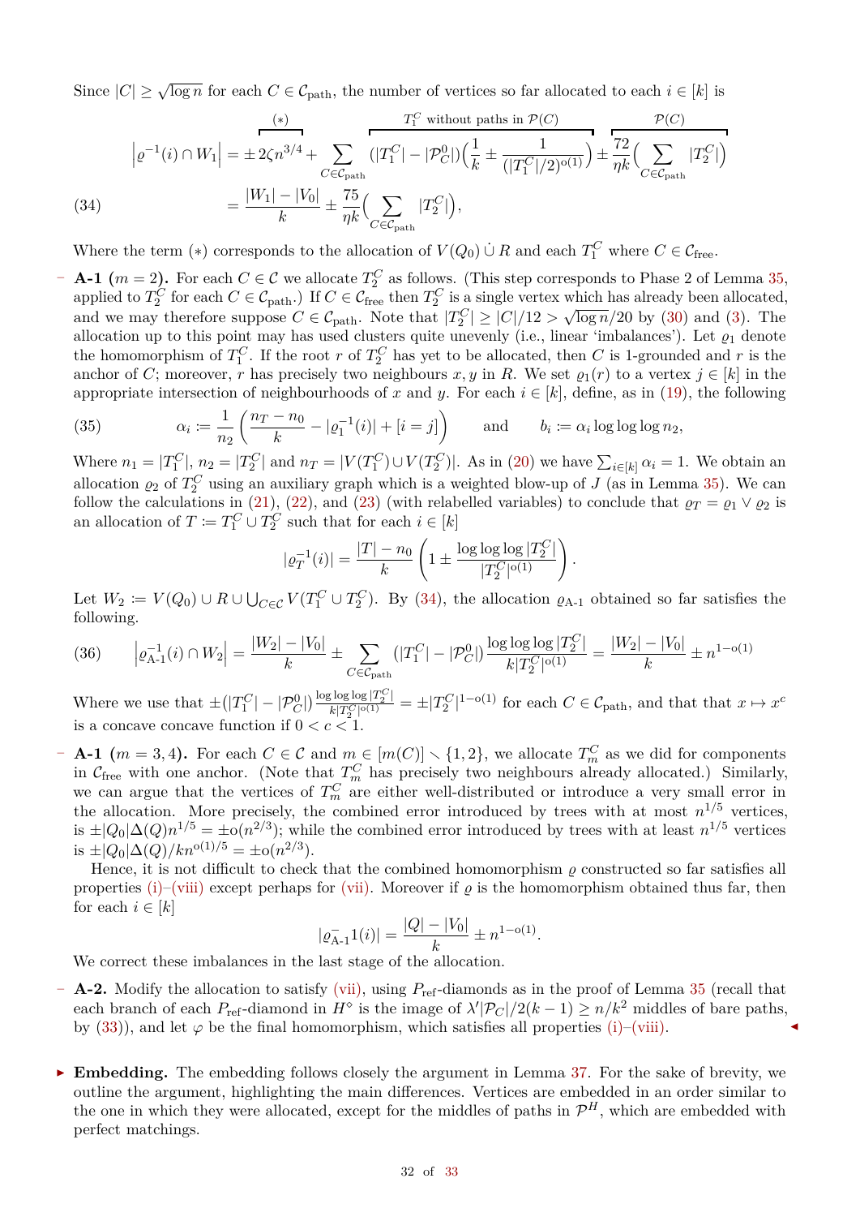Since $|C| \geq \sqrt{\log n}$ for each $C \in \mathcal{C}_{\text{path}}$, the number of vertices so far allocated to each $i \in [k]$ is

$$
\begin{aligned}
\left|\varrho^{-1}(i) \cap W_1\right| &= \overbrace{\pm 2\zeta n^{3/4}}^{(*)} + \sum_{C \in \mathcal{C}_{\text{path}}} \overbrace{(|T_1^C| - |\mathcal{P}_C^0|)\Big(\frac{1}{k} \pm \frac{1}{(|T_1^C|/2)^{\mathrm{o}(1)}}\Big)}^{T_1^C \text{ without paths in } \mathcal{P}(C)} \pm \overbrace{\frac{72}{\eta k}\Big(\sum_{C \in \mathcal{C}_{\text{path}}} |T_2^C|\Big)}^{\mathcal{P}(C)} \\
&= \frac{|W_1| - |V_0|}{k} \pm \frac{75}{\eta k}\Big(\sum_{C \in \mathcal{C}_{\text{path}}} |T_2^C|\Big), \qquad (34)
\end{aligned}
$$

Where the term $(*)$ corresponds to the allocation of $V(Q_0) \dot\cup R$ and each $T_1^C$ where $C \in \mathcal{C}_{\text{free}}$.

- **A-1 ($m = 2$).** For each $C \in \mathcal{C}$ we allocate $T_2^C$ as follows. (This step corresponds to Phase 2 of Lemma 35, applied to $T_2^C$ for each $C \in \mathcal{C}_{\text{path}}$.) If $C \in \mathcal{C}_{\text{free}}$ then $T_2^C$ is a single vertex which has already been allocated, and we may therefore suppose $C \in \mathcal{C}_{\text{path}}$. Note that $|T_2^C| \geq |C|/12 > \sqrt{\log n}/20$ by (30) and (3). The allocation up to this point may has used clusters quite unevenly (i.e., linear 'imbalances'). Let $\varrho_1$ denote the homomorphism of $T_1^C$. If the root $r$ of $T_2^C$ has yet to be allocated, then $C$ is 1-grounded and $r$ is the anchor of $C$; moreover, $r$ has precisely two neighbours $x, y$ in $R$. We set $\varrho_1(r)$ to a vertex $j \in [k]$ in the appropriate intersection of neighbourhoods of $x$ and $y$. For each $i \in [k]$, define, as in (19), the following

$$
\alpha_i := \frac{1}{n_2}\left(\frac{n_T - n_0}{k} - |\varrho_1^{-1}(i)| + [i = j]\right) \qquad \text{and} \qquad b_i := \alpha_i \log\log\log n_2, \qquad (35)
$$

Where $n_1 = |T_1^C|$, $n_2 = |T_2^C|$ and $n_T = |V(T_1^C) \cup V(T_2^C)|$. As in (20) we have $\sum_{i \in [k]} \alpha_i = 1$. We obtain an allocation $\varrho_2$ of $T_2^C$ using an auxiliary graph which is a weighted blow-up of $J$ (as in Lemma 35). We can follow the calculations in (21), (22), and (23) (with relabelled variables) to conclude that $\varrho_T = \varrho_1 \vee \varrho_2$ is an allocation of $T := T_1^C \cup T_2^C$ such that for each $i \in [k]$

$$
|\varrho_T^{-1}(i)| = \frac{|T| - n_0}{k}\left(1 \pm \frac{\log\log\log |T_2^C|}{|T_2^C|^{\mathrm{o}(1)}}\right).
$$

Let $W_2 := V(Q_0) \cup R \cup \bigcup_{C \in \mathcal{C}} V(T_1^C \cup T_2^C)$. By (34), the allocation $\varrho_{\text{A-1}}$ obtained so far satisfies the following.

$$
\left|\varrho_{\text{A-1}}^{-1}(i) \cap W_2\right| = \frac{|W_2| - |V_0|}{k} \pm \sum_{C \in \mathcal{C}_{\text{path}}} (|T_1^C| - |\mathcal{P}_C^0|)\frac{\log\log\log |T_2^C|}{k|T_2^C|^{\mathrm{o}(1)}} = \frac{|W_2| - |V_0|}{k} \pm n^{1-\mathrm{o}(1)} \qquad (36)
$$

Where we use that $\pm(|T_1^C| - |\mathcal{P}_C^0|)\frac{\log\log\log |T_2^C|}{k|T_2^C|^{\mathrm{o}(1)}} = \pm |T_2^C|^{1-\mathrm{o}(1)}$ for each $C \in \mathcal{C}_{\text{path}}$, and that that $x \mapsto x^c$ is a concave concave function if $0 < c < 1$.

- **A-1 ($m = 3, 4$).** For each $C \in \mathcal{C}$ and $m \in [m(C)] \setminus \{1, 2\}$, we allocate $T_m^C$ as we did for components in $\mathcal{C}_{\text{free}}$ with one anchor. (Note that $T_m^C$ has precisely two neighbours already allocated.) Similarly, we can argue that the vertices of $T_m^C$ are either well-distributed or introduce a very small error in the allocation. More precisely, the combined error introduced by trees with at most $n^{1/5}$ vertices, is $\pm|Q_0|\Delta(Q)n^{1/5} = \pm\mathrm{o}(n^{2/3})$; while the combined error introduced by trees with at least $n^{1/5}$ vertices is $\pm|Q_0|\Delta(Q)/kn^{\mathrm{o}(1)/5} = \pm\mathrm{o}(n^{2/3})$.

  Hence, it is not difficult to check that the combined homomorphism $\varrho$ constructed so far satisfies all properties (i)–(viii) except perhaps for (vii). Moreover if $\varrho$ is the homomorphism obtained thus far, then for each $i \in [k]$

$$
|\varrho_{\text{A-1}}^{-}1(i)| = \frac{|Q| - |V_0|}{k} \pm n^{1-\mathrm{o}(1)}.
$$

  We correct these imbalances in the last stage of the allocation.

- **A-2.** Modify the allocation to satisfy (vii), using $P_{\text{ref}}$-diamonds as in the proof of Lemma 35 (recall that each branch of each $P_{\text{ref}}$-diamond in $H^\diamond$ is the image of $\lambda'|\mathcal{P}_C|/2(k-1) \geq n/k^2$ middles of bare paths, by (33)), and let $\varphi$ be the final homomorphism, which satisfies all properties (i)–(viii). ◂

- **Embedding.** The embedding follows closely the argument in Lemma 37. For the sake of brevity, we outline the argument, highlighting the main differences. Vertices are embedded in an order similar to the one in which they were allocated, except for the middles of paths in $\mathcal{P}^H$, which are embedded with perfect matchings.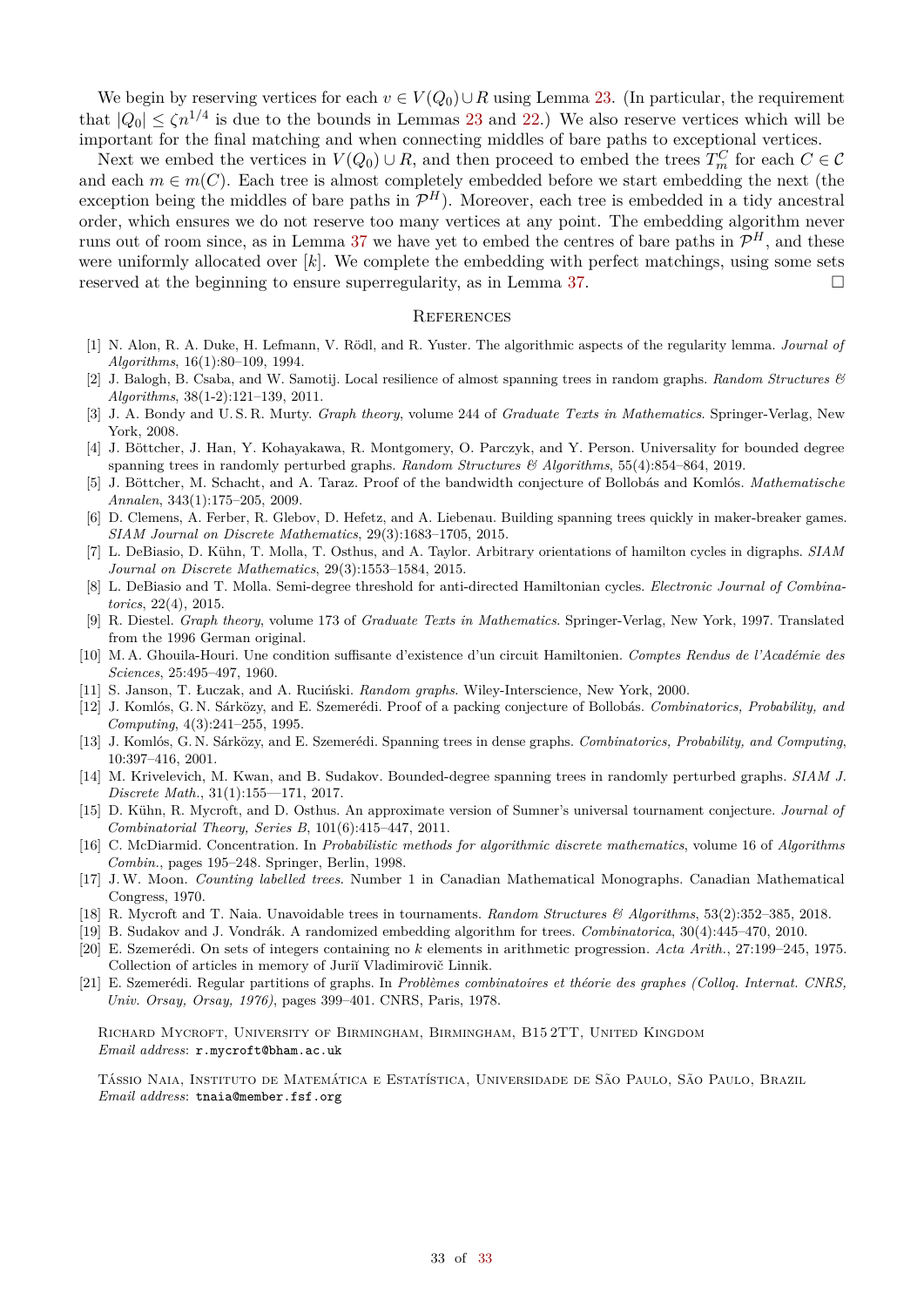We begin by reserving vertices for each $v \in V(Q_0) \cup R$ using Lemma 23. (In particular, the requirement that $|Q_0| \le \zeta n^{1/4}$ is due to the bounds in Lemmas 23 and 22.) We also reserve vertices which will be important for the final matching and when connecting middles of bare paths to exceptional vertices.

Next we embed the vertices in $V(Q_0) \cup R$, and then proceed to embed the trees $T_m^C$ for each $C \in \mathcal{C}$ and each $m \in m(C)$. Each tree is almost completely embedded before we start embedding the next (the exception being the middles of bare paths in $\mathcal{P}^H$). Moreover, each tree is embedded in a tidy ancestral order, which ensures we do not reserve too many vertices at any point. The embedding algorithm never runs out of room since, as in Lemma 37 we have yet to embed the centres of bare paths in $\mathcal{P}^H$, and these were uniformly allocated over $[k]$. We complete the embedding with perfect matchings, using some sets reserved at the beginning to ensure superregularity, as in Lemma 37. □

## References

[1] N. Alon, R. A. Duke, H. Lefmann, V. Rödl, and R. Yuster. The algorithmic aspects of the regularity lemma. *Journal of Algorithms*, 16(1):80–109, 1994.

[2] J. Balogh, B. Csaba, and W. Samotij. Local resilience of almost spanning trees in random graphs. *Random Structures & Algorithms*, 38(1-2):121–139, 2011.

[3] J. A. Bondy and U. S. R. Murty. *Graph theory*, volume 244 of *Graduate Texts in Mathematics*. Springer-Verlag, New York, 2008.

[4] J. Böttcher, J. Han, Y. Kohayakawa, R. Montgomery, O. Parczyk, and Y. Person. Universality for bounded degree spanning trees in randomly perturbed graphs. *Random Structures & Algorithms*, 55(4):854–864, 2019.

[5] J. Böttcher, M. Schacht, and A. Taraz. Proof of the bandwidth conjecture of Bollobás and Komlós. *Mathematische Annalen*, 343(1):175–205, 2009.

[6] D. Clemens, A. Ferber, R. Glebov, D. Hefetz, and A. Liebenau. Building spanning trees quickly in maker-breaker games. *SIAM Journal on Discrete Mathematics*, 29(3):1683–1705, 2015.

[7] L. DeBiasio, D. Kühn, T. Molla, T. Osthus, and A. Taylor. Arbitrary orientations of hamilton cycles in digraphs. *SIAM Journal on Discrete Mathematics*, 29(3):1553–1584, 2015.

[8] L. DeBiasio and T. Molla. Semi-degree threshold for anti-directed Hamiltonian cycles. *Electronic Journal of Combinatorics*, 22(4), 2015.

[9] R. Diestel. *Graph theory*, volume 173 of *Graduate Texts in Mathematics*. Springer-Verlag, New York, 1997. Translated from the 1996 German original.

[10] M. A. Ghouila-Houri. Une condition suffisante d'existence d'un circuit Hamiltonien. *Comptes Rendus de l'Académie des Sciences*, 25:495–497, 1960.

[11] S. Janson, T. Łuczak, and A. Ruciński. *Random graphs*. Wiley-Interscience, New York, 2000.

[12] J. Komlós, G. N. Sárközy, and E. Szemerédi. Proof of a packing conjecture of Bollobás. *Combinatorics, Probability, and Computing*, 4(3):241–255, 1995.

[13] J. Komlós, G. N. Sárközy, and E. Szemerédi. Spanning trees in dense graphs. *Combinatorics, Probability, and Computing*, 10:397–416, 2001.

[14] M. Krivelevich, M. Kwan, and B. Sudakov. Bounded-degree spanning trees in randomly perturbed graphs. *SIAM J. Discrete Math.*, 31(1):155—171, 2017.

[15] D. Kühn, R. Mycroft, and D. Osthus. An approximate version of Sumner's universal tournament conjecture. *Journal of Combinatorial Theory, Series B*, 101(6):415–447, 2011.

[16] C. McDiarmid. Concentration. In *Probabilistic methods for algorithmic discrete mathematics*, volume 16 of *Algorithms Combin.*, pages 195–248. Springer, Berlin, 1998.

[17] J. W. Moon. *Counting labelled trees*. Number 1 in Canadian Mathematical Monographs. Canadian Mathematical Congress, 1970.

[18] R. Mycroft and T. Naia. Unavoidable trees in tournaments. *Random Structures & Algorithms*, 53(2):352–385, 2018.

[19] B. Sudakov and J. Vondrák. A randomized embedding algorithm for trees. *Combinatorica*, 30(4):445–470, 2010.

[20] E. Szemerédi. On sets of integers containing no $k$ elements in arithmetic progression. *Acta Arith.*, 27:199–245, 1975. Collection of articles in memory of Juriĭ Vladimirovič Linnik.

[21] E. Szemerédi. Regular partitions of graphs. In *Problèmes combinatoires et théorie des graphes (Colloq. Internat. CNRS, Univ. Orsay, Orsay, 1976)*, pages 399–401. CNRS, Paris, 1978.

Richard Mycroft, University of Birmingham, Birmingham, B15 2TT, United Kingdom
*Email address*: r.mycroft@bham.ac.uk

Tássio Naia, Instituto de Matemática e Estatística, Universidade de São Paulo, São Paulo, Brazil
*Email address*: tnaia@member.fsf.org